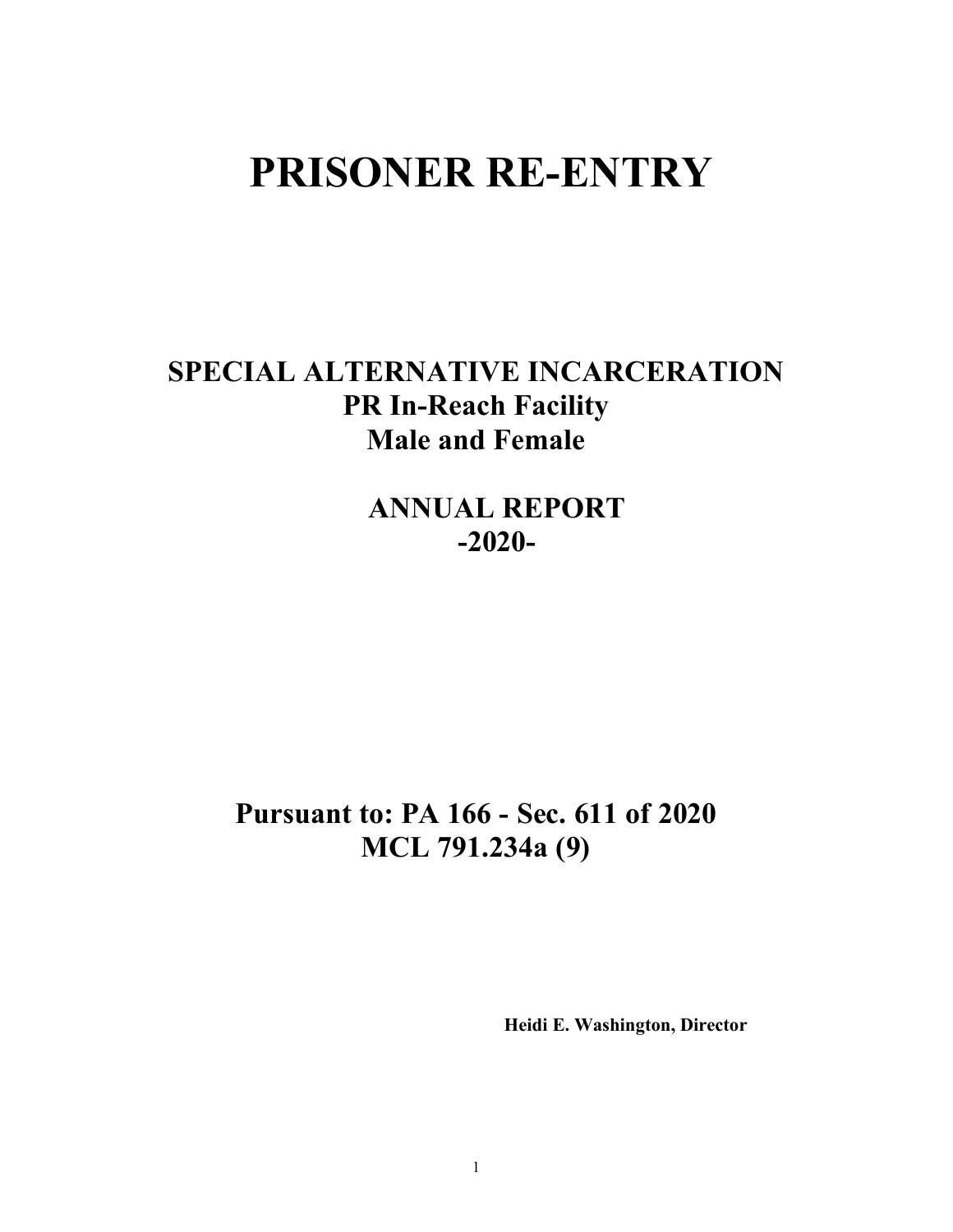# PRISONER RE-ENTRY

## SPECIAL ALTERNATIVE INCARCERATION
## PR In-Reach Facility
## Male and Female

## ANNUAL REPORT
## -2020-

## Pursuant to: PA 166 - Sec. 611 of 2020
## MCL 791.234a (9)

**Heidi E. Washington, Director**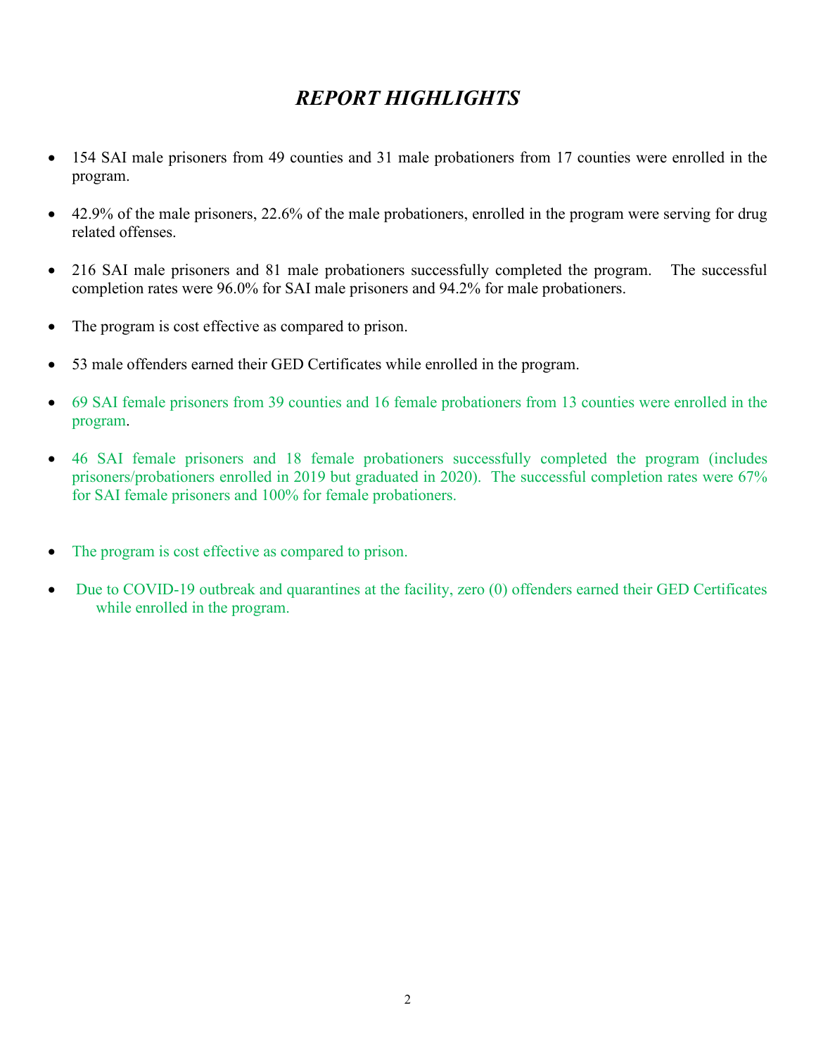# *REPORT HIGHLIGHTS*

- 154 SAI male prisoners from 49 counties and 31 male probationers from 17 counties were enrolled in the program.

- 42.9% of the male prisoners, 22.6% of the male probationers, enrolled in the program were serving for drug related offenses.

- 216 SAI male prisoners and 81 male probationers successfully completed the program. The successful completion rates were 96.0% for SAI male prisoners and 94.2% for male probationers.

- The program is cost effective as compared to prison.

- 53 male offenders earned their GED Certificates while enrolled in the program.

- 69 SAI female prisoners from 39 counties and 16 female probationers from 13 counties were enrolled in the program.

- 46 SAI female prisoners and 18 female probationers successfully completed the program (includes prisoners/probationers enrolled in 2019 but graduated in 2020). The successful completion rates were 67% for SAI female prisoners and 100% for female probationers.

- The program is cost effective as compared to prison.

- Due to COVID-19 outbreak and quarantines at the facility, zero (0) offenders earned their GED Certificates while enrolled in the program.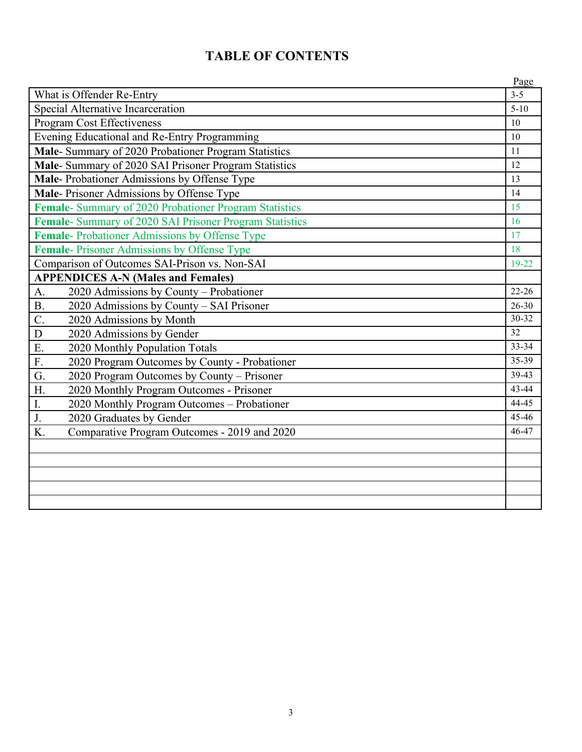# TABLE OF CONTENTS

| | Page |
|---|---|
| What is Offender Re-Entry | 3-5 |
| Special Alternative Incarceration | 5-10 |
| Program Cost Effectiveness | 10 |
| Evening Educational and Re-Entry Programming | 10 |
| **Male**- Summary of 2020 Probationer Program Statistics | 11 |
| **Male**- Summary of 2020 SAI Prisoner Program Statistics | 12 |
| **Male**- Probationer Admissions by Offense Type | 13 |
| **Male**- Prisoner Admissions by Offense Type | 14 |
| **Female**- Summary of 2020 Probationer Program Statistics | 15 |
| **Female**- Summary of 2020 SAI Prisoner Program Statistics | 16 |
| **Female**- Probationer Admissions by Offense Type | 17 |
| **Female**- Prisoner Admissions by Offense Type | 18 |
| Comparison of Outcomes SAI-Prison vs. Non-SAI | 19-22 |
| **APPENDICES A-N (Males and Females)** | |
| A. 2020 Admissions by County – Probationer | 22-26 |
| B. 2020 Admissions by County – SAI Prisoner | 26-30 |
| C. 2020 Admissions by Month | 30-32 |
| D 2020 Admissions by Gender | 32 |
| E. 2020 Monthly Population Totals | 33-34 |
| F. 2020 Program Outcomes by County - Probationer | 35-39 |
| G. 2020 Program Outcomes by County – Prisoner | 39-43 |
| H. 2020 Monthly Program Outcomes - Prisoner | 43-44 |
| I. 2020 Monthly Program Outcomes – Probationer | 44-45 |
| J. 2020 Graduates by Gender | 45-46 |
| K. Comparative Program Outcomes - 2019 and 2020 | 46-47 |
| | |
| | |
| | |
| | |
| | |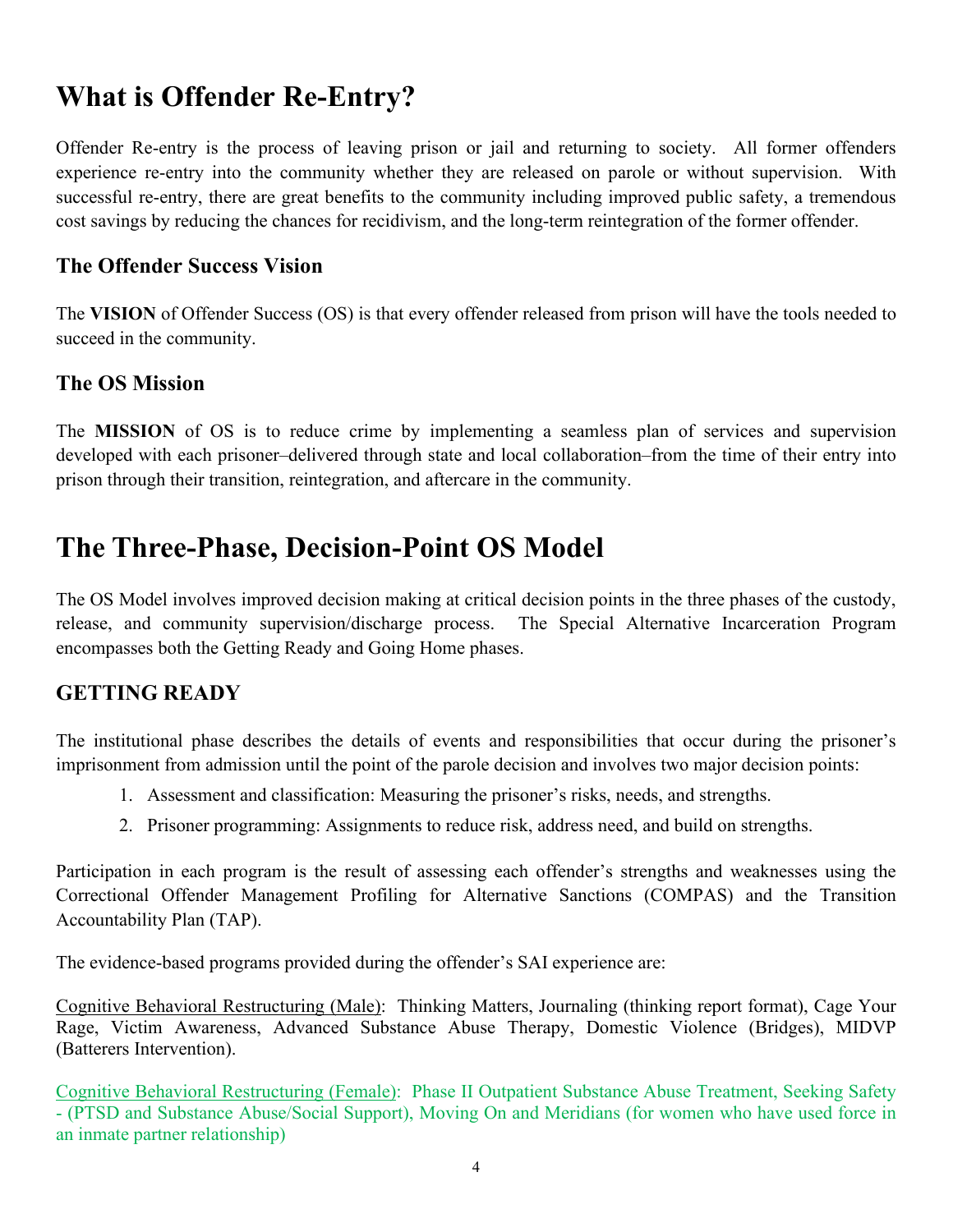# What is Offender Re-Entry?

Offender Re-entry is the process of leaving prison or jail and returning to society. All former offenders experience re-entry into the community whether they are released on parole or without supervision. With successful re-entry, there are great benefits to the community including improved public safety, a tremendous cost savings by reducing the chances for recidivism, and the long-term reintegration of the former offender.

## The Offender Success Vision

The **VISION** of Offender Success (OS) is that every offender released from prison will have the tools needed to succeed in the community.

## The OS Mission

The **MISSION** of OS is to reduce crime by implementing a seamless plan of services and supervision developed with each prisoner–delivered through state and local collaboration–from the time of their entry into prison through their transition, reintegration, and aftercare in the community.

# The Three-Phase, Decision-Point OS Model

The OS Model involves improved decision making at critical decision points in the three phases of the custody, release, and community supervision/discharge process. The Special Alternative Incarceration Program encompasses both the Getting Ready and Going Home phases.

## GETTING READY

The institutional phase describes the details of events and responsibilities that occur during the prisoner's imprisonment from admission until the point of the parole decision and involves two major decision points:

1. Assessment and classification: Measuring the prisoner's risks, needs, and strengths.
2. Prisoner programming: Assignments to reduce risk, address need, and build on strengths.

Participation in each program is the result of assessing each offender's strengths and weaknesses using the Correctional Offender Management Profiling for Alternative Sanctions (COMPAS) and the Transition Accountability Plan (TAP).

The evidence-based programs provided during the offender's SAI experience are:

Cognitive Behavioral Restructuring (Male): Thinking Matters, Journaling (thinking report format), Cage Your Rage, Victim Awareness, Advanced Substance Abuse Therapy, Domestic Violence (Bridges), MIDVP (Batterers Intervention).

Cognitive Behavioral Restructuring (Female): Phase II Outpatient Substance Abuse Treatment, Seeking Safety - (PTSD and Substance Abuse/Social Support), Moving On and Meridians (for women who have used force in an inmate partner relationship)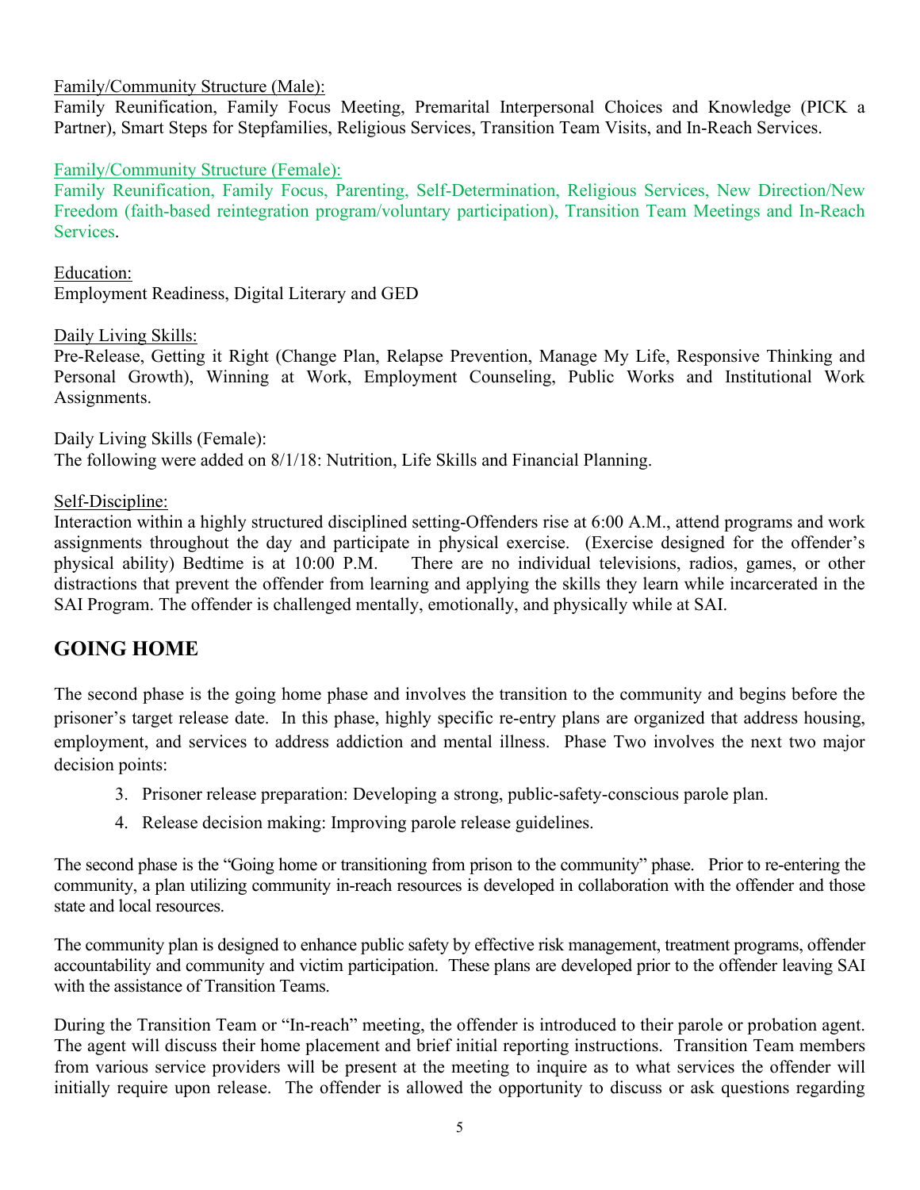Family/Community Structure (Male):
Family Reunification, Family Focus Meeting, Premarital Interpersonal Choices and Knowledge (PICK a Partner), Smart Steps for Stepfamilies, Religious Services, Transition Team Visits, and In-Reach Services.

Family/Community Structure (Female):
Family Reunification, Family Focus, Parenting, Self-Determination, Religious Services, New Direction/New Freedom (faith-based reintegration program/voluntary participation), Transition Team Meetings and In-Reach Services.

Education:
Employment Readiness, Digital Literary and GED

Daily Living Skills:
Pre-Release, Getting it Right (Change Plan, Relapse Prevention, Manage My Life, Responsive Thinking and Personal Growth), Winning at Work, Employment Counseling, Public Works and Institutional Work Assignments.

Daily Living Skills (Female):
The following were added on 8/1/18: Nutrition, Life Skills and Financial Planning.

Self-Discipline:
Interaction within a highly structured disciplined setting-Offenders rise at 6:00 A.M., attend programs and work assignments throughout the day and participate in physical exercise. (Exercise designed for the offender's physical ability) Bedtime is at 10:00 P.M. There are no individual televisions, radios, games, or other distractions that prevent the offender from learning and applying the skills they learn while incarcerated in the SAI Program. The offender is challenged mentally, emotionally, and physically while at SAI.

## GOING HOME

The second phase is the going home phase and involves the transition to the community and begins before the prisoner's target release date. In this phase, highly specific re-entry plans are organized that address housing, employment, and services to address addiction and mental illness. Phase Two involves the next two major decision points:

3. Prisoner release preparation: Developing a strong, public-safety-conscious parole plan.
4. Release decision making: Improving parole release guidelines.

The second phase is the "Going home or transitioning from prison to the community" phase. Prior to re-entering the community, a plan utilizing community in-reach resources is developed in collaboration with the offender and those state and local resources.

The community plan is designed to enhance public safety by effective risk management, treatment programs, offender accountability and community and victim participation. These plans are developed prior to the offender leaving SAI with the assistance of Transition Teams.

During the Transition Team or "In-reach" meeting, the offender is introduced to their parole or probation agent. The agent will discuss their home placement and brief initial reporting instructions. Transition Team members from various service providers will be present at the meeting to inquire as to what services the offender will initially require upon release. The offender is allowed the opportunity to discuss or ask questions regarding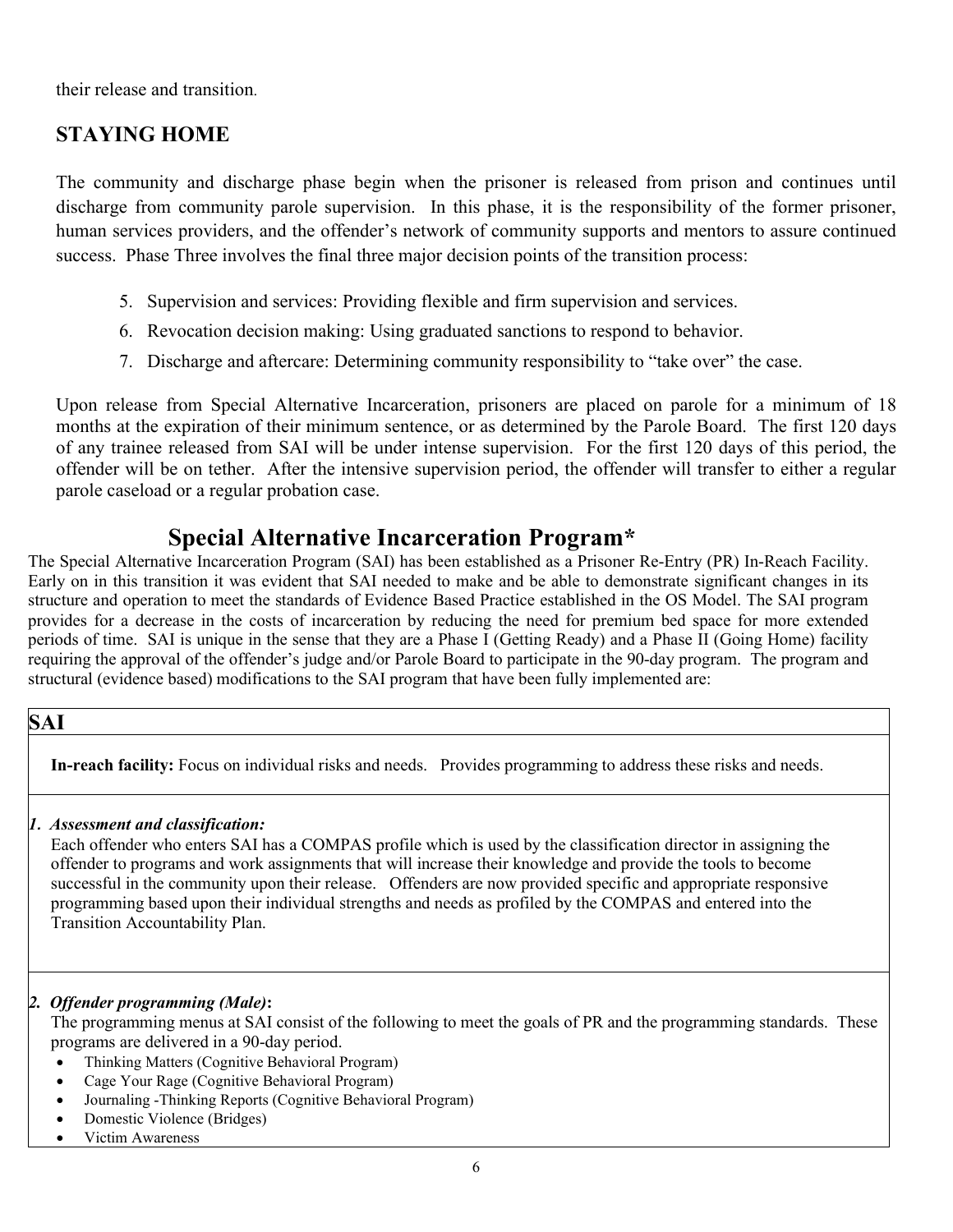their release and transition.

## STAYING HOME

The community and discharge phase begin when the prisoner is released from prison and continues until discharge from community parole supervision. In this phase, it is the responsibility of the former prisoner, human services providers, and the offender's network of community supports and mentors to assure continued success. Phase Three involves the final three major decision points of the transition process:

5. Supervision and services: Providing flexible and firm supervision and services.
6. Revocation decision making: Using graduated sanctions to respond to behavior.
7. Discharge and aftercare: Determining community responsibility to "take over" the case.

Upon release from Special Alternative Incarceration, prisoners are placed on parole for a minimum of 18 months at the expiration of their minimum sentence, or as determined by the Parole Board. The first 120 days of any trainee released from SAI will be under intense supervision. For the first 120 days of this period, the offender will be on tether. After the intensive supervision period, the offender will transfer to either a regular parole caseload or a regular probation case.

# Special Alternative Incarceration Program*

The Special Alternative Incarceration Program (SAI) has been established as a Prisoner Re-Entry (PR) In-Reach Facility. Early on in this transition it was evident that SAI needed to make and be able to demonstrate significant changes in its structure and operation to meet the standards of Evidence Based Practice established in the OS Model. The SAI program provides for a decrease in the costs of incarceration by reducing the need for premium bed space for more extended periods of time. SAI is unique in the sense that they are a Phase I (Getting Ready) and a Phase II (Going Home) facility requiring the approval of the offender's judge and/or Parole Board to participate in the 90-day program. The program and structural (evidence based) modifications to the SAI program that have been fully implemented are:

| SAI |
|---|
| **In-reach facility:** Focus on individual risks and needs. Provides programming to address these risks and needs. |
| ***1. Assessment and classification:*** Each offender who enters SAI has a COMPAS profile which is used by the classification director in assigning the offender to programs and work assignments that will increase their knowledge and provide the tools to become successful in the community upon their release. Offenders are now provided specific and appropriate responsive programming based upon their individual strengths and needs as profiled by the COMPAS and entered into the Transition Accountability Plan. |
| ***2. Offender programming (Male)*:** The programming menus at SAI consist of the following to meet the goals of PR and the programming standards. These programs are delivered in a 90-day period.<br>• Thinking Matters (Cognitive Behavioral Program)<br>• Cage Your Rage (Cognitive Behavioral Program)<br>• Journaling -Thinking Reports (Cognitive Behavioral Program)<br>• Domestic Violence (Bridges)<br>• Victim Awareness |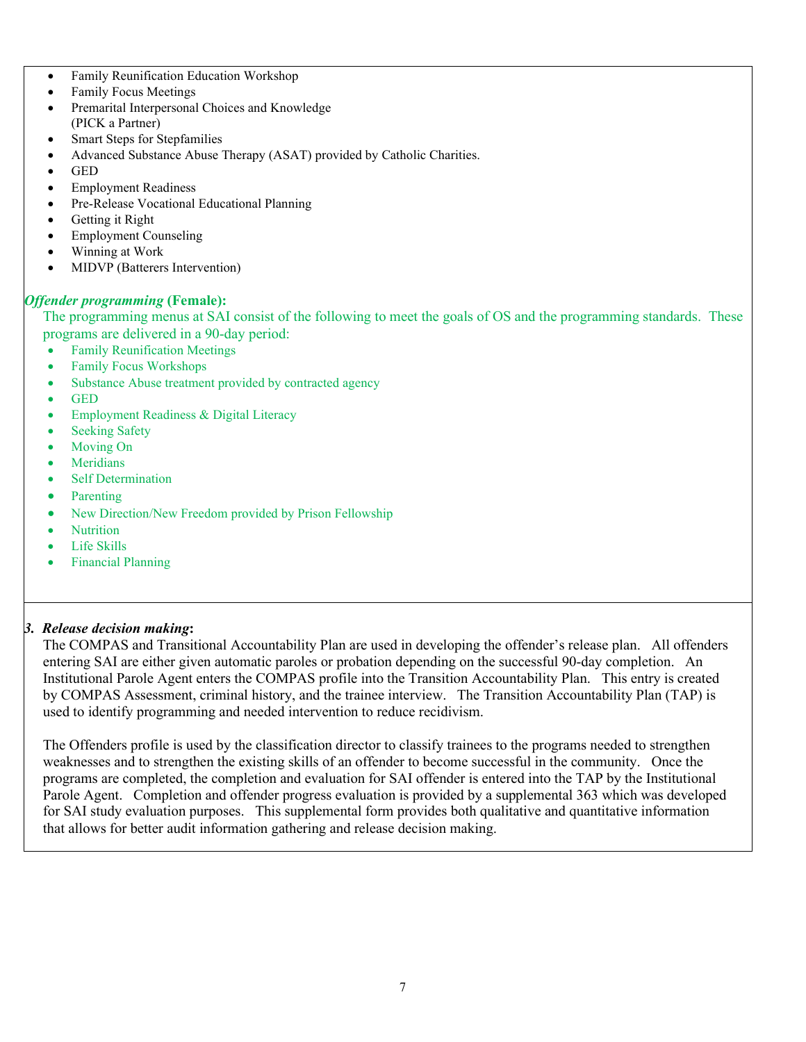- Family Reunification Education Workshop
- Family Focus Meetings
- Premarital Interpersonal Choices and Knowledge (PICK a Partner)
- Smart Steps for Stepfamilies
- Advanced Substance Abuse Therapy (ASAT) provided by Catholic Charities.
- GED
- Employment Readiness
- Pre-Release Vocational Educational Planning
- Getting it Right
- Employment Counseling
- Winning at Work
- MIDVP (Batterers Intervention)

***Offender programming* (Female):**

The programming menus at SAI consist of the following to meet the goals of OS and the programming standards. These programs are delivered in a 90-day period:

- Family Reunification Meetings
- Family Focus Workshops
- Substance Abuse treatment provided by contracted agency
- GED
- Employment Readiness & Digital Literacy
- Seeking Safety
- Moving On
- Meridians
- Self Determination
- Parenting
- New Direction/New Freedom provided by Prison Fellowship
- Nutrition
- Life Skills
- Financial Planning

***3. Release decision making*:**

The COMPAS and Transitional Accountability Plan are used in developing the offender's release plan. All offenders entering SAI are either given automatic paroles or probation depending on the successful 90-day completion. An Institutional Parole Agent enters the COMPAS profile into the Transition Accountability Plan. This entry is created by COMPAS Assessment, criminal history, and the trainee interview. The Transition Accountability Plan (TAP) is used to identify programming and needed intervention to reduce recidivism.

The Offenders profile is used by the classification director to classify trainees to the programs needed to strengthen weaknesses and to strengthen the existing skills of an offender to become successful in the community. Once the programs are completed, the completion and evaluation for SAI offender is entered into the TAP by the Institutional Parole Agent. Completion and offender progress evaluation is provided by a supplemental 363 which was developed for SAI study evaluation purposes. This supplemental form provides both qualitative and quantitative information that allows for better audit information gathering and release decision making.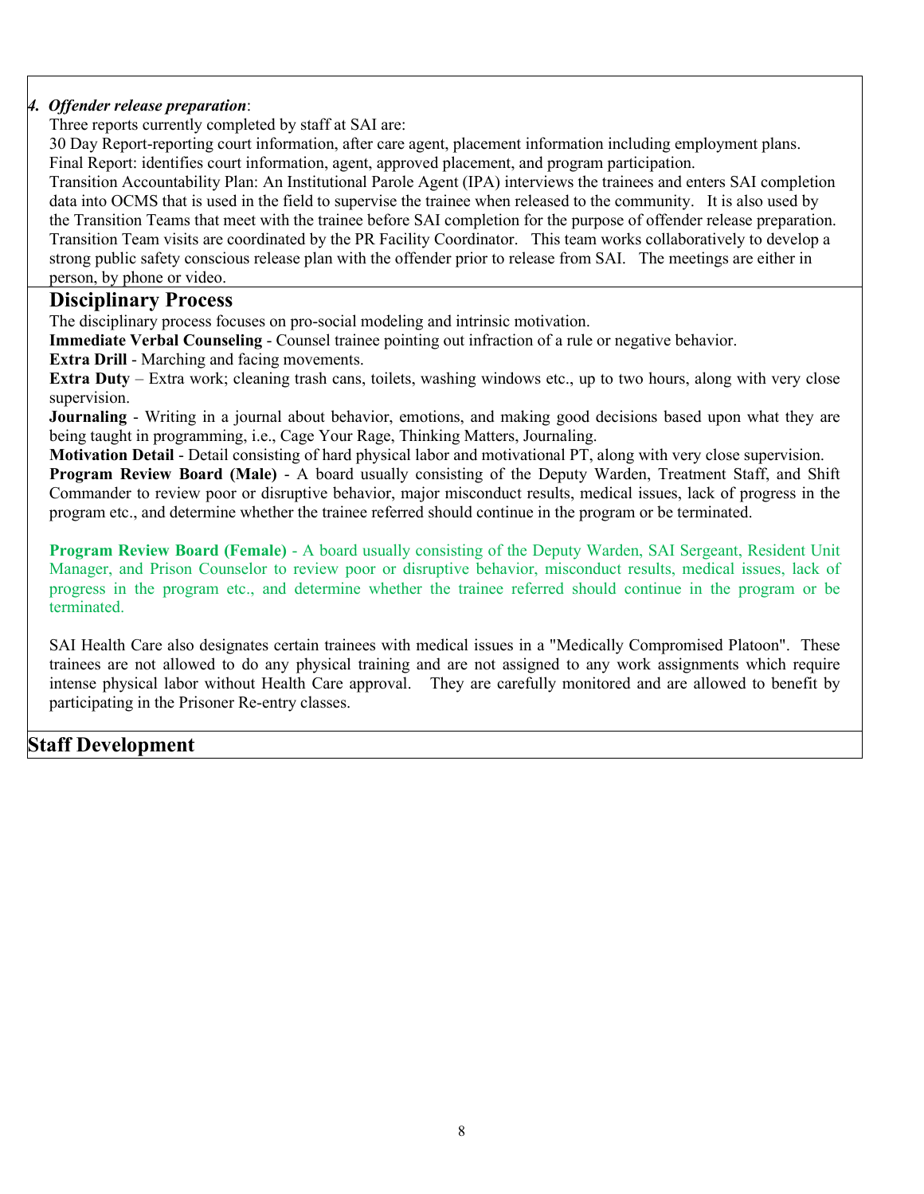***4. Offender release preparation***:

Three reports currently completed by staff at SAI are:

30 Day Report-reporting court information, after care agent, placement information including employment plans.

Final Report: identifies court information, agent, approved placement, and program participation.

Transition Accountability Plan: An Institutional Parole Agent (IPA) interviews the trainees and enters SAI completion data into OCMS that is used in the field to supervise the trainee when released to the community. It is also used by the Transition Teams that meet with the trainee before SAI completion for the purpose of offender release preparation. Transition Team visits are coordinated by the PR Facility Coordinator. This team works collaboratively to develop a strong public safety conscious release plan with the offender prior to release from SAI. The meetings are either in person, by phone or video.

## Disciplinary Process

The disciplinary process focuses on pro-social modeling and intrinsic motivation.

**Immediate Verbal Counseling** - Counsel trainee pointing out infraction of a rule or negative behavior.

**Extra Drill** - Marching and facing movements.

**Extra Duty** – Extra work; cleaning trash cans, toilets, washing windows etc., up to two hours, along with very close supervision.

**Journaling** - Writing in a journal about behavior, emotions, and making good decisions based upon what they are being taught in programming, i.e., Cage Your Rage, Thinking Matters, Journaling.

**Motivation Detail** - Detail consisting of hard physical labor and motivational PT, along with very close supervision.

**Program Review Board (Male)** - A board usually consisting of the Deputy Warden, Treatment Staff, and Shift Commander to review poor or disruptive behavior, major misconduct results, medical issues, lack of progress in the program etc., and determine whether the trainee referred should continue in the program or be terminated.

**Program Review Board (Female)** - A board usually consisting of the Deputy Warden, SAI Sergeant, Resident Unit Manager, and Prison Counselor to review poor or disruptive behavior, misconduct results, medical issues, lack of progress in the program etc., and determine whether the trainee referred should continue in the program or be terminated.

SAI Health Care also designates certain trainees with medical issues in a "Medically Compromised Platoon". These trainees are not allowed to do any physical training and are not assigned to any work assignments which require intense physical labor without Health Care approval. They are carefully monitored and are allowed to benefit by participating in the Prisoner Re-entry classes.

## Staff Development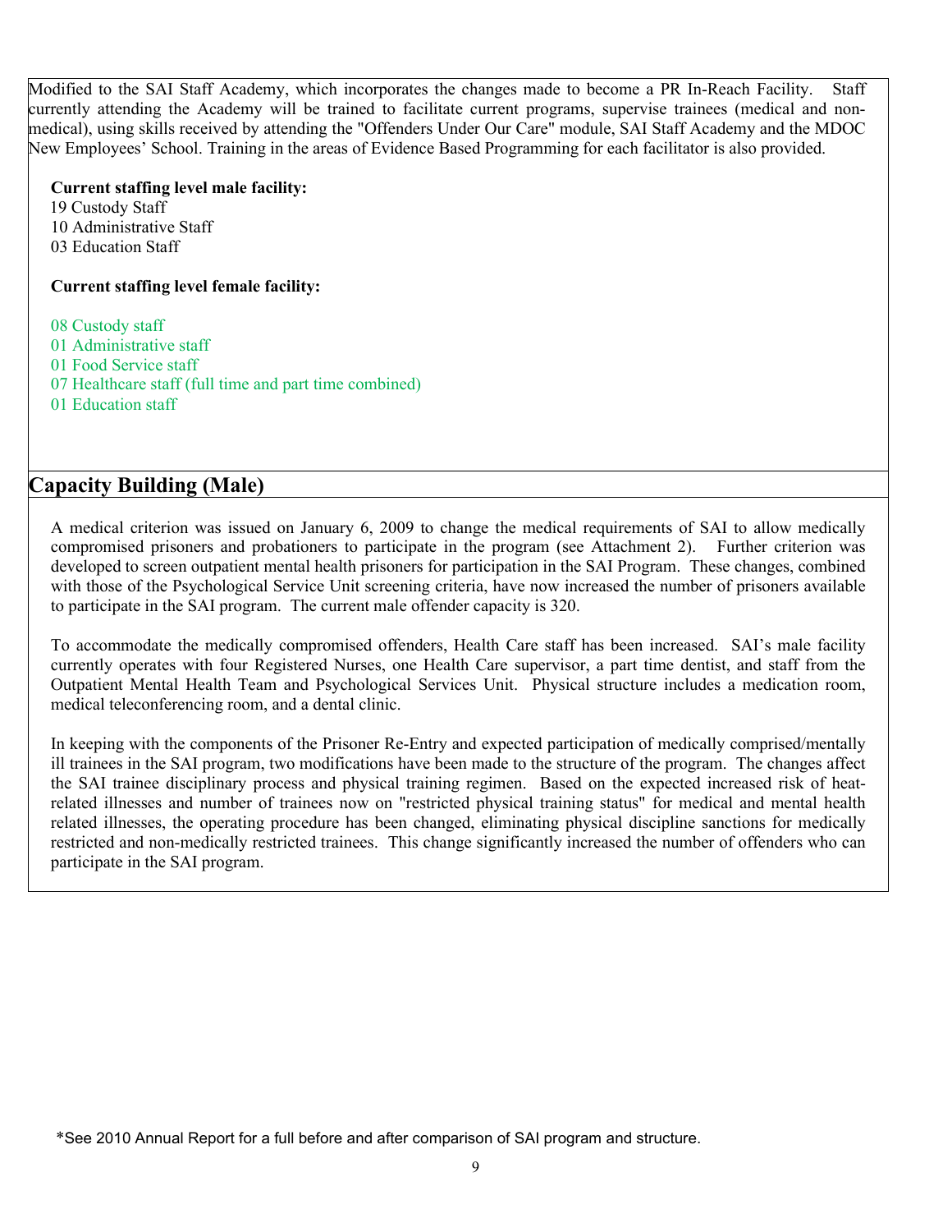Modified to the SAI Staff Academy, which incorporates the changes made to become a PR In-Reach Facility. Staff currently attending the Academy will be trained to facilitate current programs, supervise trainees (medical and non-medical), using skills received by attending the "Offenders Under Our Care" module, SAI Staff Academy and the MDOC New Employees' School. Training in the areas of Evidence Based Programming for each facilitator is also provided.

**Current staffing level male facility:**
19 Custody Staff
10 Administrative Staff
03 Education Staff

**Current staffing level female facility:**

08 Custody staff
01 Administrative staff
01 Food Service staff
07 Healthcare staff (full time and part time combined)
01 Education staff

## Capacity Building (Male)

A medical criterion was issued on January 6, 2009 to change the medical requirements of SAI to allow medically compromised prisoners and probationers to participate in the program (see Attachment 2). Further criterion was developed to screen outpatient mental health prisoners for participation in the SAI Program. These changes, combined with those of the Psychological Service Unit screening criteria, have now increased the number of prisoners available to participate in the SAI program. The current male offender capacity is 320.

To accommodate the medically compromised offenders, Health Care staff has been increased. SAI's male facility currently operates with four Registered Nurses, one Health Care supervisor, a part time dentist, and staff from the Outpatient Mental Health Team and Psychological Services Unit. Physical structure includes a medication room, medical teleconferencing room, and a dental clinic.

In keeping with the components of the Prisoner Re-Entry and expected participation of medically comprised/mentally ill trainees in the SAI program, two modifications have been made to the structure of the program. The changes affect the SAI trainee disciplinary process and physical training regimen. Based on the expected increased risk of heat-related illnesses and number of trainees now on "restricted physical training status" for medical and mental health related illnesses, the operating procedure has been changed, eliminating physical discipline sanctions for medically restricted and non-medically restricted trainees. This change significantly increased the number of offenders who can participate in the SAI program.

*See 2010 Annual Report for a full before and after comparison of SAI program and structure.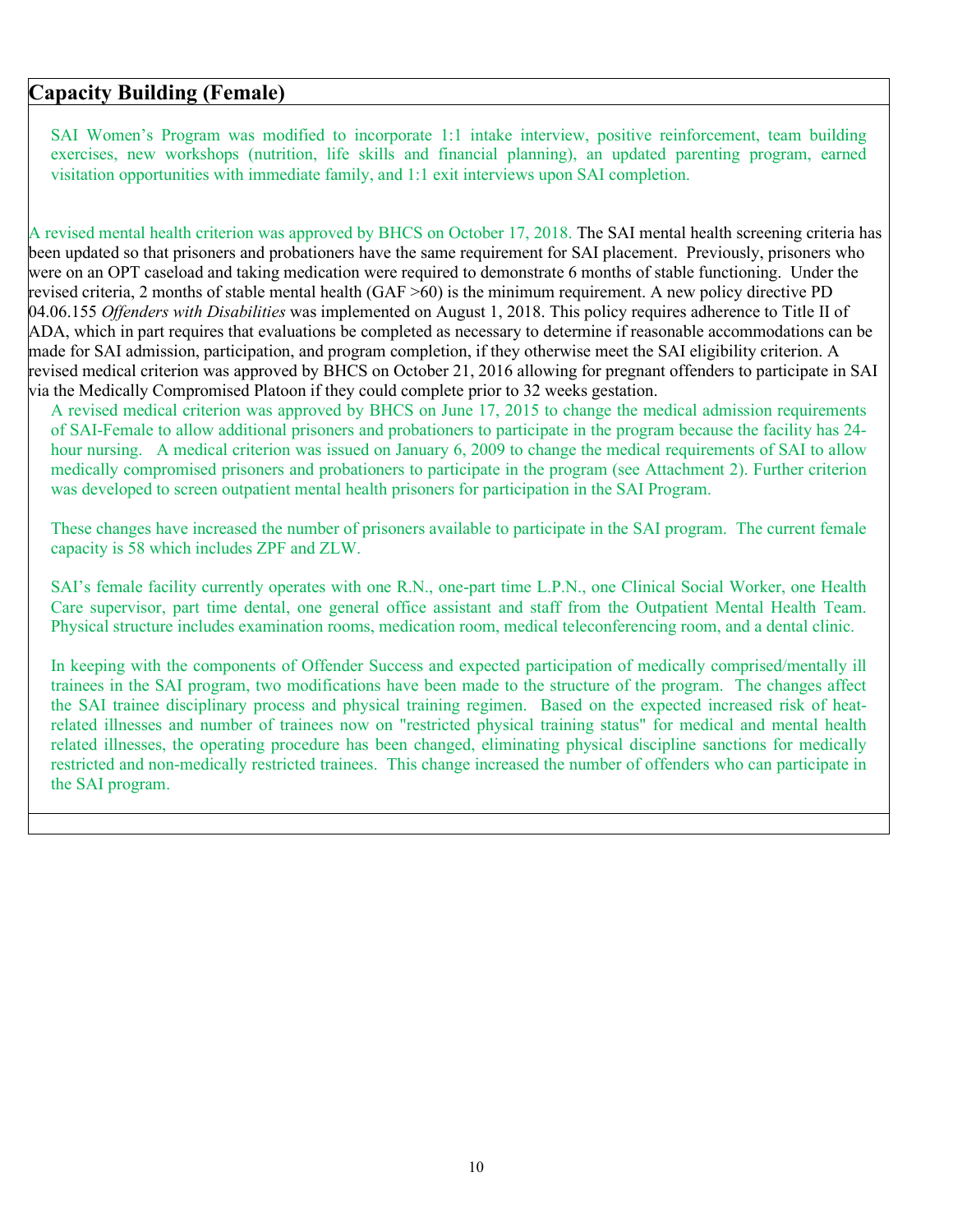## Capacity Building (Female)

SAI Women's Program was modified to incorporate 1:1 intake interview, positive reinforcement, team building exercises, new workshops (nutrition, life skills and financial planning), an updated parenting program, earned visitation opportunities with immediate family, and 1:1 exit interviews upon SAI completion.

A revised mental health criterion was approved by BHCS on October 17, 2018. The SAI mental health screening criteria has been updated so that prisoners and probationers have the same requirement for SAI placement. Previously, prisoners who were on an OPT caseload and taking medication were required to demonstrate 6 months of stable functioning. Under the revised criteria, 2 months of stable mental health (GAF >60) is the minimum requirement. A new policy directive PD 04.06.155 *Offenders with Disabilities* was implemented on August 1, 2018. This policy requires adherence to Title II of ADA, which in part requires that evaluations be completed as necessary to determine if reasonable accommodations can be made for SAI admission, participation, and program completion, if they otherwise meet the SAI eligibility criterion. A revised medical criterion was approved by BHCS on October 21, 2016 allowing for pregnant offenders to participate in SAI via the Medically Compromised Platoon if they could complete prior to 32 weeks gestation.

A revised medical criterion was approved by BHCS on June 17, 2015 to change the medical admission requirements of SAI-Female to allow additional prisoners and probationers to participate in the program because the facility has 24-hour nursing. A medical criterion was issued on January 6, 2009 to change the medical requirements of SAI to allow medically compromised prisoners and probationers to participate in the program (see Attachment 2). Further criterion was developed to screen outpatient mental health prisoners for participation in the SAI Program.

These changes have increased the number of prisoners available to participate in the SAI program. The current female capacity is 58 which includes ZPF and ZLW.

SAI's female facility currently operates with one R.N., one-part time L.P.N., one Clinical Social Worker, one Health Care supervisor, part time dental, one general office assistant and staff from the Outpatient Mental Health Team. Physical structure includes examination rooms, medication room, medical teleconferencing room, and a dental clinic.

In keeping with the components of Offender Success and expected participation of medically comprised/mentally ill trainees in the SAI program, two modifications have been made to the structure of the program. The changes affect the SAI trainee disciplinary process and physical training regimen. Based on the expected increased risk of heat-related illnesses and number of trainees now on "restricted physical training status" for medical and mental health related illnesses, the operating procedure has been changed, eliminating physical discipline sanctions for medically restricted and non-medically restricted trainees. This change increased the number of offenders who can participate in the SAI program.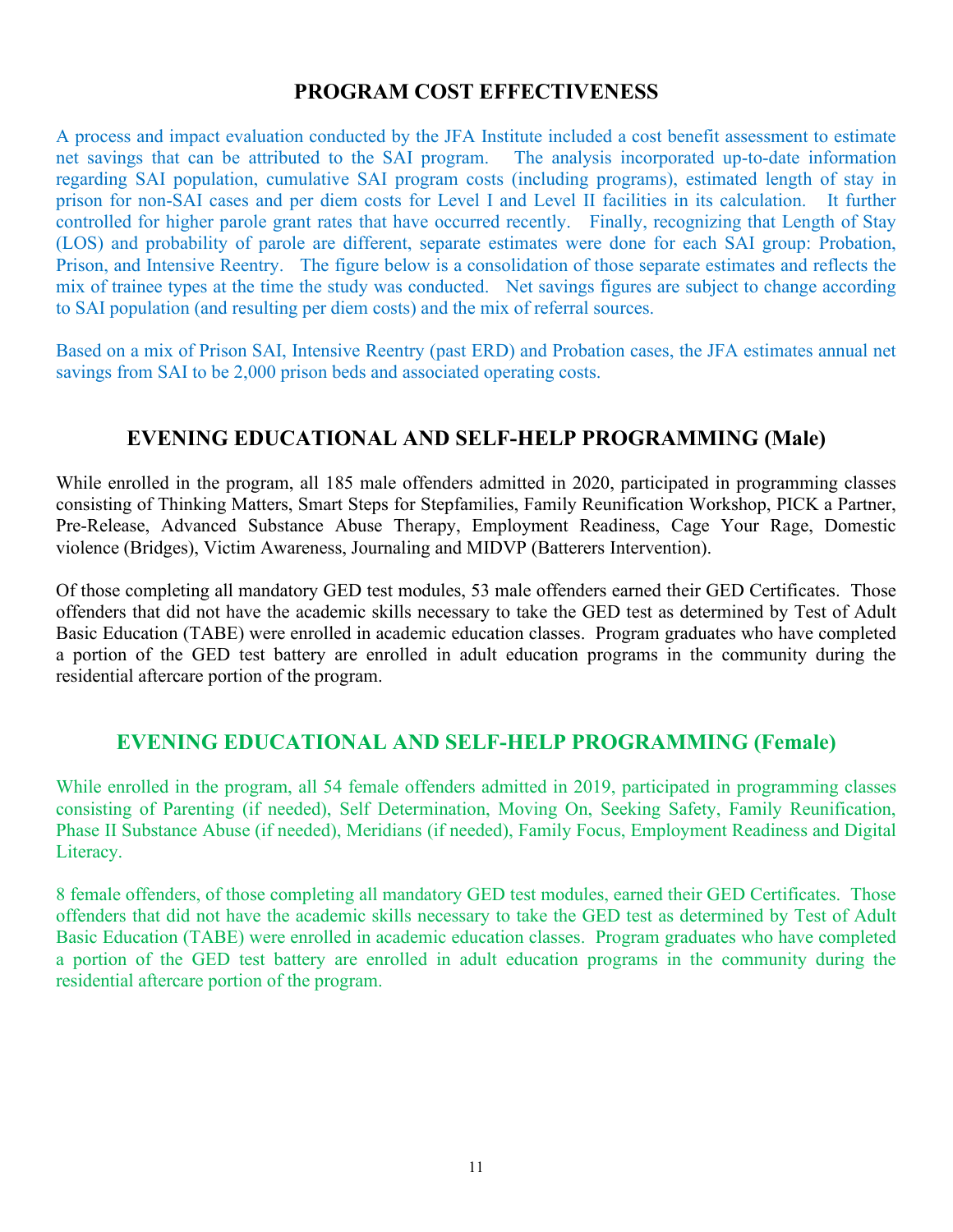## PROGRAM COST EFFECTIVENESS

A process and impact evaluation conducted by the JFA Institute included a cost benefit assessment to estimate net savings that can be attributed to the SAI program. The analysis incorporated up-to-date information regarding SAI population, cumulative SAI program costs (including programs), estimated length of stay in prison for non-SAI cases and per diem costs for Level I and Level II facilities in its calculation. It further controlled for higher parole grant rates that have occurred recently. Finally, recognizing that Length of Stay (LOS) and probability of parole are different, separate estimates were done for each SAI group: Probation, Prison, and Intensive Reentry. The figure below is a consolidation of those separate estimates and reflects the mix of trainee types at the time the study was conducted. Net savings figures are subject to change according to SAI population (and resulting per diem costs) and the mix of referral sources.

Based on a mix of Prison SAI, Intensive Reentry (past ERD) and Probation cases, the JFA estimates annual net savings from SAI to be 2,000 prison beds and associated operating costs.

## EVENING EDUCATIONAL AND SELF-HELP PROGRAMMING (Male)

While enrolled in the program, all 185 male offenders admitted in 2020, participated in programming classes consisting of Thinking Matters, Smart Steps for Stepfamilies, Family Reunification Workshop, PICK a Partner, Pre-Release, Advanced Substance Abuse Therapy, Employment Readiness, Cage Your Rage, Domestic violence (Bridges), Victim Awareness, Journaling and MIDVP (Batterers Intervention).

Of those completing all mandatory GED test modules, 53 male offenders earned their GED Certificates. Those offenders that did not have the academic skills necessary to take the GED test as determined by Test of Adult Basic Education (TABE) were enrolled in academic education classes. Program graduates who have completed a portion of the GED test battery are enrolled in adult education programs in the community during the residential aftercare portion of the program.

## EVENING EDUCATIONAL AND SELF-HELP PROGRAMMING (Female)

While enrolled in the program, all 54 female offenders admitted in 2019, participated in programming classes consisting of Parenting (if needed), Self Determination, Moving On, Seeking Safety, Family Reunification, Phase II Substance Abuse (if needed), Meridians (if needed), Family Focus, Employment Readiness and Digital Literacy.

8 female offenders, of those completing all mandatory GED test modules, earned their GED Certificates. Those offenders that did not have the academic skills necessary to take the GED test as determined by Test of Adult Basic Education (TABE) were enrolled in academic education classes. Program graduates who have completed a portion of the GED test battery are enrolled in adult education programs in the community during the residential aftercare portion of the program.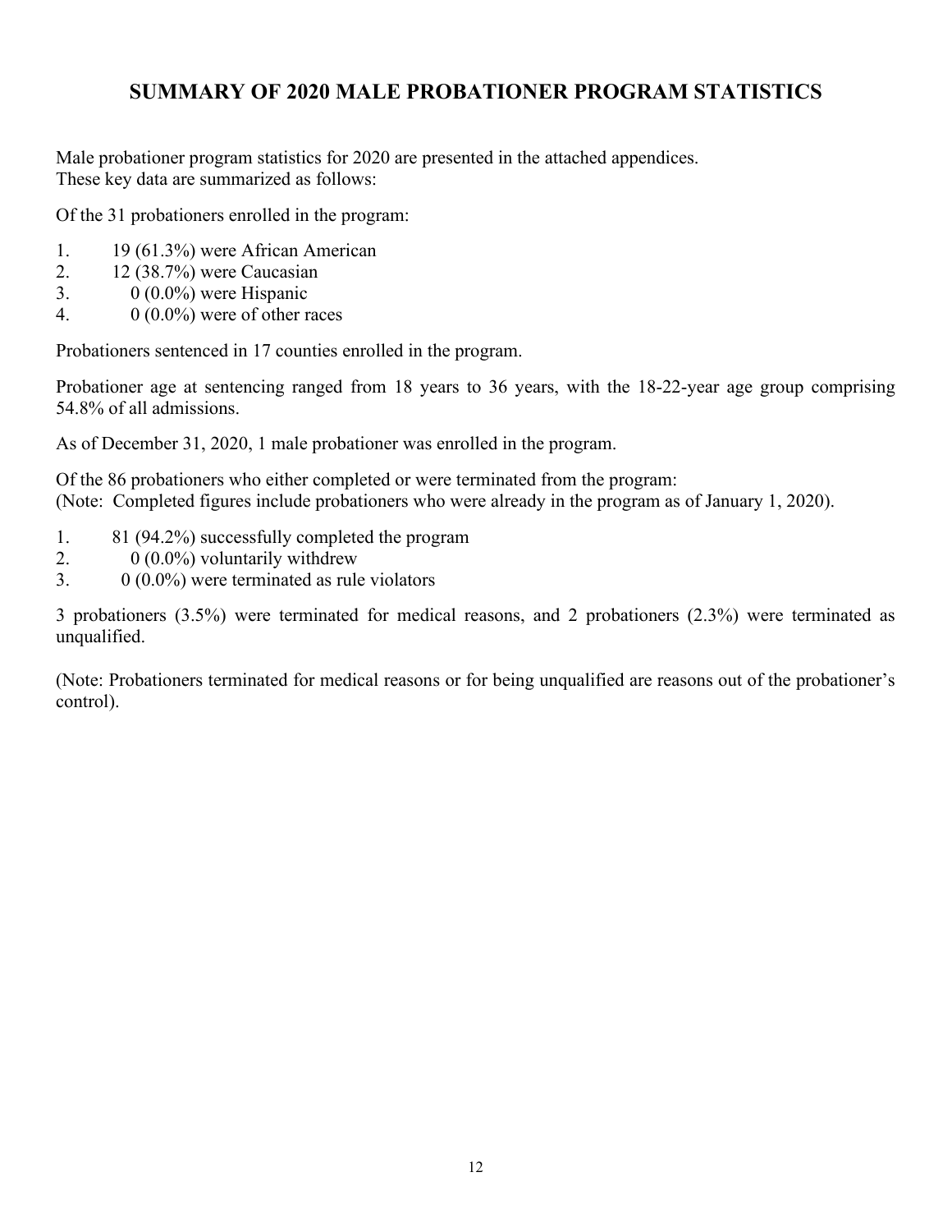# SUMMARY OF 2020 MALE PROBATIONER PROGRAM STATISTICS

Male probationer program statistics for 2020 are presented in the attached appendices.
These key data are summarized as follows:

Of the 31 probationers enrolled in the program:

1. 19 (61.3%) were African American
2. 12 (38.7%) were Caucasian
3. 0 (0.0%) were Hispanic
4. 0 (0.0%) were of other races

Probationers sentenced in 17 counties enrolled in the program.

Probationer age at sentencing ranged from 18 years to 36 years, with the 18-22-year age group comprising 54.8% of all admissions.

As of December 31, 2020, 1 male probationer was enrolled in the program.

Of the 86 probationers who either completed or were terminated from the program:
(Note: Completed figures include probationers who were already in the program as of January 1, 2020).

1. 81 (94.2%) successfully completed the program
2. 0 (0.0%) voluntarily withdrew
3. 0 (0.0%) were terminated as rule violators

3 probationers (3.5%) were terminated for medical reasons, and 2 probationers (2.3%) were terminated as unqualified.

(Note: Probationers terminated for medical reasons or for being unqualified are reasons out of the probationer's control).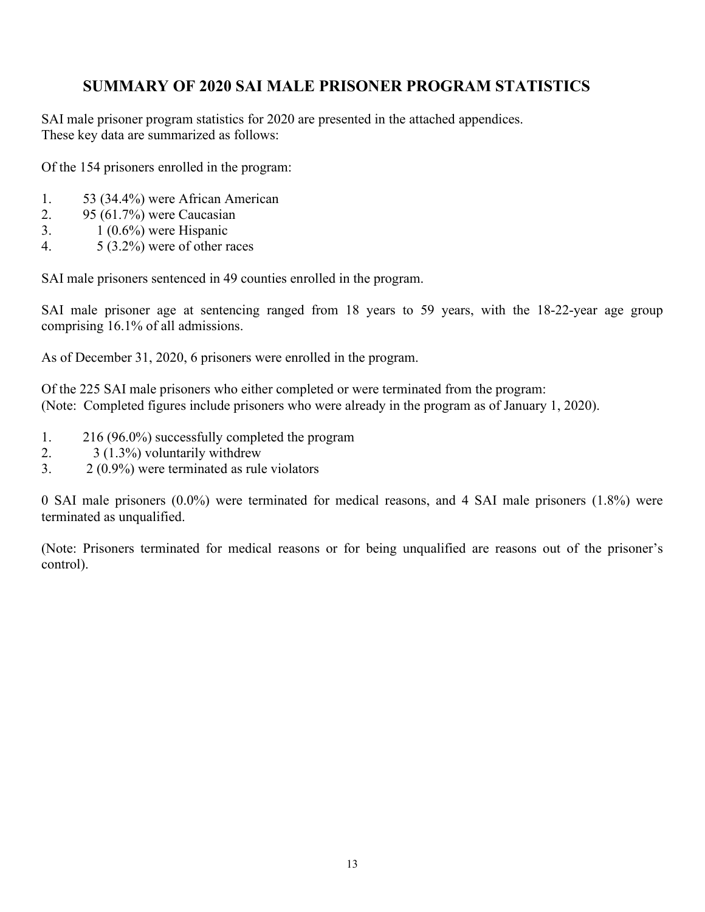# SUMMARY OF 2020 SAI MALE PRISONER PROGRAM STATISTICS

SAI male prisoner program statistics for 2020 are presented in the attached appendices. These key data are summarized as follows:

Of the 154 prisoners enrolled in the program:

1. 53 (34.4%) were African American
2. 95 (61.7%) were Caucasian
3. 1 (0.6%) were Hispanic
4. 5 (3.2%) were of other races

SAI male prisoners sentenced in 49 counties enrolled in the program.

SAI male prisoner age at sentencing ranged from 18 years to 59 years, with the 18-22-year age group comprising 16.1% of all admissions.

As of December 31, 2020, 6 prisoners were enrolled in the program.

Of the 225 SAI male prisoners who either completed or were terminated from the program:
(Note: Completed figures include prisoners who were already in the program as of January 1, 2020).

1. 216 (96.0%) successfully completed the program
2. 3 (1.3%) voluntarily withdrew
3. 2 (0.9%) were terminated as rule violators

0 SAI male prisoners (0.0%) were terminated for medical reasons, and 4 SAI male prisoners (1.8%) were terminated as unqualified.

(Note: Prisoners terminated for medical reasons or for being unqualified are reasons out of the prisoner's control).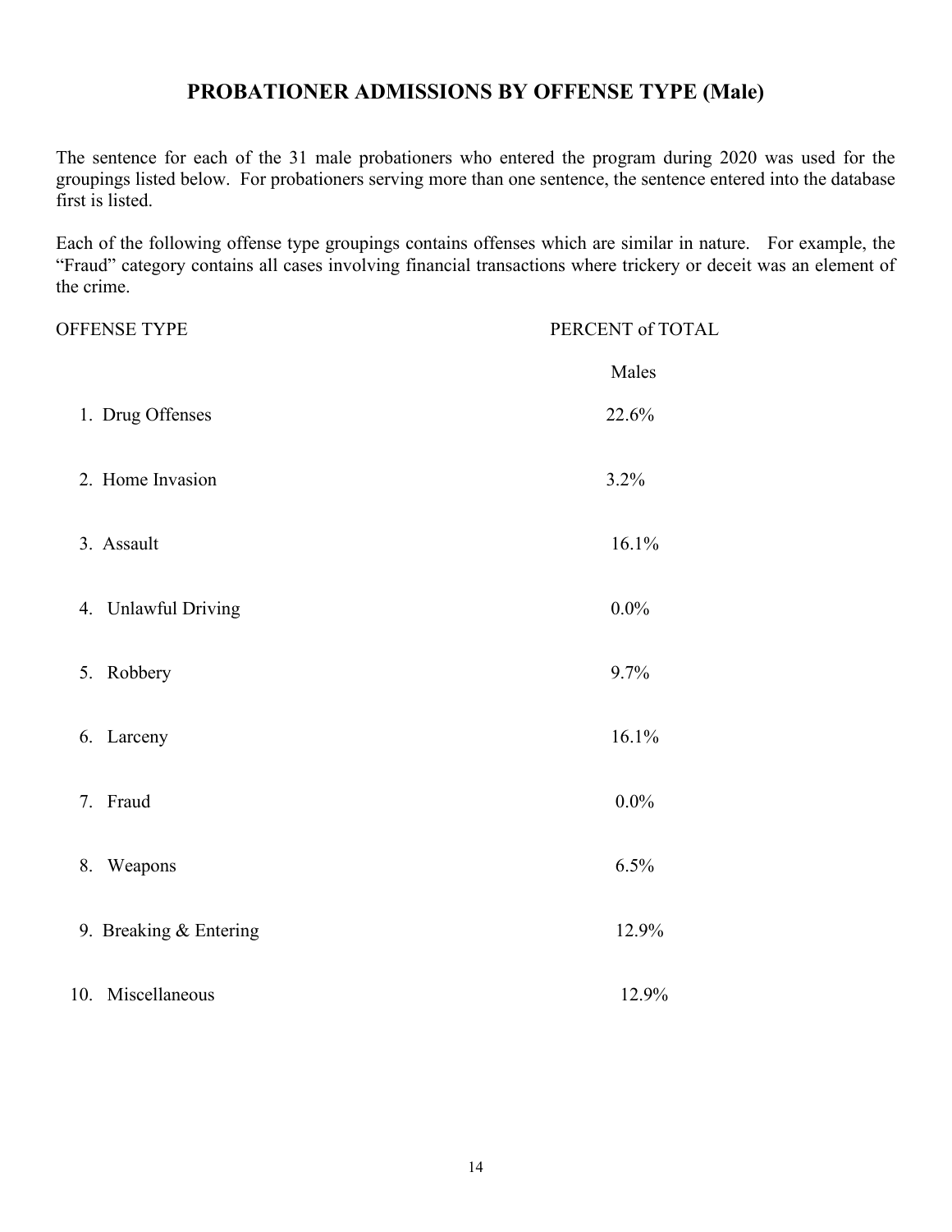## PROBATIONER ADMISSIONS BY OFFENSE TYPE (Male)

The sentence for each of the 31 male probationers who entered the program during 2020 was used for the groupings listed below. For probationers serving more than one sentence, the sentence entered into the database first is listed.

Each of the following offense type groupings contains offenses which are similar in nature. For example, the "Fraud" category contains all cases involving financial transactions where trickery or deceit was an element of the crime.

| OFFENSE TYPE | PERCENT of TOTAL |
|---|---|
| | Males |
| 1. Drug Offenses | 22.6% |
| 2. Home Invasion | 3.2% |
| 3. Assault | 16.1% |
| 4. Unlawful Driving | 0.0% |
| 5. Robbery | 9.7% |
| 6. Larceny | 16.1% |
| 7. Fraud | 0.0% |
| 8. Weapons | 6.5% |
| 9. Breaking & Entering | 12.9% |
| 10. Miscellaneous | 12.9% |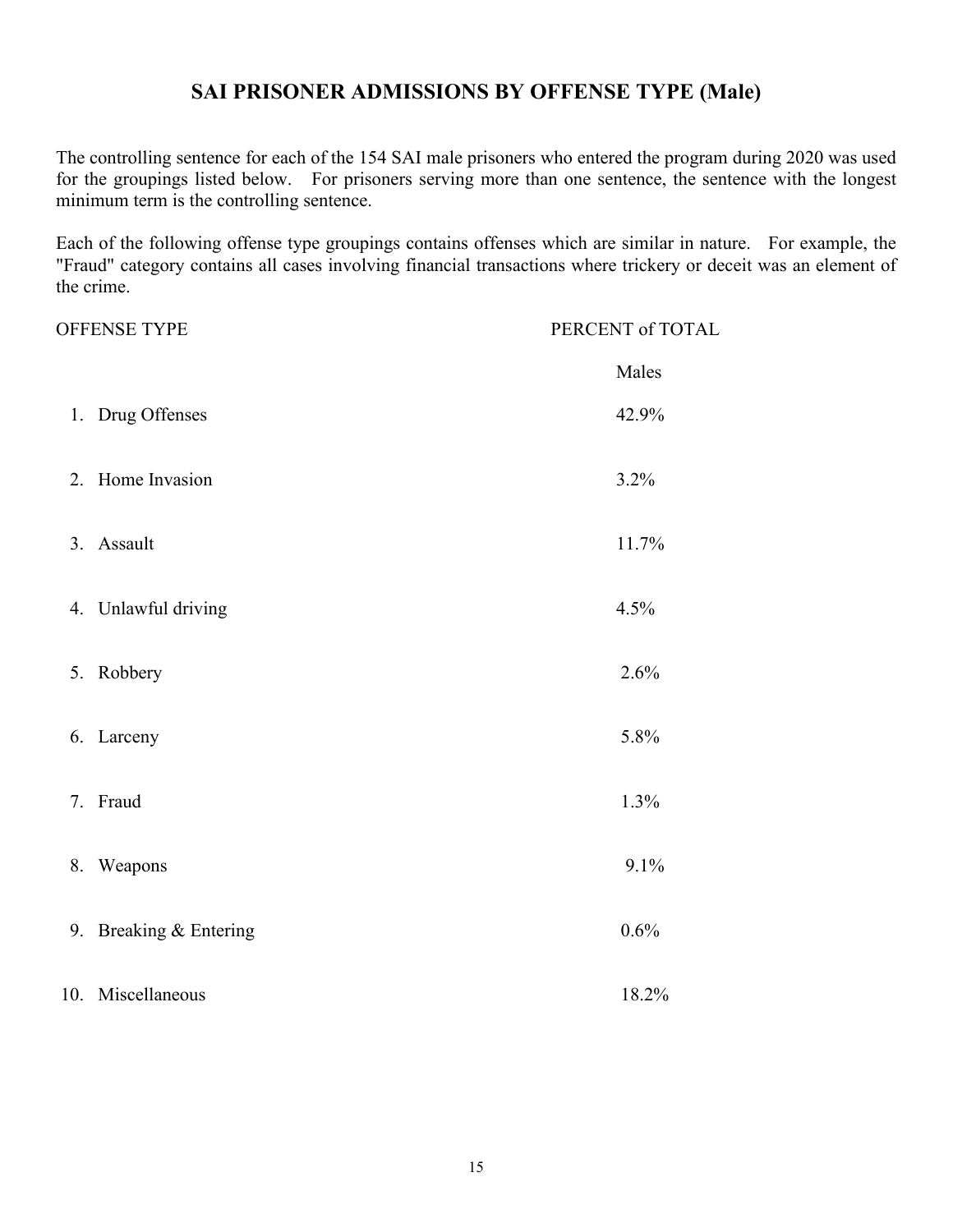# SAI PRISONER ADMISSIONS BY OFFENSE TYPE (Male)

The controlling sentence for each of the 154 SAI male prisoners who entered the program during 2020 was used for the groupings listed below. For prisoners serving more than one sentence, the sentence with the longest minimum term is the controlling sentence.

Each of the following offense type groupings contains offenses which are similar in nature. For example, the "Fraud" category contains all cases involving financial transactions where trickery or deceit was an element of the crime.

| OFFENSE TYPE | PERCENT of TOTAL |
|---|---|
| | Males |
| 1. Drug Offenses | 42.9% |
| 2. Home Invasion | 3.2% |
| 3. Assault | 11.7% |
| 4. Unlawful driving | 4.5% |
| 5. Robbery | 2.6% |
| 6. Larceny | 5.8% |
| 7. Fraud | 1.3% |
| 8. Weapons | 9.1% |
| 9. Breaking & Entering | 0.6% |
| 10. Miscellaneous | 18.2% |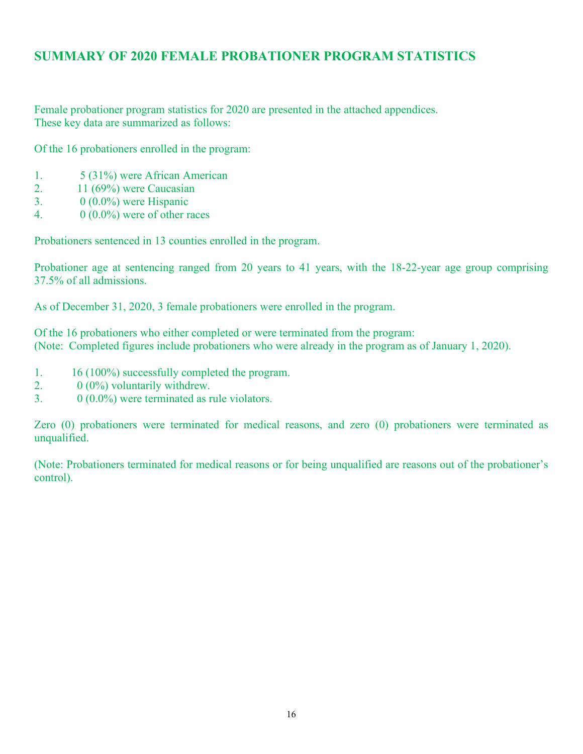# SUMMARY OF 2020 FEMALE PROBATIONER PROGRAM STATISTICS

Female probationer program statistics for 2020 are presented in the attached appendices. These key data are summarized as follows:

Of the 16 probationers enrolled in the program:

1. 5 (31%) were African American
2. 11 (69%) were Caucasian
3. 0 (0.0%) were Hispanic
4. 0 (0.0%) were of other races

Probationers sentenced in 13 counties enrolled in the program.

Probationer age at sentencing ranged from 20 years to 41 years, with the 18-22-year age group comprising 37.5% of all admissions.

As of December 31, 2020, 3 female probationers were enrolled in the program.

Of the 16 probationers who either completed or were terminated from the program:
(Note: Completed figures include probationers who were already in the program as of January 1, 2020).

1. 16 (100%) successfully completed the program.
2. 0 (0%) voluntarily withdrew.
3. 0 (0.0%) were terminated as rule violators.

Zero (0) probationers were terminated for medical reasons, and zero (0) probationers were terminated as unqualified.

(Note: Probationers terminated for medical reasons or for being unqualified are reasons out of the probationer's control).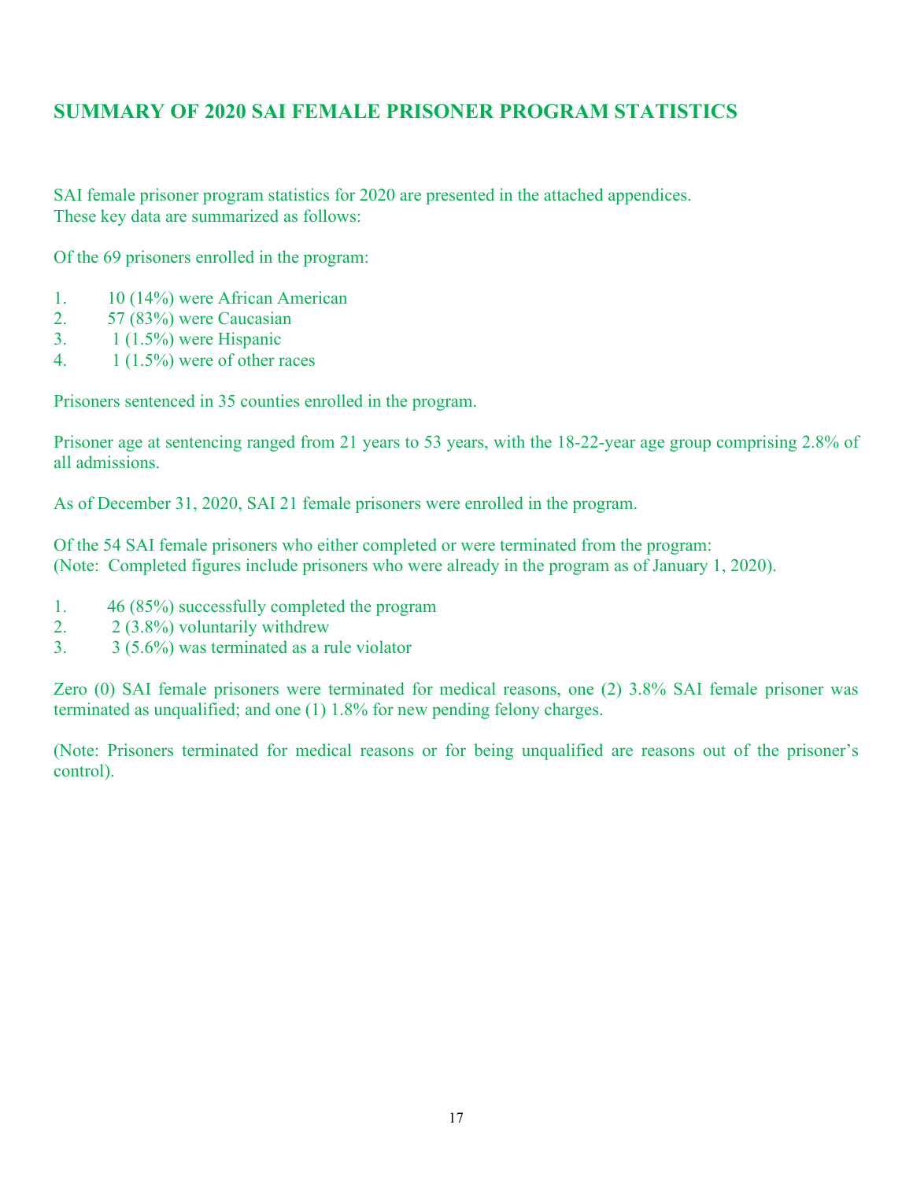## SUMMARY OF 2020 SAI FEMALE PRISONER PROGRAM STATISTICS

SAI female prisoner program statistics for 2020 are presented in the attached appendices. These key data are summarized as follows:

Of the 69 prisoners enrolled in the program:

1. 10 (14%) were African American
2. 57 (83%) were Caucasian
3. 1 (1.5%) were Hispanic
4. 1 (1.5%) were of other races

Prisoners sentenced in 35 counties enrolled in the program.

Prisoner age at sentencing ranged from 21 years to 53 years, with the 18-22-year age group comprising 2.8% of all admissions.

As of December 31, 2020, SAI 21 female prisoners were enrolled in the program.

Of the 54 SAI female prisoners who either completed or were terminated from the program:
(Note: Completed figures include prisoners who were already in the program as of January 1, 2020).

1. 46 (85%) successfully completed the program
2. 2 (3.8%) voluntarily withdrew
3. 3 (5.6%) was terminated as a rule violator

Zero (0) SAI female prisoners were terminated for medical reasons, one (2) 3.8% SAI female prisoner was terminated as unqualified; and one (1) 1.8% for new pending felony charges.

(Note: Prisoners terminated for medical reasons or for being unqualified are reasons out of the prisoner's control).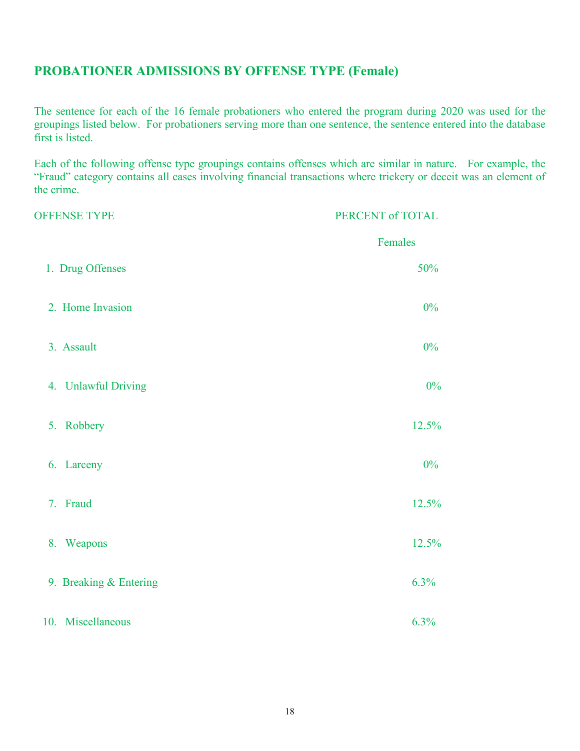## PROBATIONER ADMISSIONS BY OFFENSE TYPE (Female)

The sentence for each of the 16 female probationers who entered the program during 2020 was used for the groupings listed below. For probationers serving more than one sentence, the sentence entered into the database first is listed.

Each of the following offense type groupings contains offenses which are similar in nature. For example, the "Fraud" category contains all cases involving financial transactions where trickery or deceit was an element of the crime.

| OFFENSE TYPE | PERCENT of TOTAL |
| --- | --- |
| | Females |
| 1. Drug Offenses | 50% |
| 2. Home Invasion | 0% |
| 3. Assault | 0% |
| 4. Unlawful Driving | 0% |
| 5. Robbery | 12.5% |
| 6. Larceny | 0% |
| 7. Fraud | 12.5% |
| 8. Weapons | 12.5% |
| 9. Breaking & Entering | 6.3% |
| 10. Miscellaneous | 6.3% |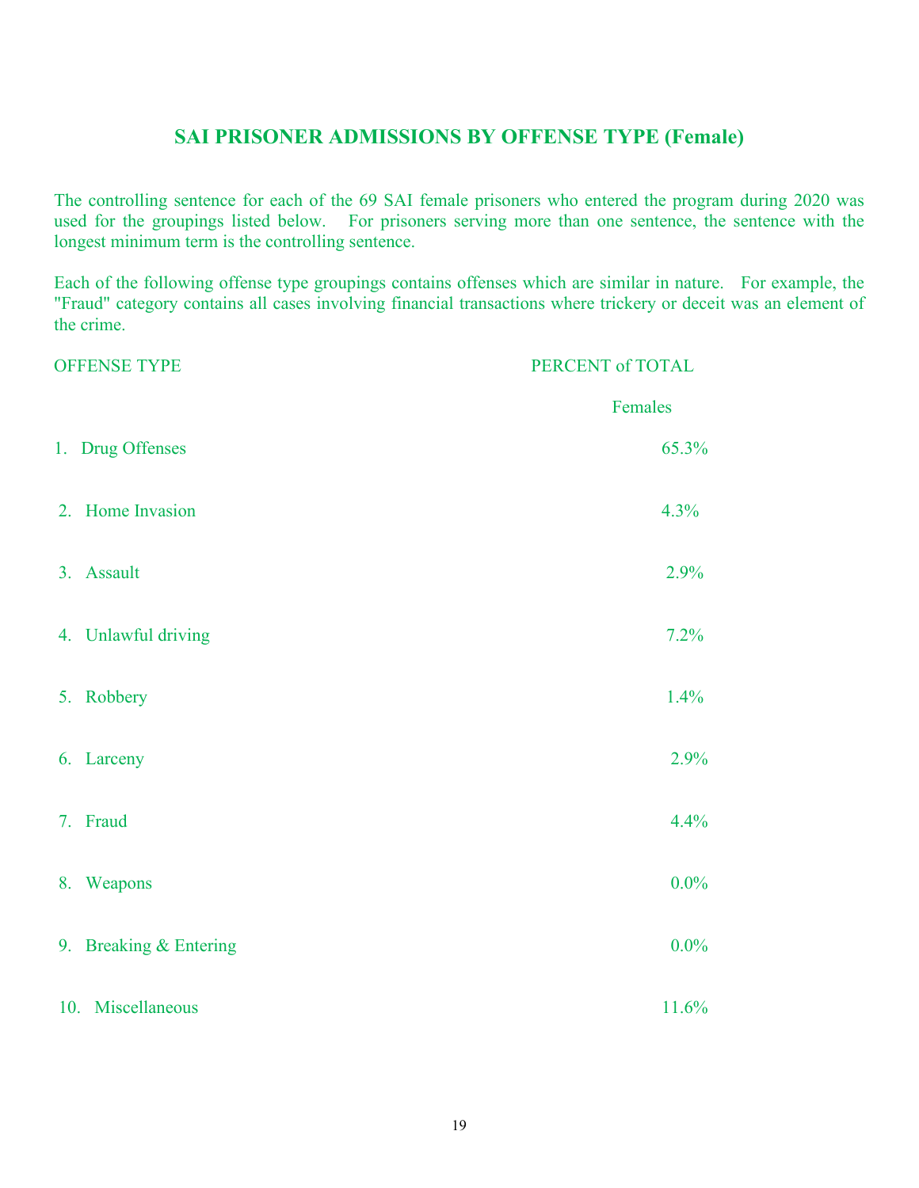## SAI PRISONER ADMISSIONS BY OFFENSE TYPE (Female)

The controlling sentence for each of the 69 SAI female prisoners who entered the program during 2020 was used for the groupings listed below. For prisoners serving more than one sentence, the sentence with the longest minimum term is the controlling sentence.

Each of the following offense type groupings contains offenses which are similar in nature. For example, the "Fraud" category contains all cases involving financial transactions where trickery or deceit was an element of the crime.

| OFFENSE TYPE | PERCENT of TOTAL |
|---|---|
| | Females |
| 1. Drug Offenses | 65.3% |
| 2. Home Invasion | 4.3% |
| 3. Assault | 2.9% |
| 4. Unlawful driving | 7.2% |
| 5. Robbery | 1.4% |
| 6. Larceny | 2.9% |
| 7. Fraud | 4.4% |
| 8. Weapons | 0.0% |
| 9. Breaking & Entering | 0.0% |
| 10. Miscellaneous | 11.6% |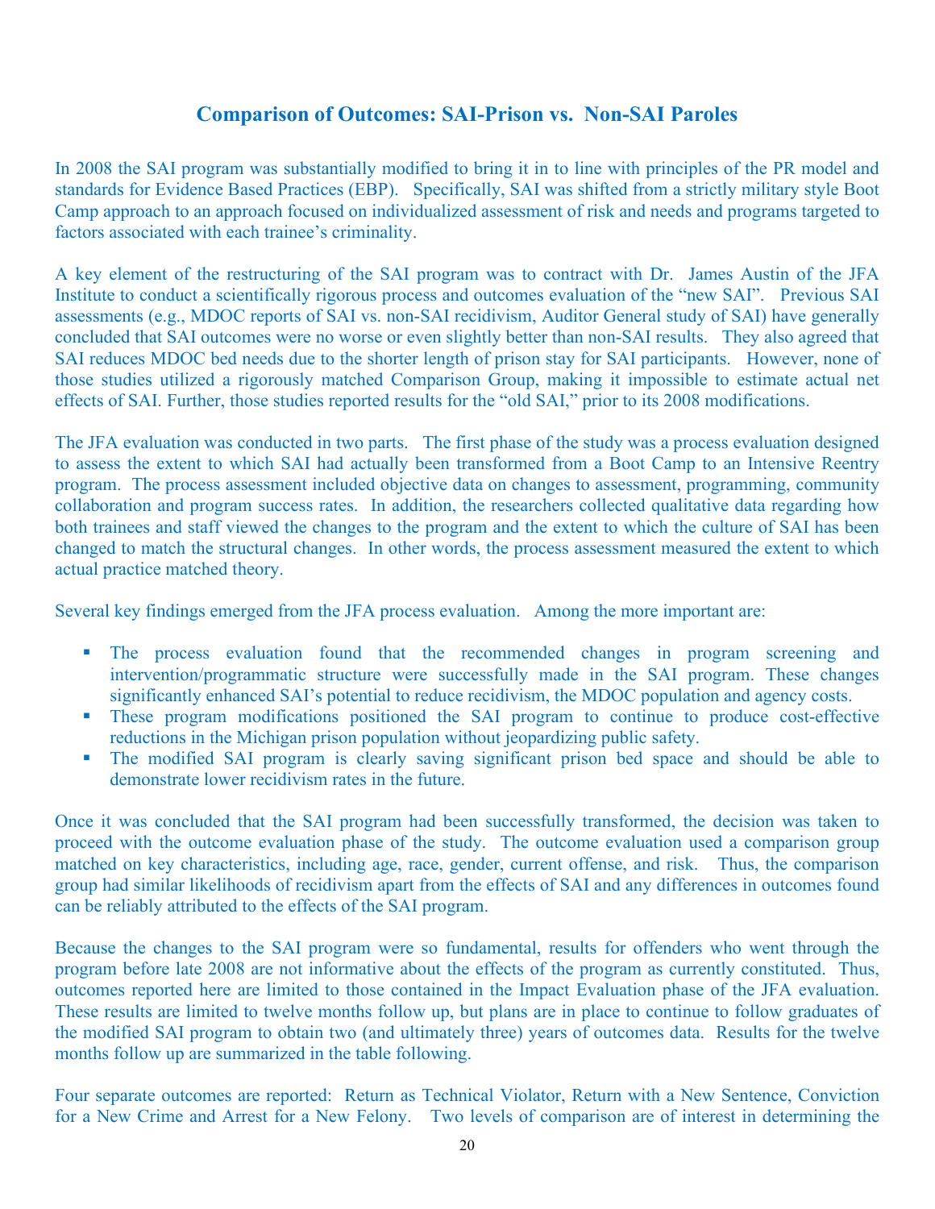## Comparison of Outcomes: SAI-Prison vs. Non-SAI Paroles

In 2008 the SAI program was substantially modified to bring it in to line with principles of the PR model and standards for Evidence Based Practices (EBP). Specifically, SAI was shifted from a strictly military style Boot Camp approach to an approach focused on individualized assessment of risk and needs and programs targeted to factors associated with each trainee's criminality.

A key element of the restructuring of the SAI program was to contract with Dr. James Austin of the JFA Institute to conduct a scientifically rigorous process and outcomes evaluation of the "new SAI". Previous SAI assessments (e.g., MDOC reports of SAI vs. non-SAI recidivism, Auditor General study of SAI) have generally concluded that SAI outcomes were no worse or even slightly better than non-SAI results. They also agreed that SAI reduces MDOC bed needs due to the shorter length of prison stay for SAI participants. However, none of those studies utilized a rigorously matched Comparison Group, making it impossible to estimate actual net effects of SAI. Further, those studies reported results for the "old SAI," prior to its 2008 modifications.

The JFA evaluation was conducted in two parts. The first phase of the study was a process evaluation designed to assess the extent to which SAI had actually been transformed from a Boot Camp to an Intensive Reentry program. The process assessment included objective data on changes to assessment, programming, community collaboration and program success rates. In addition, the researchers collected qualitative data regarding how both trainees and staff viewed the changes to the program and the extent to which the culture of SAI has been changed to match the structural changes. In other words, the process assessment measured the extent to which actual practice matched theory.

Several key findings emerged from the JFA process evaluation. Among the more important are:

- The process evaluation found that the recommended changes in program screening and intervention/programmatic structure were successfully made in the SAI program. These changes significantly enhanced SAI's potential to reduce recidivism, the MDOC population and agency costs.
- These program modifications positioned the SAI program to continue to produce cost-effective reductions in the Michigan prison population without jeopardizing public safety.
- The modified SAI program is clearly saving significant prison bed space and should be able to demonstrate lower recidivism rates in the future.

Once it was concluded that the SAI program had been successfully transformed, the decision was taken to proceed with the outcome evaluation phase of the study. The outcome evaluation used a comparison group matched on key characteristics, including age, race, gender, current offense, and risk. Thus, the comparison group had similar likelihoods of recidivism apart from the effects of SAI and any differences in outcomes found can be reliably attributed to the effects of the SAI program.

Because the changes to the SAI program were so fundamental, results for offenders who went through the program before late 2008 are not informative about the effects of the program as currently constituted. Thus, outcomes reported here are limited to those contained in the Impact Evaluation phase of the JFA evaluation. These results are limited to twelve months follow up, but plans are in place to continue to follow graduates of the modified SAI program to obtain two (and ultimately three) years of outcomes data. Results for the twelve months follow up are summarized in the table following.

Four separate outcomes are reported: Return as Technical Violator, Return with a New Sentence, Conviction for a New Crime and Arrest for a New Felony. Two levels of comparison are of interest in determining the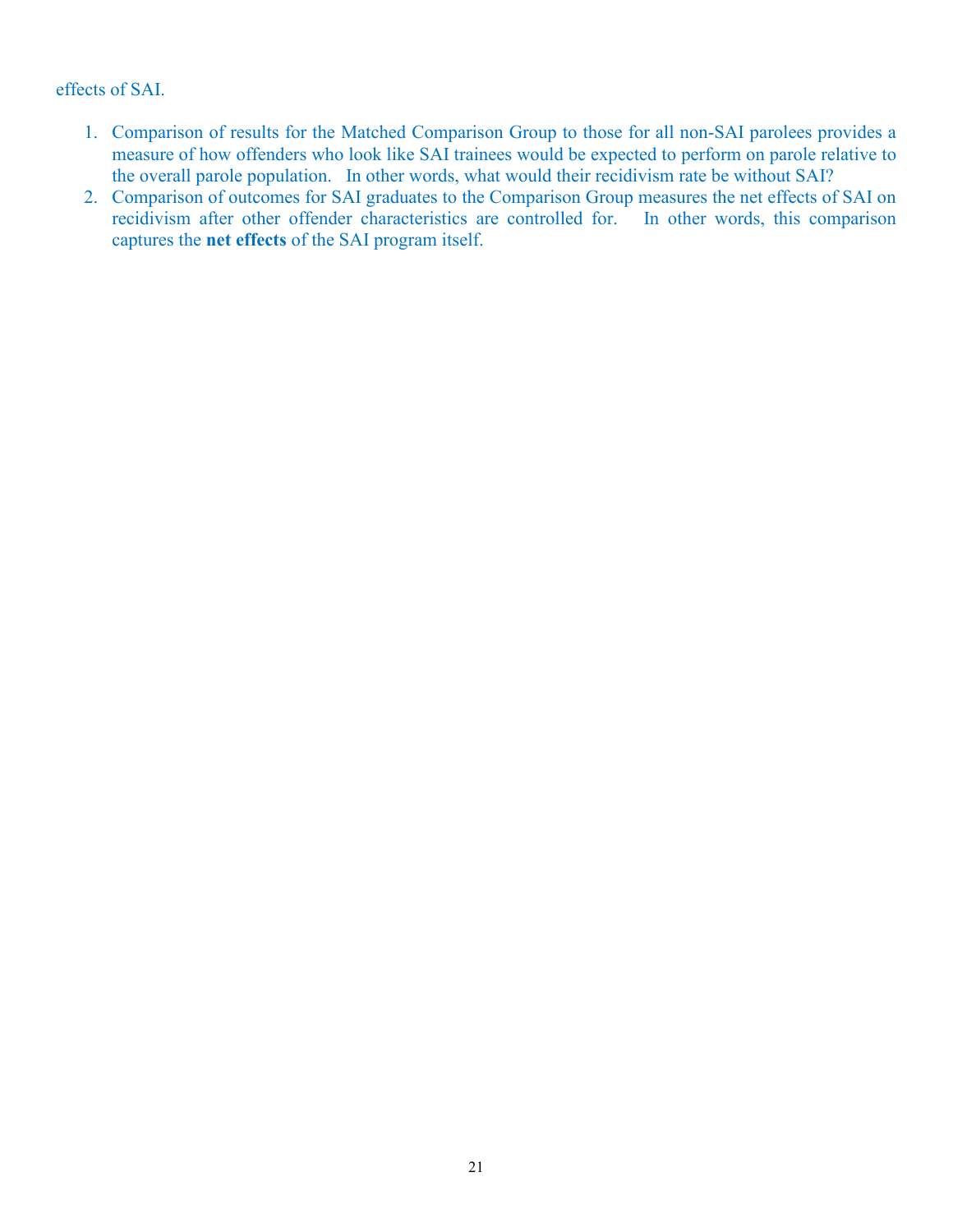effects of SAI.

1. Comparison of results for the Matched Comparison Group to those for all non-SAI parolees provides a measure of how offenders who look like SAI trainees would be expected to perform on parole relative to the overall parole population. In other words, what would their recidivism rate be without SAI?
2. Comparison of outcomes for SAI graduates to the Comparison Group measures the net effects of SAI on recidivism after other offender characteristics are controlled for. In other words, this comparison captures the **net effects** of the SAI program itself.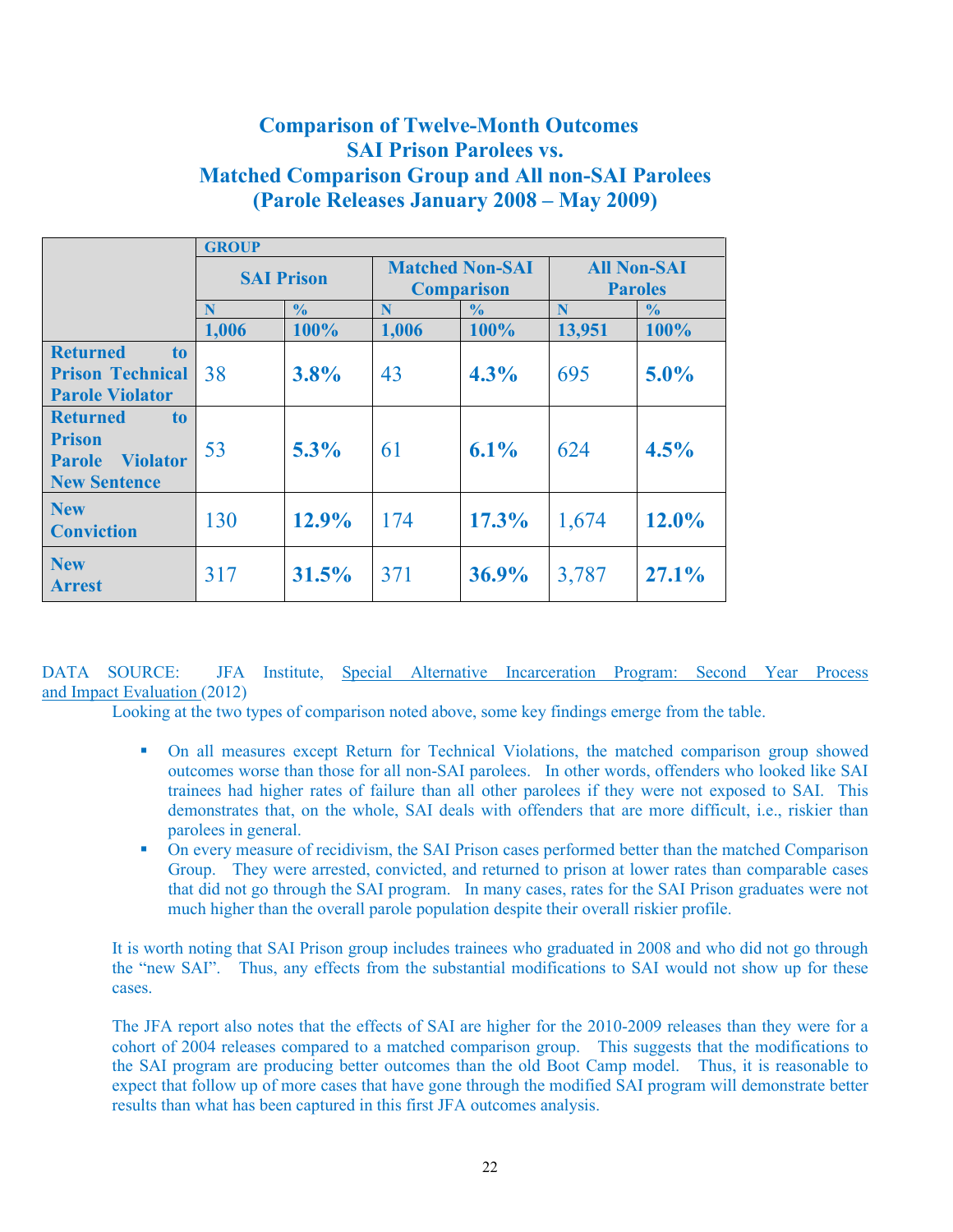## Comparison of Twelve-Month Outcomes
## SAI Prison Parolees vs.
## Matched Comparison Group and All non-SAI Parolees
## (Parole Releases January 2008 – May 2009)

| | GROUP | | | | | |
|---|---|---|---|---|---|---|
| | SAI Prison | | Matched Non-SAI Comparison | | All Non-SAI Paroles | |
| | N | % | N | % | N | % |
| | 1,006 | 100% | 1,006 | 100% | 13,951 | 100% |
| **Returned to Prison Technical Parole Violator** | 38 | **3.8%** | 43 | **4.3%** | 695 | **5.0%** |
| **Returned to Prison Parole Violator New Sentence** | 53 | **5.3%** | 61 | **6.1%** | 624 | **4.5%** |
| **New Conviction** | 130 | **12.9%** | 174 | **17.3%** | 1,674 | **12.0%** |
| **New Arrest** | 317 | **31.5%** | 371 | **36.9%** | 3,787 | **27.1%** |

DATA SOURCE: JFA Institute, Special Alternative Incarceration Program: Second Year Process and Impact Evaluation (2012)

Looking at the two types of comparison noted above, some key findings emerge from the table.

- On all measures except Return for Technical Violations, the matched comparison group showed outcomes worse than those for all non-SAI parolees. In other words, offenders who looked like SAI trainees had higher rates of failure than all other parolees if they were not exposed to SAI. This demonstrates that, on the whole, SAI deals with offenders that are more difficult, i.e., riskier than parolees in general.
- On every measure of recidivism, the SAI Prison cases performed better than the matched Comparison Group. They were arrested, convicted, and returned to prison at lower rates than comparable cases that did not go through the SAI program. In many cases, rates for the SAI Prison graduates were not much higher than the overall parole population despite their overall riskier profile.

It is worth noting that SAI Prison group includes trainees who graduated in 2008 and who did not go through the "new SAI". Thus, any effects from the substantial modifications to SAI would not show up for these cases.

The JFA report also notes that the effects of SAI are higher for the 2010-2009 releases than they were for a cohort of 2004 releases compared to a matched comparison group. This suggests that the modifications to the SAI program are producing better outcomes than the old Boot Camp model. Thus, it is reasonable to expect that follow up of more cases that have gone through the modified SAI program will demonstrate better results than what has been captured in this first JFA outcomes analysis.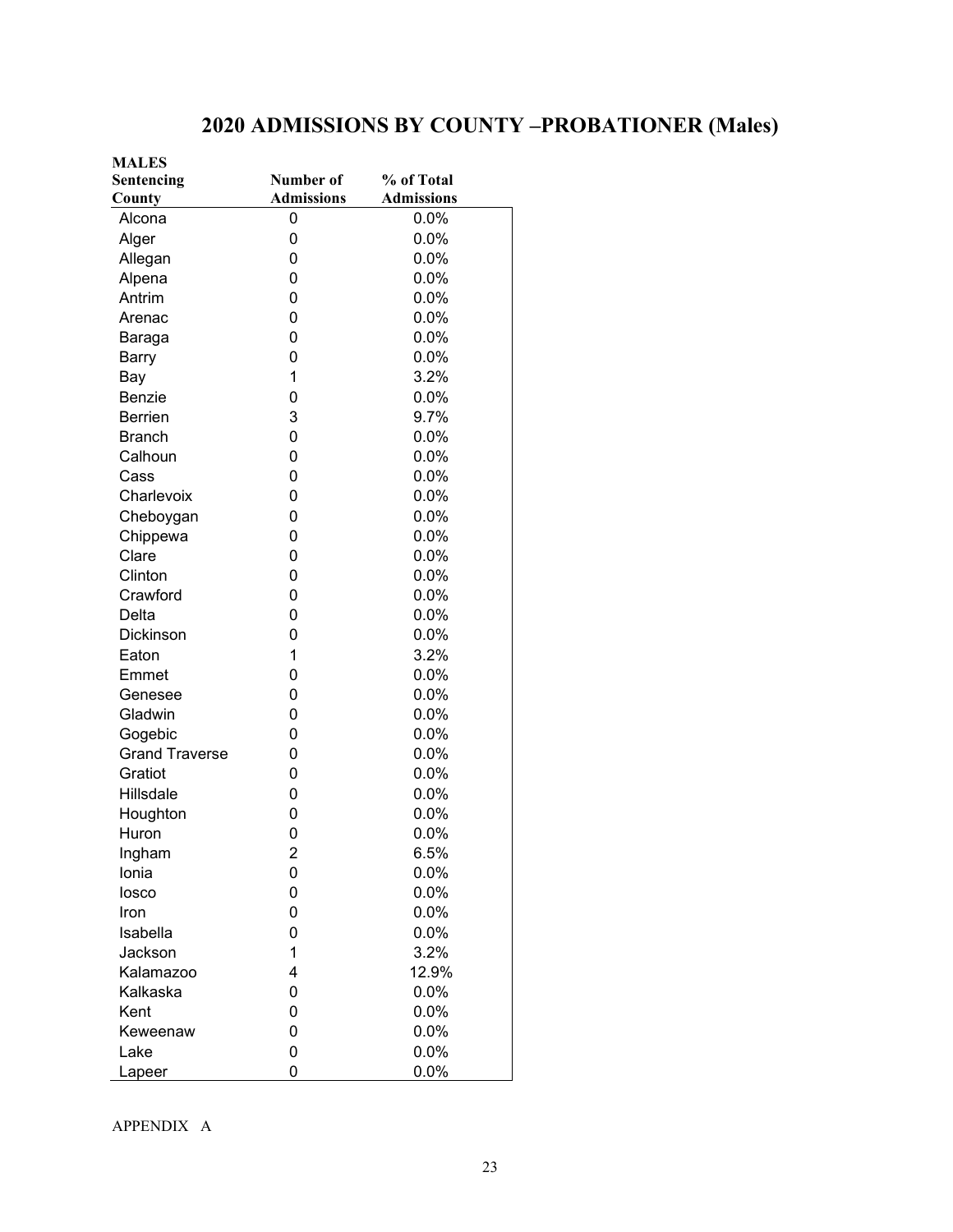# 2020 ADMISSIONS BY COUNTY –PROBATIONER (Males)

| MALES Sentencing County | Number of Admissions | % of Total Admissions |
|---|---|---|
| Alcona | 0 | 0.0% |
| Alger | 0 | 0.0% |
| Allegan | 0 | 0.0% |
| Alpena | 0 | 0.0% |
| Antrim | 0 | 0.0% |
| Arenac | 0 | 0.0% |
| Baraga | 0 | 0.0% |
| Barry | 0 | 0.0% |
| Bay | 1 | 3.2% |
| Benzie | 0 | 0.0% |
| Berrien | 3 | 9.7% |
| Branch | 0 | 0.0% |
| Calhoun | 0 | 0.0% |
| Cass | 0 | 0.0% |
| Charlevoix | 0 | 0.0% |
| Cheboygan | 0 | 0.0% |
| Chippewa | 0 | 0.0% |
| Clare | 0 | 0.0% |
| Clinton | 0 | 0.0% |
| Crawford | 0 | 0.0% |
| Delta | 0 | 0.0% |
| Dickinson | 0 | 0.0% |
| Eaton | 1 | 3.2% |
| Emmet | 0 | 0.0% |
| Genesee | 0 | 0.0% |
| Gladwin | 0 | 0.0% |
| Gogebic | 0 | 0.0% |
| Grand Traverse | 0 | 0.0% |
| Gratiot | 0 | 0.0% |
| Hillsdale | 0 | 0.0% |
| Houghton | 0 | 0.0% |
| Huron | 0 | 0.0% |
| Ingham | 2 | 6.5% |
| Ionia | 0 | 0.0% |
| Iosco | 0 | 0.0% |
| Iron | 0 | 0.0% |
| Isabella | 0 | 0.0% |
| Jackson | 1 | 3.2% |
| Kalamazoo | 4 | 12.9% |
| Kalkaska | 0 | 0.0% |
| Kent | 0 | 0.0% |
| Keweenaw | 0 | 0.0% |
| Lake | 0 | 0.0% |
| Lapeer | 0 | 0.0% |

APPENDIX A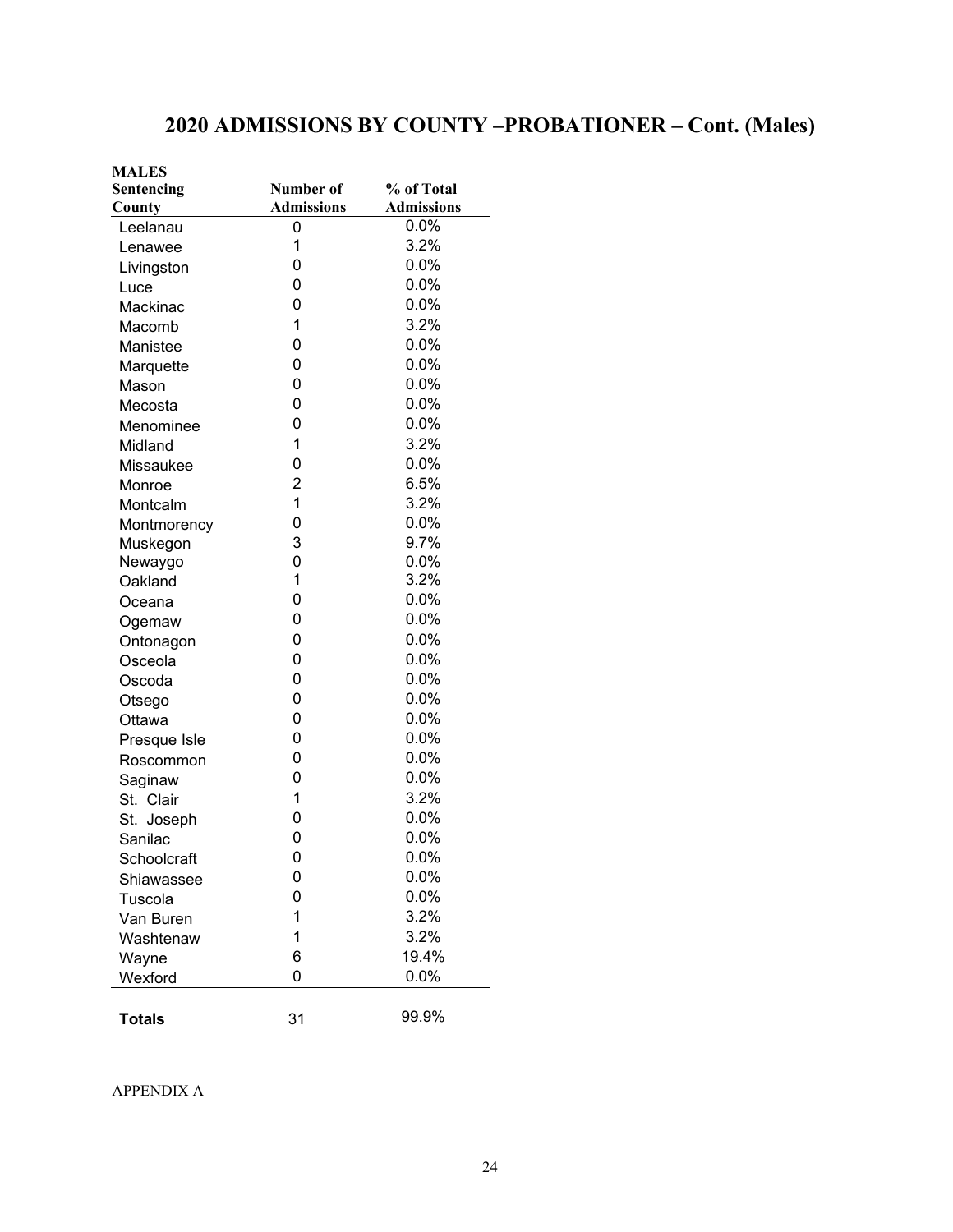# 2020 ADMISSIONS BY COUNTY –PROBATIONER – Cont. (Males)

| MALES Sentencing County | Number of Admissions | % of Total Admissions |
|---|---|---|
| Leelanau | 0 | 0.0% |
| Lenawee | 1 | 3.2% |
| Livingston | 0 | 0.0% |
| Luce | 0 | 0.0% |
| Mackinac | 0 | 0.0% |
| Macomb | 1 | 3.2% |
| Manistee | 0 | 0.0% |
| Marquette | 0 | 0.0% |
| Mason | 0 | 0.0% |
| Mecosta | 0 | 0.0% |
| Menominee | 0 | 0.0% |
| Midland | 1 | 3.2% |
| Missaukee | 0 | 0.0% |
| Monroe | 2 | 6.5% |
| Montcalm | 1 | 3.2% |
| Montmorency | 0 | 0.0% |
| Muskegon | 3 | 9.7% |
| Newaygo | 0 | 0.0% |
| Oakland | 1 | 3.2% |
| Oceana | 0 | 0.0% |
| Ogemaw | 0 | 0.0% |
| Ontonagon | 0 | 0.0% |
| Osceola | 0 | 0.0% |
| Oscoda | 0 | 0.0% |
| Otsego | 0 | 0.0% |
| Ottawa | 0 | 0.0% |
| Presque Isle | 0 | 0.0% |
| Roscommon | 0 | 0.0% |
| Saginaw | 0 | 0.0% |
| St. Clair | 1 | 3.2% |
| St. Joseph | 0 | 0.0% |
| Sanilac | 0 | 0.0% |
| Schoolcraft | 0 | 0.0% |
| Shiawassee | 0 | 0.0% |
| Tuscola | 0 | 0.0% |
| Van Buren | 1 | 3.2% |
| Washtenaw | 1 | 3.2% |
| Wayne | 6 | 19.4% |
| Wexford | 0 | 0.0% |
| **Totals** | 31 | 99.9% |

APPENDIX A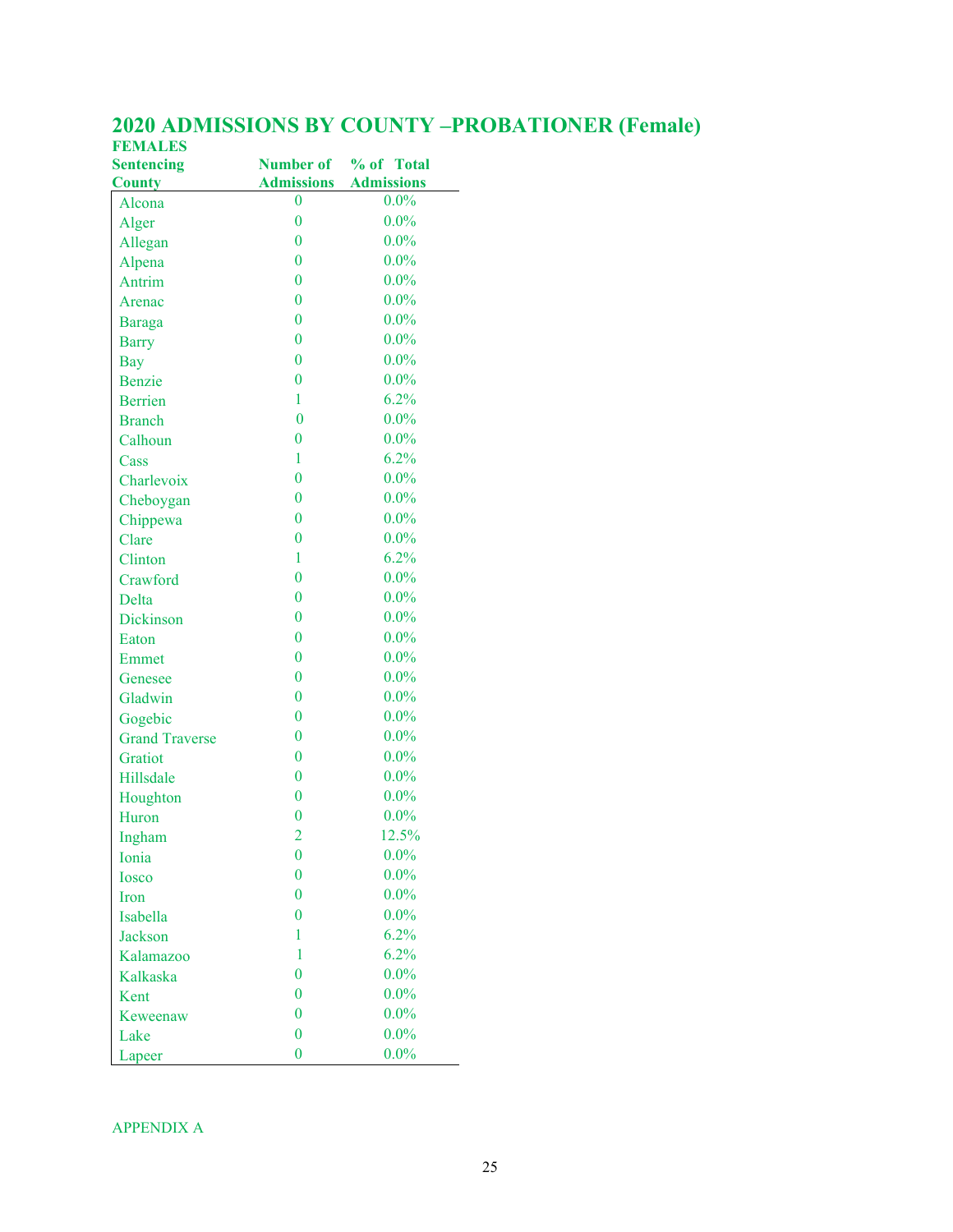# 2020 ADMISSIONS BY COUNTY –PROBATIONER (Female)

**FEMALES**

| Sentencing County | Number of Admissions | % of Total Admissions |
|---|---|---|
| Alcona | 0 | 0.0% |
| Alger | 0 | 0.0% |
| Allegan | 0 | 0.0% |
| Alpena | 0 | 0.0% |
| Antrim | 0 | 0.0% |
| Arenac | 0 | 0.0% |
| Baraga | 0 | 0.0% |
| Barry | 0 | 0.0% |
| Bay | 0 | 0.0% |
| Benzie | 0 | 0.0% |
| Berrien | 1 | 6.2% |
| Branch | 0 | 0.0% |
| Calhoun | 0 | 0.0% |
| Cass | 1 | 6.2% |
| Charlevoix | 0 | 0.0% |
| Cheboygan | 0 | 0.0% |
| Chippewa | 0 | 0.0% |
| Clare | 0 | 0.0% |
| Clinton | 1 | 6.2% |
| Crawford | 0 | 0.0% |
| Delta | 0 | 0.0% |
| Dickinson | 0 | 0.0% |
| Eaton | 0 | 0.0% |
| Emmet | 0 | 0.0% |
| Genesee | 0 | 0.0% |
| Gladwin | 0 | 0.0% |
| Gogebic | 0 | 0.0% |
| Grand Traverse | 0 | 0.0% |
| Gratiot | 0 | 0.0% |
| Hillsdale | 0 | 0.0% |
| Houghton | 0 | 0.0% |
| Huron | 0 | 0.0% |
| Ingham | 2 | 12.5% |
| Ionia | 0 | 0.0% |
| Iosco | 0 | 0.0% |
| Iron | 0 | 0.0% |
| Isabella | 0 | 0.0% |
| Jackson | 1 | 6.2% |
| Kalamazoo | 1 | 6.2% |
| Kalkaska | 0 | 0.0% |
| Kent | 0 | 0.0% |
| Keweenaw | 0 | 0.0% |
| Lake | 0 | 0.0% |
| Lapeer | 0 | 0.0% |

APPENDIX A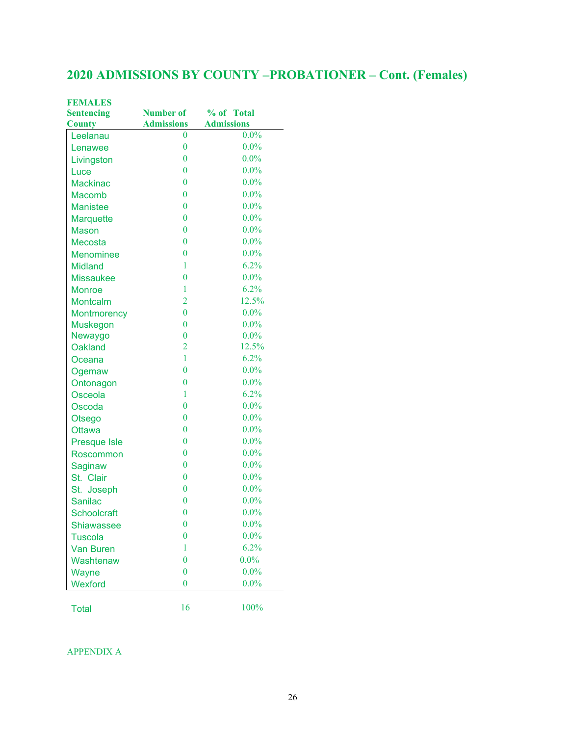## 2020 ADMISSIONS BY COUNTY –PROBATIONER – Cont. (Females)

**FEMALES**

| Sentencing County | Number of Admissions | % of Total Admissions |
|---|---|---|
| Leelanau | 0 | 0.0% |
| Lenawee | 0 | 0.0% |
| Livingston | 0 | 0.0% |
| Luce | 0 | 0.0% |
| Mackinac | 0 | 0.0% |
| Macomb | 0 | 0.0% |
| Manistee | 0 | 0.0% |
| Marquette | 0 | 0.0% |
| Mason | 0 | 0.0% |
| Mecosta | 0 | 0.0% |
| Menominee | 0 | 0.0% |
| Midland | 1 | 6.2% |
| Missaukee | 0 | 0.0% |
| Monroe | 1 | 6.2% |
| Montcalm | 2 | 12.5% |
| Montmorency | 0 | 0.0% |
| Muskegon | 0 | 0.0% |
| Newaygo | 0 | 0.0% |
| Oakland | 2 | 12.5% |
| Oceana | 1 | 6.2% |
| Ogemaw | 0 | 0.0% |
| Ontonagon | 0 | 0.0% |
| Osceola | 1 | 6.2% |
| Oscoda | 0 | 0.0% |
| Otsego | 0 | 0.0% |
| Ottawa | 0 | 0.0% |
| Presque Isle | 0 | 0.0% |
| Roscommon | 0 | 0.0% |
| Saginaw | 0 | 0.0% |
| St. Clair | 0 | 0.0% |
| St. Joseph | 0 | 0.0% |
| Sanilac | 0 | 0.0% |
| Schoolcraft | 0 | 0.0% |
| Shiawassee | 0 | 0.0% |
| Tuscola | 0 | 0.0% |
| Van Buren | 1 | 6.2% |
| Washtenaw | 0 | 0.0% |
| Wayne | 0 | 0.0% |
| Wexford | 0 | 0.0% |
| Total | 16 | 100% |

APPENDIX A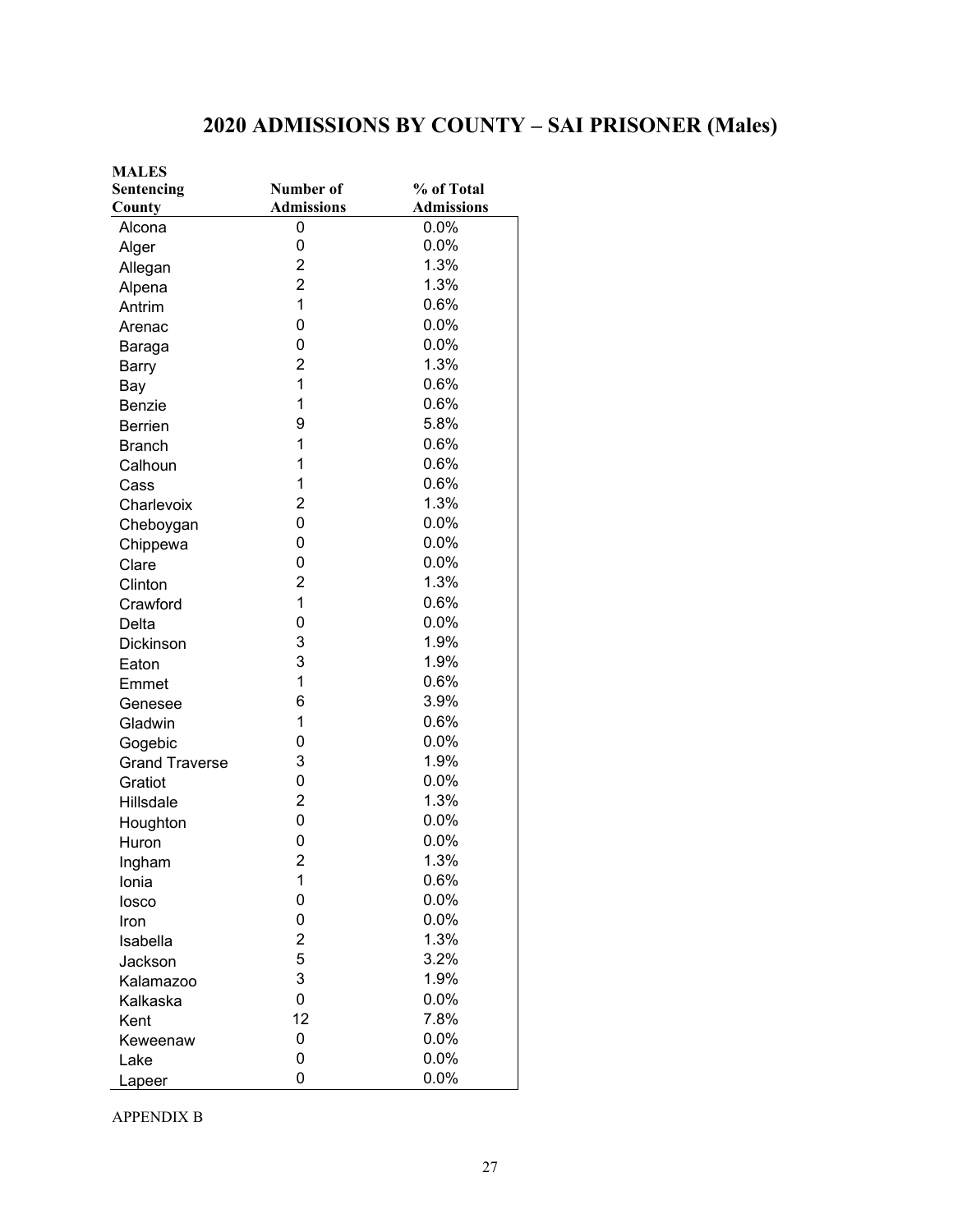# 2020 ADMISSIONS BY COUNTY – SAI PRISONER (Males)

| MALES Sentencing County | Number of Admissions | % of Total Admissions |
|---|---|---|
| Alcona | 0 | 0.0% |
| Alger | 0 | 0.0% |
| Allegan | 2 | 1.3% |
| Alpena | 2 | 1.3% |
| Antrim | 1 | 0.6% |
| Arenac | 0 | 0.0% |
| Baraga | 0 | 0.0% |
| Barry | 2 | 1.3% |
| Bay | 1 | 0.6% |
| Benzie | 1 | 0.6% |
| Berrien | 9 | 5.8% |
| Branch | 1 | 0.6% |
| Calhoun | 1 | 0.6% |
| Cass | 1 | 0.6% |
| Charlevoix | 2 | 1.3% |
| Cheboygan | 0 | 0.0% |
| Chippewa | 0 | 0.0% |
| Clare | 0 | 0.0% |
| Clinton | 2 | 1.3% |
| Crawford | 1 | 0.6% |
| Delta | 0 | 0.0% |
| Dickinson | 3 | 1.9% |
| Eaton | 3 | 1.9% |
| Emmet | 1 | 0.6% |
| Genesee | 6 | 3.9% |
| Gladwin | 1 | 0.6% |
| Gogebic | 0 | 0.0% |
| Grand Traverse | 3 | 1.9% |
| Gratiot | 0 | 0.0% |
| Hillsdale | 2 | 1.3% |
| Houghton | 0 | 0.0% |
| Huron | 0 | 0.0% |
| Ingham | 2 | 1.3% |
| Ionia | 1 | 0.6% |
| Iosco | 0 | 0.0% |
| Iron | 0 | 0.0% |
| Isabella | 2 | 1.3% |
| Jackson | 5 | 3.2% |
| Kalamazoo | 3 | 1.9% |
| Kalkaska | 0 | 0.0% |
| Kent | 12 | 7.8% |
| Keweenaw | 0 | 0.0% |
| Lake | 0 | 0.0% |
| Lapeer | 0 | 0.0% |

APPENDIX B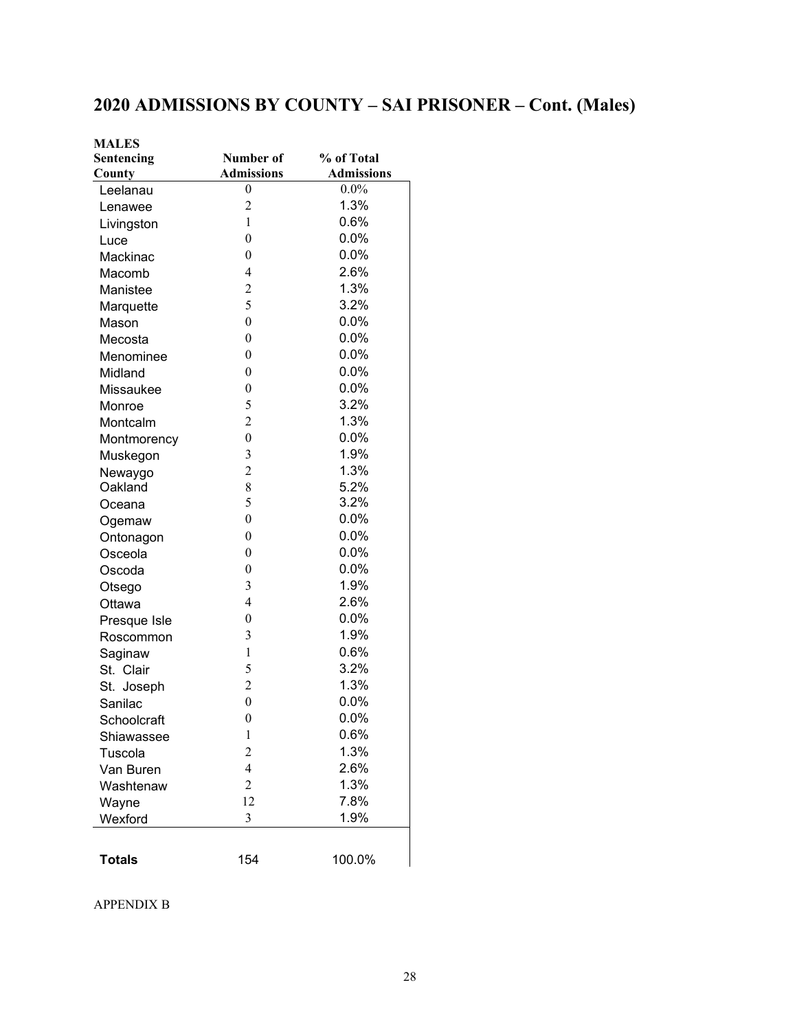## 2020 ADMISSIONS BY COUNTY – SAI PRISONER – Cont. (Males)

| MALES<br>Sentencing<br>County | Number of<br>Admissions | % of Total<br>Admissions |
|---|---|---|
| Leelanau | 0 | 0.0% |
| Lenawee | 2 | 1.3% |
| Livingston | 1 | 0.6% |
| Luce | 0 | 0.0% |
| Mackinac | 0 | 0.0% |
| Macomb | 4 | 2.6% |
| Manistee | 2 | 1.3% |
| Marquette | 5 | 3.2% |
| Mason | 0 | 0.0% |
| Mecosta | 0 | 0.0% |
| Menominee | 0 | 0.0% |
| Midland | 0 | 0.0% |
| Missaukee | 0 | 0.0% |
| Monroe | 5 | 3.2% |
| Montcalm | 2 | 1.3% |
| Montmorency | 0 | 0.0% |
| Muskegon | 3 | 1.9% |
| Newaygo | 2 | 1.3% |
| Oakland | 8 | 5.2% |
| Oceana | 5 | 3.2% |
| Ogemaw | 0 | 0.0% |
| Ontonagon | 0 | 0.0% |
| Osceola | 0 | 0.0% |
| Oscoda | 0 | 0.0% |
| Otsego | 3 | 1.9% |
| Ottawa | 4 | 2.6% |
| Presque Isle | 0 | 0.0% |
| Roscommon | 3 | 1.9% |
| Saginaw | 1 | 0.6% |
| St. Clair | 5 | 3.2% |
| St. Joseph | 2 | 1.3% |
| Sanilac | 0 | 0.0% |
| Schoolcraft | 0 | 0.0% |
| Shiawassee | 1 | 0.6% |
| Tuscola | 2 | 1.3% |
| Van Buren | 4 | 2.6% |
| Washtenaw | 2 | 1.3% |
| Wayne | 12 | 7.8% |
| Wexford | 3 | 1.9% |
| **Totals** | 154 | 100.0% |

APPENDIX B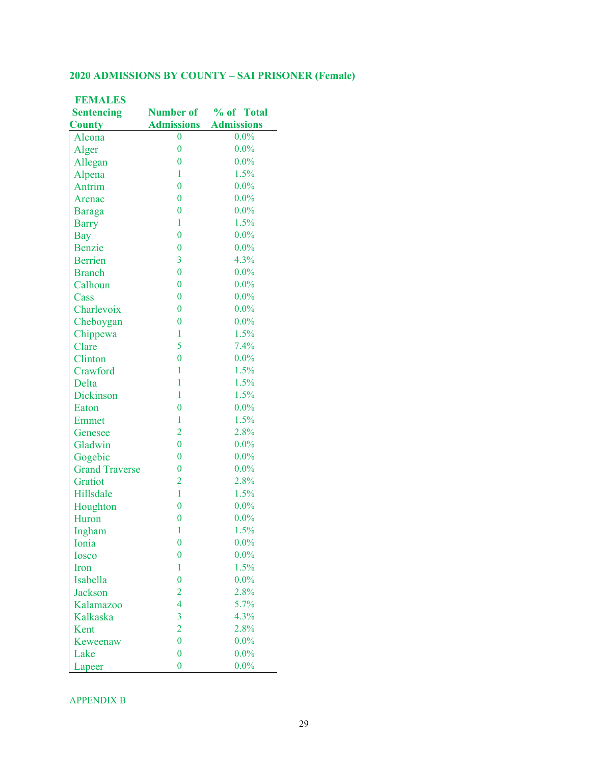**2020 ADMISSIONS BY COUNTY – SAI PRISONER (Female)**

| FEMALES Sentencing County | Number of Admissions | % of Total Admissions |
|---|---|---|
| Alcona | 0 | 0.0% |
| Alger | 0 | 0.0% |
| Allegan | 0 | 0.0% |
| Alpena | 1 | 1.5% |
| Antrim | 0 | 0.0% |
| Arenac | 0 | 0.0% |
| Baraga | 0 | 0.0% |
| Barry | 1 | 1.5% |
| Bay | 0 | 0.0% |
| Benzie | 0 | 0.0% |
| Berrien | 3 | 4.3% |
| Branch | 0 | 0.0% |
| Calhoun | 0 | 0.0% |
| Cass | 0 | 0.0% |
| Charlevoix | 0 | 0.0% |
| Cheboygan | 0 | 0.0% |
| Chippewa | 1 | 1.5% |
| Clare | 5 | 7.4% |
| Clinton | 0 | 0.0% |
| Crawford | 1 | 1.5% |
| Delta | 1 | 1.5% |
| Dickinson | 1 | 1.5% |
| Eaton | 0 | 0.0% |
| Emmet | 1 | 1.5% |
| Genesee | 2 | 2.8% |
| Gladwin | 0 | 0.0% |
| Gogebic | 0 | 0.0% |
| Grand Traverse | 0 | 0.0% |
| Gratiot | 2 | 2.8% |
| Hillsdale | 1 | 1.5% |
| Houghton | 0 | 0.0% |
| Huron | 0 | 0.0% |
| Ingham | 1 | 1.5% |
| Ionia | 0 | 0.0% |
| Iosco | 0 | 0.0% |
| Iron | 1 | 1.5% |
| Isabella | 0 | 0.0% |
| Jackson | 2 | 2.8% |
| Kalamazoo | 4 | 5.7% |
| Kalkaska | 3 | 4.3% |
| Kent | 2 | 2.8% |
| Keweenaw | 0 | 0.0% |
| Lake | 0 | 0.0% |
| Lapeer | 0 | 0.0% |

APPENDIX B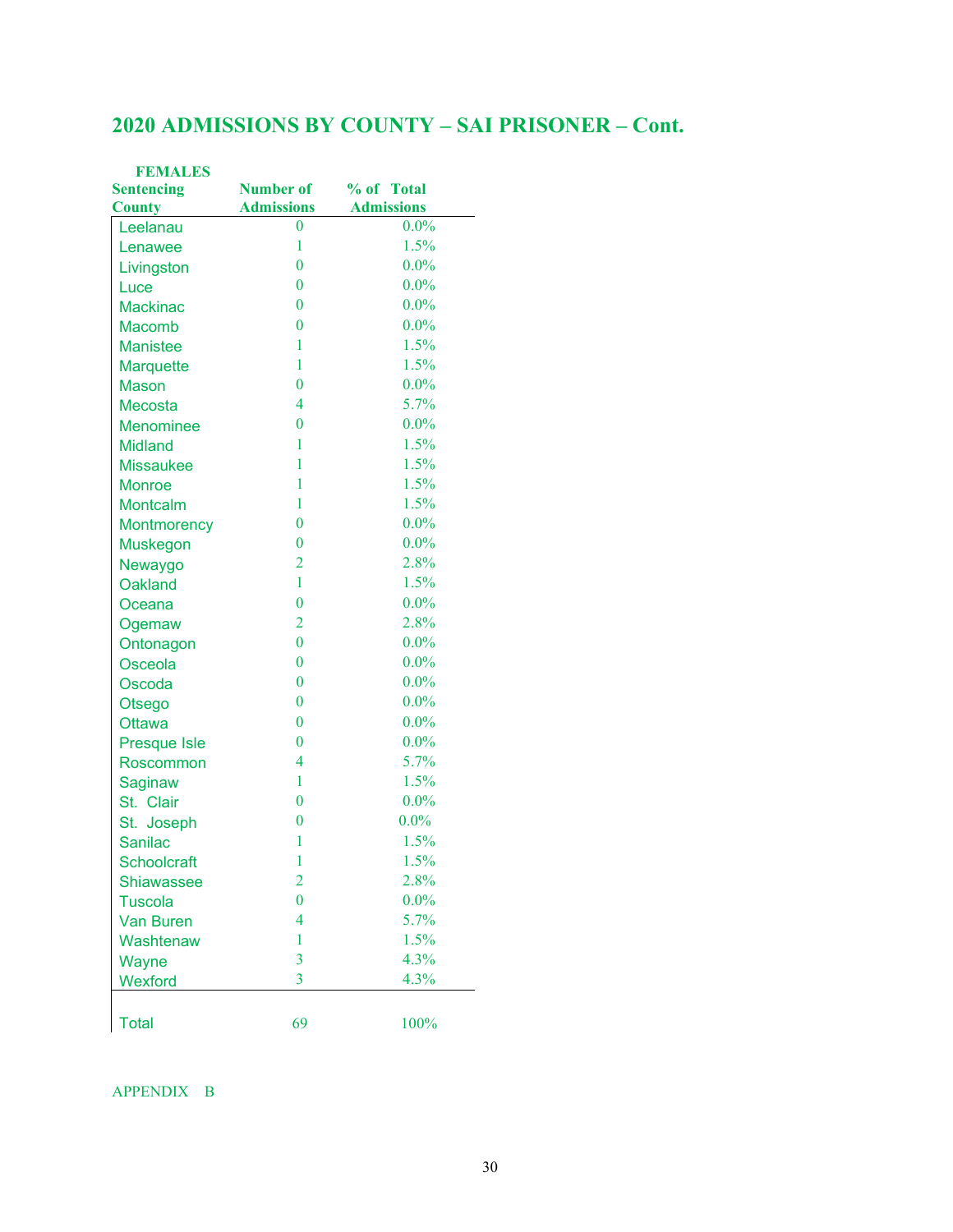## 2020 ADMISSIONS BY COUNTY – SAI PRISONER – Cont.

**FEMALES**

| Sentencing County | Number of Admissions | % of Total Admissions |
|---|---|---|
| Leelanau | 0 | 0.0% |
| Lenawee | 1 | 1.5% |
| Livingston | 0 | 0.0% |
| Luce | 0 | 0.0% |
| Mackinac | 0 | 0.0% |
| Macomb | 0 | 0.0% |
| Manistee | 1 | 1.5% |
| Marquette | 1 | 1.5% |
| Mason | 0 | 0.0% |
| Mecosta | 4 | 5.7% |
| Menominee | 0 | 0.0% |
| Midland | 1 | 1.5% |
| Missaukee | 1 | 1.5% |
| Monroe | 1 | 1.5% |
| Montcalm | 1 | 1.5% |
| Montmorency | 0 | 0.0% |
| Muskegon | 0 | 0.0% |
| Newaygo | 2 | 2.8% |
| Oakland | 1 | 1.5% |
| Oceana | 0 | 0.0% |
| Ogemaw | 2 | 2.8% |
| Ontonagon | 0 | 0.0% |
| Osceola | 0 | 0.0% |
| Oscoda | 0 | 0.0% |
| Otsego | 0 | 0.0% |
| Ottawa | 0 | 0.0% |
| Presque Isle | 0 | 0.0% |
| Roscommon | 4 | 5.7% |
| Saginaw | 1 | 1.5% |
| St. Clair | 0 | 0.0% |
| St. Joseph | 0 | 0.0% |
| Sanilac | 1 | 1.5% |
| Schoolcraft | 1 | 1.5% |
| Shiawassee | 2 | 2.8% |
| Tuscola | 0 | 0.0% |
| Van Buren | 4 | 5.7% |
| Washtenaw | 1 | 1.5% |
| Wayne | 3 | 4.3% |
| Wexford | 3 | 4.3% |
| Total | 69 | 100% |

APPENDIX B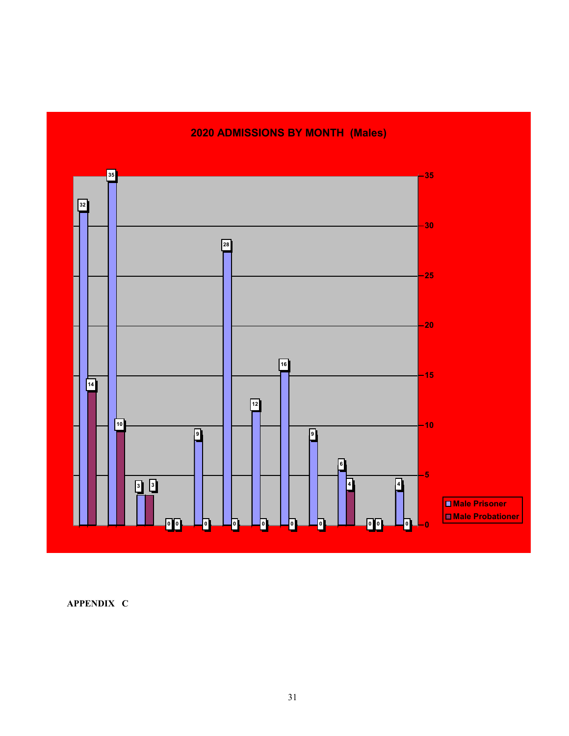## 2020 ADMISSIONS BY MONTH (Males)

| Month | Male Prisoner | Male Probationer |
|---|---|---|
| 1 | 32 | 14 |
| 2 | 35 | 10 |
| 3 | 3 | 3 |
| 4 | 0 | 0 |
| 5 | 9 | 0 |
| 6 | 28 | 0 |
| 7 | 12 | 0 |
| 8 | 16 | 0 |
| 9 | 9 | 0 |
| 10 | 6 | 4 |
| 11 | 0 | 0 |
| 12 | 4 | 0 |

**APPENDIX C**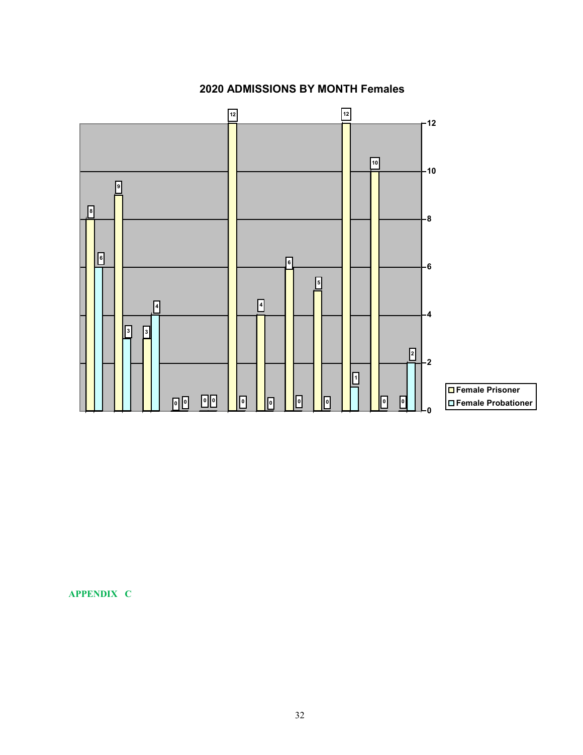## 2020 ADMISSIONS BY MONTH Females

| Month | Female Prisoner | Female Probationer |
|---|---|---|
| 1 | 8 | 6 |
| 2 | 9 | 3 |
| 3 | 3 | 4 |
| 4 | 0 | 0 |
| 5 | 0 | 0 |
| 6 | 12 | 0 |
| 7 | 4 | 0 |
| 8 | 6 | 0 |
| 9 | 5 | 0 |
| 10 | 12 | 1 |
| 11 | 10 | 0 |
| 12 | 0 | 2 |

APPENDIX C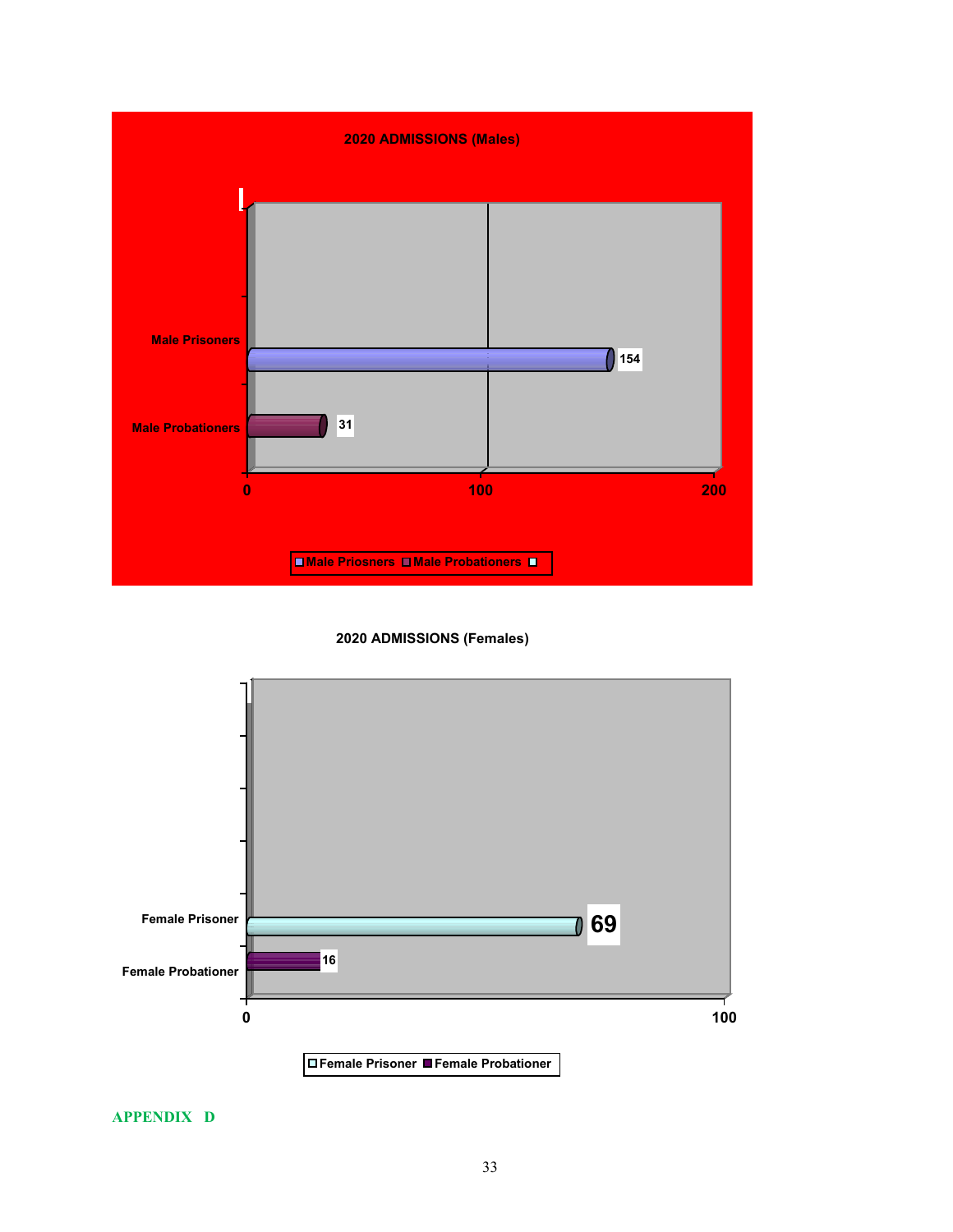**2020 ADMISSIONS (Males)**

| Category | Value |
|---|---|
| Male Prisoners | 154 |
| Male Probationers | 31 |

Male Priosners  Male Probationers

**2020 ADMISSIONS (Females)**

| Category | Value |
|---|---|
| Female Prisoner | 69 |
| Female Probationer | 16 |

Female Prisoner  Female Probationer

APPENDIX D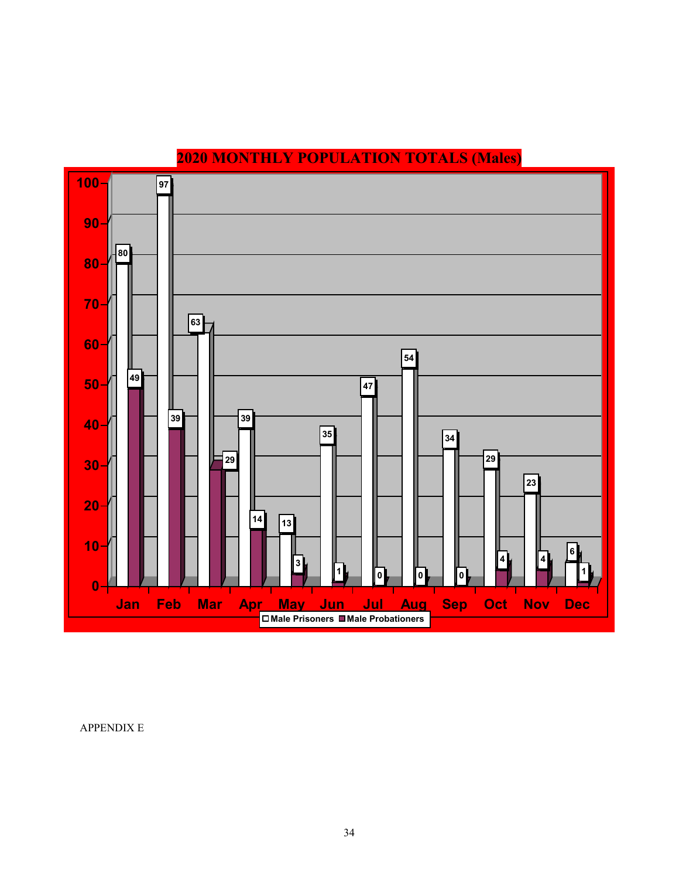## 2020 MONTHLY POPULATION TOTALS (Males)

| Month | Male Prisoners | Male Probationers |
|---|---|---|
| Jan | 80 | 49 |
| Feb | 97 | 39 |
| Mar | 63 | 29 |
| Apr | 39 | 14 |
| May | 13 | 3 |
| Jun | 35 | 1 |
| Jul | 47 | 0 |
| Aug | 54 | 0 |
| Sep | 34 | 0 |
| Oct | 29 | 4 |
| Nov | 23 | 4 |
| Dec | 6 | 1 |

APPENDIX E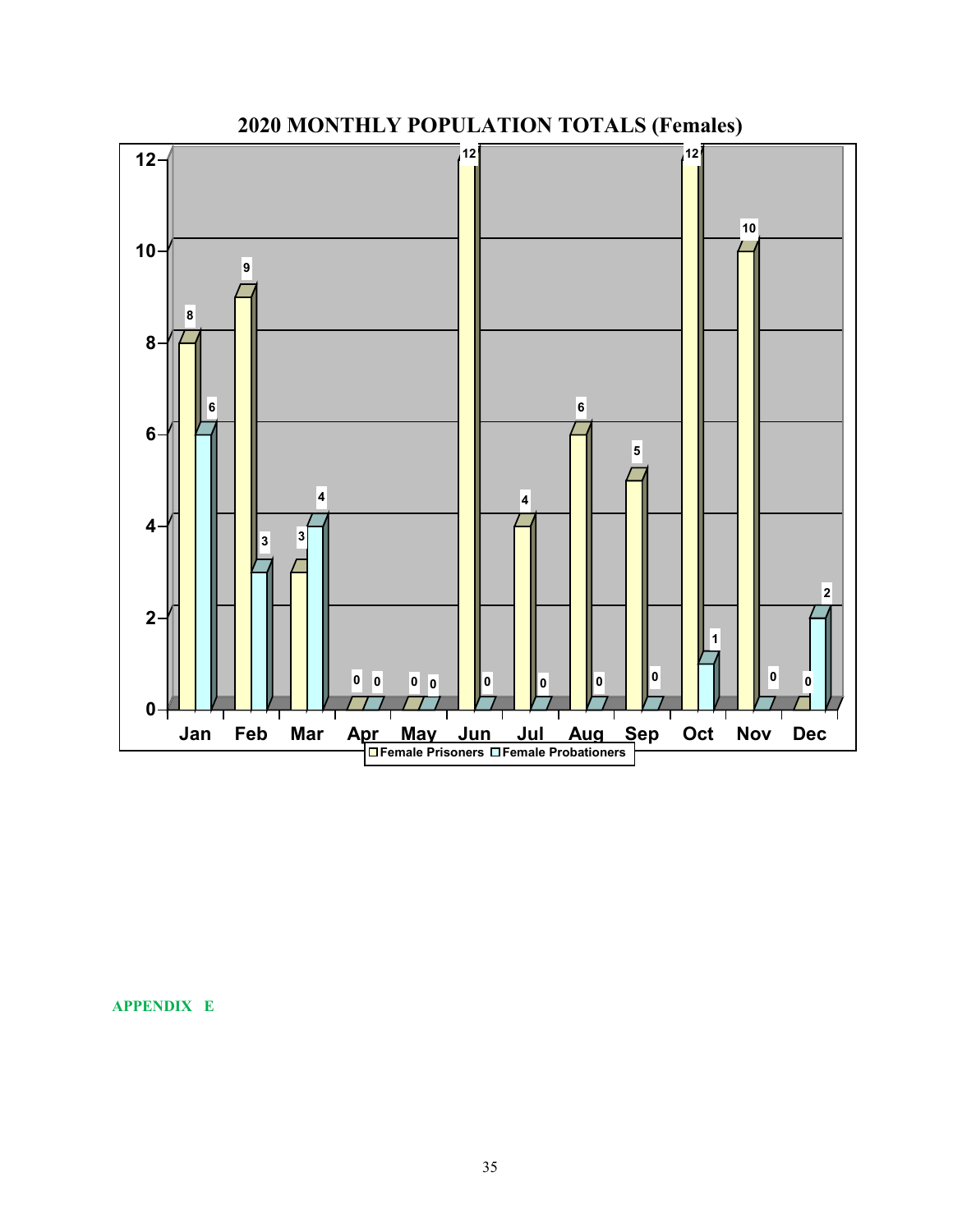## 2020 MONTHLY POPULATION TOTALS (Females)

| Month | Female Prisoners | Female Probationers |
|---|---|---|
| Jan | 8 | 6 |
| Feb | 9 | 3 |
| Mar | 3 | 4 |
| Apr | 0 | 0 |
| May | 0 | 0 |
| Jun | 12 | 0 |
| Jul | 4 | 0 |
| Aug | 6 | 0 |
| Sep | 5 | 0 |
| Oct | 12 | 1 |
| Nov | 10 | 0 |
| Dec | 0 | 2 |

APPENDIX E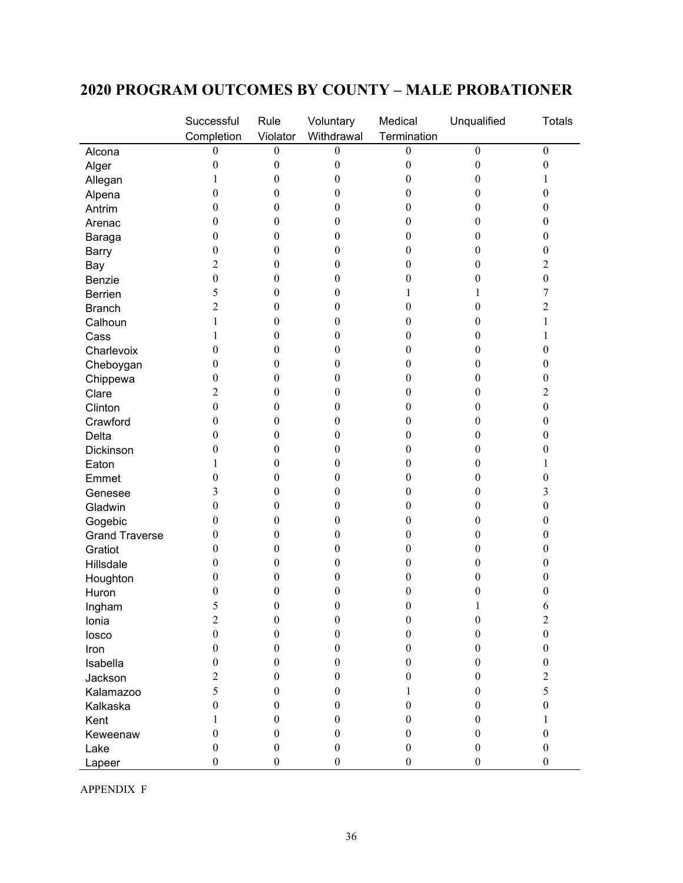## 2020 PROGRAM OUTCOMES BY COUNTY – MALE PROBATIONER

| | Successful Completion | Rule Violator | Voluntary Withdrawal | Medical Termination | Unqualified | Totals |
|---|---|---|---|---|---|---|
| Alcona | 0 | 0 | 0 | 0 | 0 | 0 |
| Alger | 0 | 0 | 0 | 0 | 0 | 0 |
| Allegan | 1 | 0 | 0 | 0 | 0 | 1 |
| Alpena | 0 | 0 | 0 | 0 | 0 | 0 |
| Antrim | 0 | 0 | 0 | 0 | 0 | 0 |
| Arenac | 0 | 0 | 0 | 0 | 0 | 0 |
| Baraga | 0 | 0 | 0 | 0 | 0 | 0 |
| Barry | 0 | 0 | 0 | 0 | 0 | 0 |
| Bay | 2 | 0 | 0 | 0 | 0 | 2 |
| Benzie | 0 | 0 | 0 | 0 | 0 | 0 |
| Berrien | 5 | 0 | 0 | 1 | 1 | 7 |
| Branch | 2 | 0 | 0 | 0 | 0 | 2 |
| Calhoun | 1 | 0 | 0 | 0 | 0 | 1 |
| Cass | 1 | 0 | 0 | 0 | 0 | 1 |
| Charlevoix | 0 | 0 | 0 | 0 | 0 | 0 |
| Cheboygan | 0 | 0 | 0 | 0 | 0 | 0 |
| Chippewa | 0 | 0 | 0 | 0 | 0 | 0 |
| Clare | 2 | 0 | 0 | 0 | 0 | 2 |
| Clinton | 0 | 0 | 0 | 0 | 0 | 0 |
| Crawford | 0 | 0 | 0 | 0 | 0 | 0 |
| Delta | 0 | 0 | 0 | 0 | 0 | 0 |
| Dickinson | 0 | 0 | 0 | 0 | 0 | 0 |
| Eaton | 1 | 0 | 0 | 0 | 0 | 1 |
| Emmet | 0 | 0 | 0 | 0 | 0 | 0 |
| Genesee | 3 | 0 | 0 | 0 | 0 | 3 |
| Gladwin | 0 | 0 | 0 | 0 | 0 | 0 |
| Gogebic | 0 | 0 | 0 | 0 | 0 | 0 |
| Grand Traverse | 0 | 0 | 0 | 0 | 0 | 0 |
| Gratiot | 0 | 0 | 0 | 0 | 0 | 0 |
| Hillsdale | 0 | 0 | 0 | 0 | 0 | 0 |
| Houghton | 0 | 0 | 0 | 0 | 0 | 0 |
| Huron | 0 | 0 | 0 | 0 | 0 | 0 |
| Ingham | 5 | 0 | 0 | 0 | 1 | 6 |
| Ionia | 2 | 0 | 0 | 0 | 0 | 2 |
| Iosco | 0 | 0 | 0 | 0 | 0 | 0 |
| Iron | 0 | 0 | 0 | 0 | 0 | 0 |
| Isabella | 0 | 0 | 0 | 0 | 0 | 0 |
| Jackson | 2 | 0 | 0 | 0 | 0 | 2 |
| Kalamazoo | 5 | 0 | 0 | 1 | 0 | 5 |
| Kalkaska | 0 | 0 | 0 | 0 | 0 | 0 |
| Kent | 1 | 0 | 0 | 0 | 0 | 1 |
| Keweenaw | 0 | 0 | 0 | 0 | 0 | 0 |
| Lake | 0 | 0 | 0 | 0 | 0 | 0 |
| Lapeer | 0 | 0 | 0 | 0 | 0 | 0 |

APPENDIX F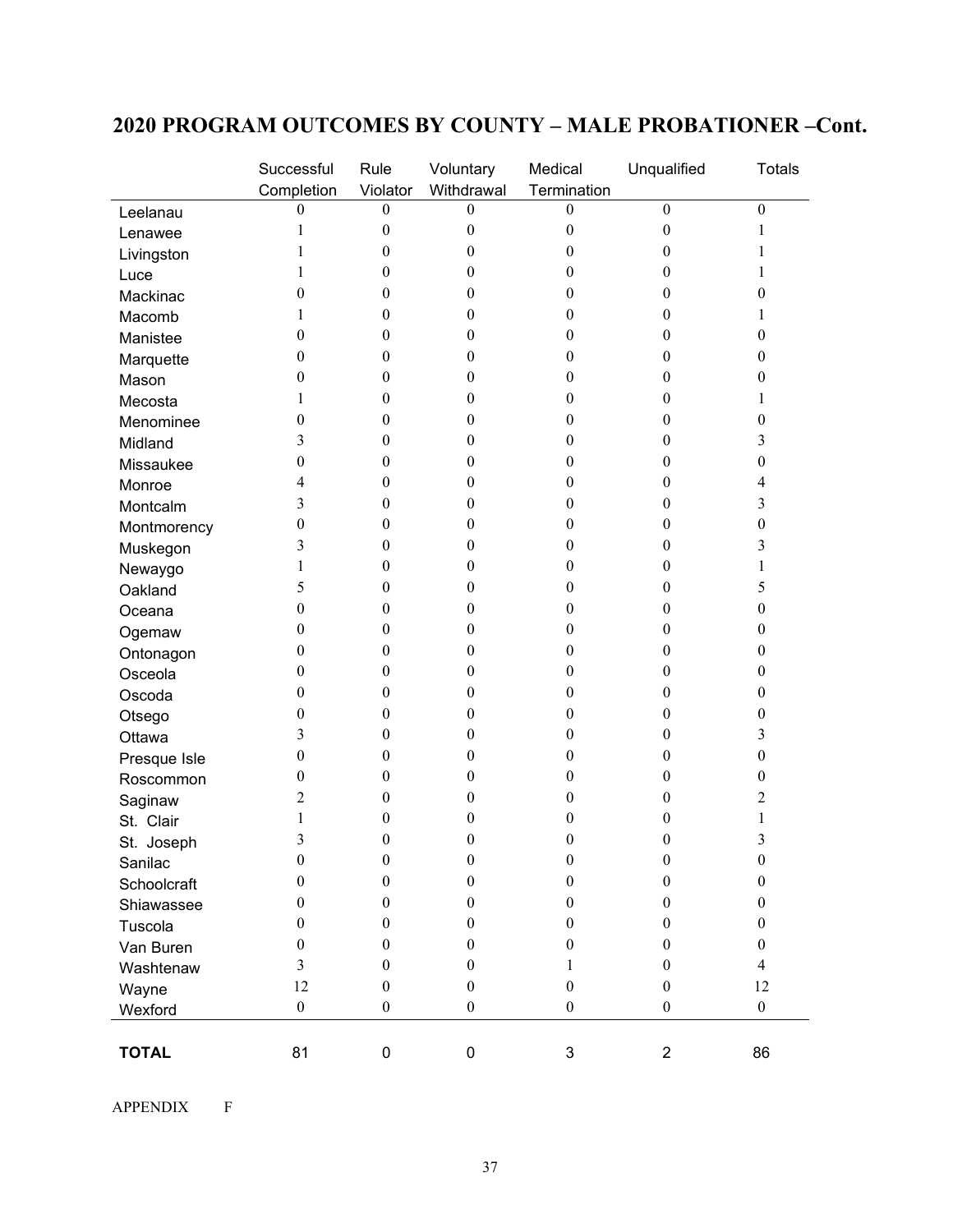## 2020 PROGRAM OUTCOMES BY COUNTY – MALE PROBATIONER –Cont.

| | Successful Completion | Rule Violator | Voluntary Withdrawal | Medical Termination | Unqualified | Totals |
|---|---|---|---|---|---|---|
| Leelanau | 0 | 0 | 0 | 0 | 0 | 0 |
| Lenawee | 1 | 0 | 0 | 0 | 0 | 1 |
| Livingston | 1 | 0 | 0 | 0 | 0 | 1 |
| Luce | 1 | 0 | 0 | 0 | 0 | 1 |
| Mackinac | 0 | 0 | 0 | 0 | 0 | 0 |
| Macomb | 1 | 0 | 0 | 0 | 0 | 1 |
| Manistee | 0 | 0 | 0 | 0 | 0 | 0 |
| Marquette | 0 | 0 | 0 | 0 | 0 | 0 |
| Mason | 0 | 0 | 0 | 0 | 0 | 0 |
| Mecosta | 1 | 0 | 0 | 0 | 0 | 1 |
| Menominee | 0 | 0 | 0 | 0 | 0 | 0 |
| Midland | 3 | 0 | 0 | 0 | 0 | 3 |
| Missaukee | 0 | 0 | 0 | 0 | 0 | 0 |
| Monroe | 4 | 0 | 0 | 0 | 0 | 4 |
| Montcalm | 3 | 0 | 0 | 0 | 0 | 3 |
| Montmorency | 0 | 0 | 0 | 0 | 0 | 0 |
| Muskegon | 3 | 0 | 0 | 0 | 0 | 3 |
| Newaygo | 1 | 0 | 0 | 0 | 0 | 1 |
| Oakland | 5 | 0 | 0 | 0 | 0 | 5 |
| Oceana | 0 | 0 | 0 | 0 | 0 | 0 |
| Ogemaw | 0 | 0 | 0 | 0 | 0 | 0 |
| Ontonagon | 0 | 0 | 0 | 0 | 0 | 0 |
| Osceola | 0 | 0 | 0 | 0 | 0 | 0 |
| Oscoda | 0 | 0 | 0 | 0 | 0 | 0 |
| Otsego | 0 | 0 | 0 | 0 | 0 | 0 |
| Ottawa | 3 | 0 | 0 | 0 | 0 | 3 |
| Presque Isle | 0 | 0 | 0 | 0 | 0 | 0 |
| Roscommon | 0 | 0 | 0 | 0 | 0 | 0 |
| Saginaw | 2 | 0 | 0 | 0 | 0 | 2 |
| St. Clair | 1 | 0 | 0 | 0 | 0 | 1 |
| St. Joseph | 3 | 0 | 0 | 0 | 0 | 3 |
| Sanilac | 0 | 0 | 0 | 0 | 0 | 0 |
| Schoolcraft | 0 | 0 | 0 | 0 | 0 | 0 |
| Shiawassee | 0 | 0 | 0 | 0 | 0 | 0 |
| Tuscola | 0 | 0 | 0 | 0 | 0 | 0 |
| Van Buren | 0 | 0 | 0 | 0 | 0 | 0 |
| Washtenaw | 3 | 0 | 0 | 1 | 0 | 4 |
| Wayne | 12 | 0 | 0 | 0 | 0 | 12 |
| Wexford | 0 | 0 | 0 | 0 | 0 | 0 |
| **TOTAL** | 81 | 0 | 0 | 3 | 2 | 86 |

APPENDIX F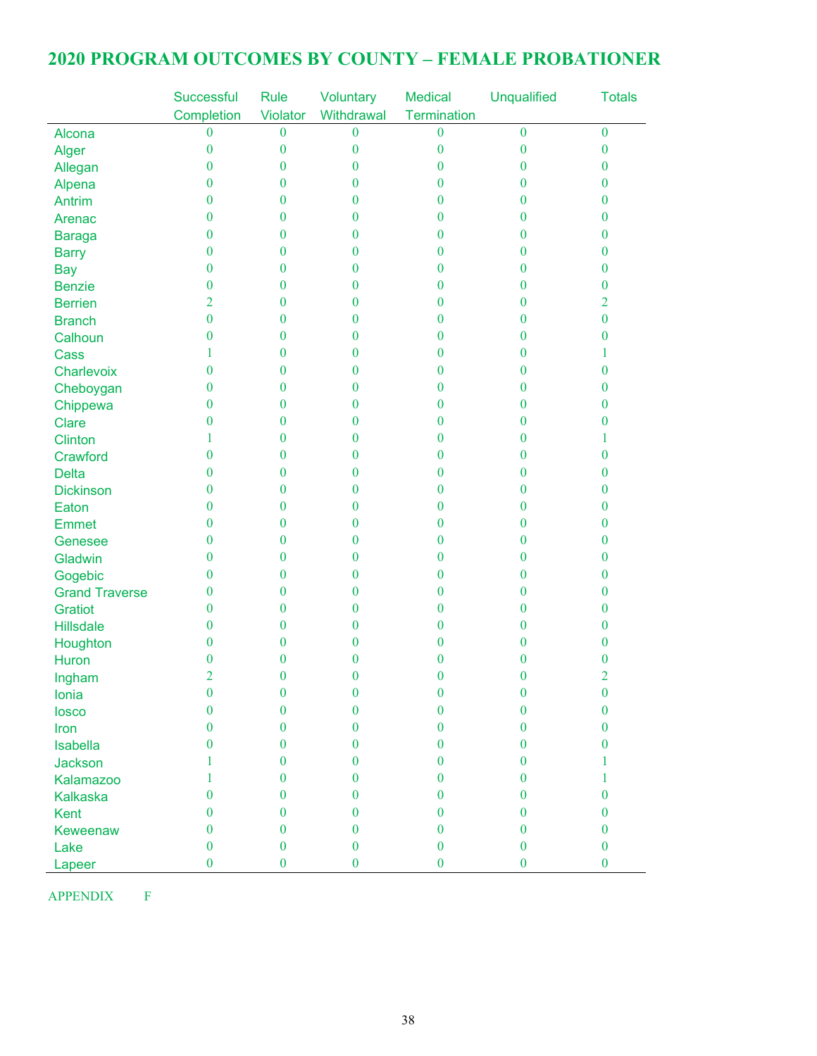# 2020 PROGRAM OUTCOMES BY COUNTY – FEMALE PROBATIONER

| | Successful Completion | Rule Violator | Voluntary Withdrawal | Medical Termination | Unqualified | Totals |
|---|---|---|---|---|---|---|
| Alcona | 0 | 0 | 0 | 0 | 0 | 0 |
| Alger | 0 | 0 | 0 | 0 | 0 | 0 |
| Allegan | 0 | 0 | 0 | 0 | 0 | 0 |
| Alpena | 0 | 0 | 0 | 0 | 0 | 0 |
| Antrim | 0 | 0 | 0 | 0 | 0 | 0 |
| Arenac | 0 | 0 | 0 | 0 | 0 | 0 |
| Baraga | 0 | 0 | 0 | 0 | 0 | 0 |
| Barry | 0 | 0 | 0 | 0 | 0 | 0 |
| Bay | 0 | 0 | 0 | 0 | 0 | 0 |
| Benzie | 0 | 0 | 0 | 0 | 0 | 0 |
| Berrien | 2 | 0 | 0 | 0 | 0 | 2 |
| Branch | 0 | 0 | 0 | 0 | 0 | 0 |
| Calhoun | 0 | 0 | 0 | 0 | 0 | 0 |
| Cass | 1 | 0 | 0 | 0 | 0 | 1 |
| Charlevoix | 0 | 0 | 0 | 0 | 0 | 0 |
| Cheboygan | 0 | 0 | 0 | 0 | 0 | 0 |
| Chippewa | 0 | 0 | 0 | 0 | 0 | 0 |
| Clare | 0 | 0 | 0 | 0 | 0 | 0 |
| Clinton | 1 | 0 | 0 | 0 | 0 | 1 |
| Crawford | 0 | 0 | 0 | 0 | 0 | 0 |
| Delta | 0 | 0 | 0 | 0 | 0 | 0 |
| Dickinson | 0 | 0 | 0 | 0 | 0 | 0 |
| Eaton | 0 | 0 | 0 | 0 | 0 | 0 |
| Emmet | 0 | 0 | 0 | 0 | 0 | 0 |
| Genesee | 0 | 0 | 0 | 0 | 0 | 0 |
| Gladwin | 0 | 0 | 0 | 0 | 0 | 0 |
| Gogebic | 0 | 0 | 0 | 0 | 0 | 0 |
| Grand Traverse | 0 | 0 | 0 | 0 | 0 | 0 |
| Gratiot | 0 | 0 | 0 | 0 | 0 | 0 |
| Hillsdale | 0 | 0 | 0 | 0 | 0 | 0 |
| Houghton | 0 | 0 | 0 | 0 | 0 | 0 |
| Huron | 0 | 0 | 0 | 0 | 0 | 0 |
| Ingham | 2 | 0 | 0 | 0 | 0 | 2 |
| Ionia | 0 | 0 | 0 | 0 | 0 | 0 |
| Iosco | 0 | 0 | 0 | 0 | 0 | 0 |
| Iron | 0 | 0 | 0 | 0 | 0 | 0 |
| Isabella | 0 | 0 | 0 | 0 | 0 | 0 |
| Jackson | 1 | 0 | 0 | 0 | 0 | 1 |
| Kalamazoo | 1 | 0 | 0 | 0 | 0 | 1 |
| Kalkaska | 0 | 0 | 0 | 0 | 0 | 0 |
| Kent | 0 | 0 | 0 | 0 | 0 | 0 |
| Keweenaw | 0 | 0 | 0 | 0 | 0 | 0 |
| Lake | 0 | 0 | 0 | 0 | 0 | 0 |
| Lapeer | 0 | 0 | 0 | 0 | 0 | 0 |

APPENDIX F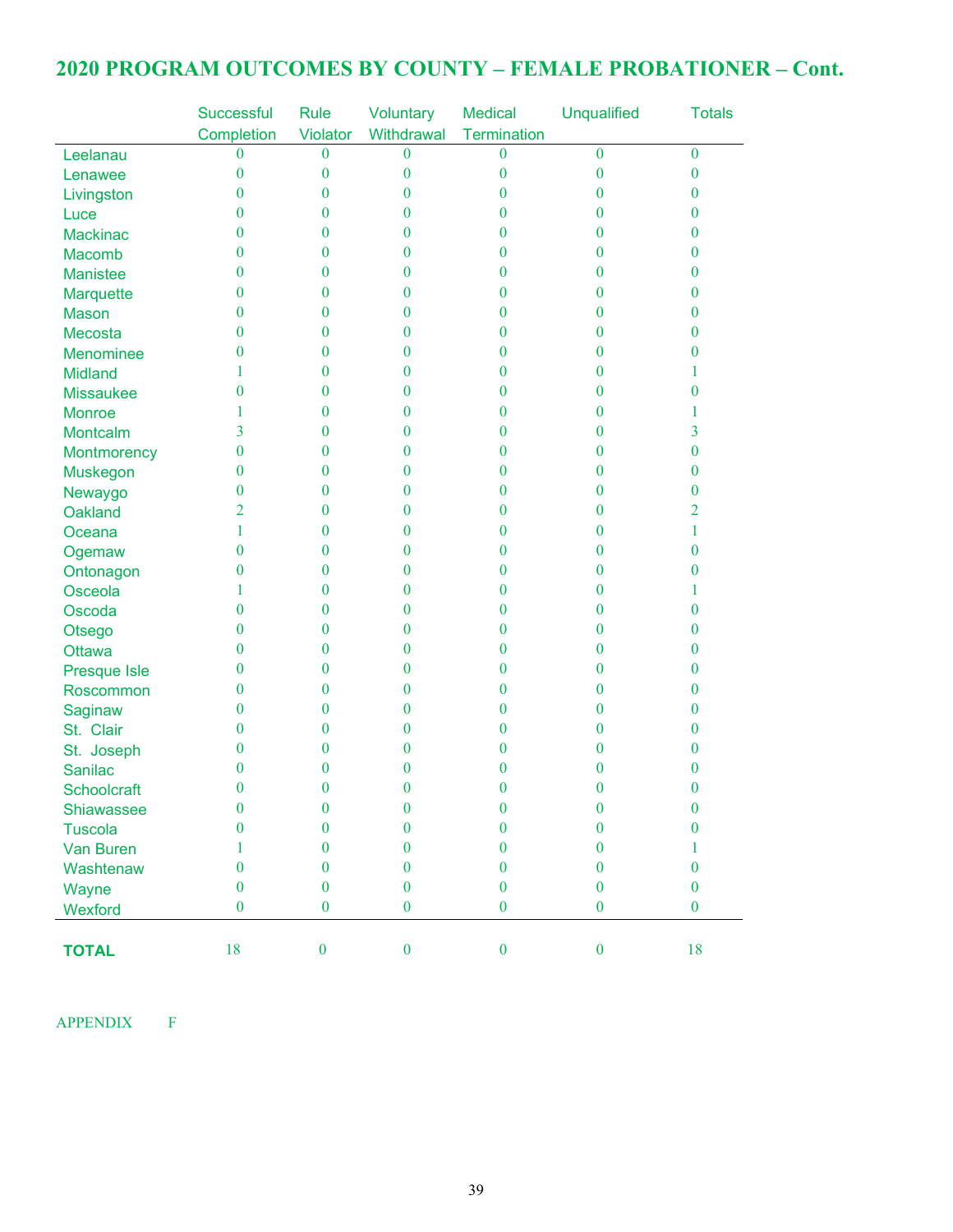## 2020 PROGRAM OUTCOMES BY COUNTY – FEMALE PROBATIONER – Cont.

| | Successful Completion | Rule Violator | Voluntary Withdrawal | Medical Termination | Unqualified | Totals |
|---|---|---|---|---|---|---|
| Leelanau | 0 | 0 | 0 | 0 | 0 | 0 |
| Lenawee | 0 | 0 | 0 | 0 | 0 | 0 |
| Livingston | 0 | 0 | 0 | 0 | 0 | 0 |
| Luce | 0 | 0 | 0 | 0 | 0 | 0 |
| Mackinac | 0 | 0 | 0 | 0 | 0 | 0 |
| Macomb | 0 | 0 | 0 | 0 | 0 | 0 |
| Manistee | 0 | 0 | 0 | 0 | 0 | 0 |
| Marquette | 0 | 0 | 0 | 0 | 0 | 0 |
| Mason | 0 | 0 | 0 | 0 | 0 | 0 |
| Mecosta | 0 | 0 | 0 | 0 | 0 | 0 |
| Menominee | 0 | 0 | 0 | 0 | 0 | 0 |
| Midland | 1 | 0 | 0 | 0 | 0 | 1 |
| Missaukee | 0 | 0 | 0 | 0 | 0 | 0 |
| Monroe | 1 | 0 | 0 | 0 | 0 | 1 |
| Montcalm | 3 | 0 | 0 | 0 | 0 | 3 |
| Montmorency | 0 | 0 | 0 | 0 | 0 | 0 |
| Muskegon | 0 | 0 | 0 | 0 | 0 | 0 |
| Newaygo | 0 | 0 | 0 | 0 | 0 | 0 |
| Oakland | 2 | 0 | 0 | 0 | 0 | 2 |
| Oceana | 1 | 0 | 0 | 0 | 0 | 1 |
| Ogemaw | 0 | 0 | 0 | 0 | 0 | 0 |
| Ontonagon | 0 | 0 | 0 | 0 | 0 | 0 |
| Osceola | 1 | 0 | 0 | 0 | 0 | 1 |
| Oscoda | 0 | 0 | 0 | 0 | 0 | 0 |
| Otsego | 0 | 0 | 0 | 0 | 0 | 0 |
| Ottawa | 0 | 0 | 0 | 0 | 0 | 0 |
| Presque Isle | 0 | 0 | 0 | 0 | 0 | 0 |
| Roscommon | 0 | 0 | 0 | 0 | 0 | 0 |
| Saginaw | 0 | 0 | 0 | 0 | 0 | 0 |
| St. Clair | 0 | 0 | 0 | 0 | 0 | 0 |
| St. Joseph | 0 | 0 | 0 | 0 | 0 | 0 |
| Sanilac | 0 | 0 | 0 | 0 | 0 | 0 |
| Schoolcraft | 0 | 0 | 0 | 0 | 0 | 0 |
| Shiawassee | 0 | 0 | 0 | 0 | 0 | 0 |
| Tuscola | 0 | 0 | 0 | 0 | 0 | 0 |
| Van Buren | 1 | 0 | 0 | 0 | 0 | 1 |
| Washtenaw | 0 | 0 | 0 | 0 | 0 | 0 |
| Wayne | 0 | 0 | 0 | 0 | 0 | 0 |
| Wexford | 0 | 0 | 0 | 0 | 0 | 0 |
| **TOTAL** | 18 | 0 | 0 | 0 | 0 | 18 |

APPENDIX F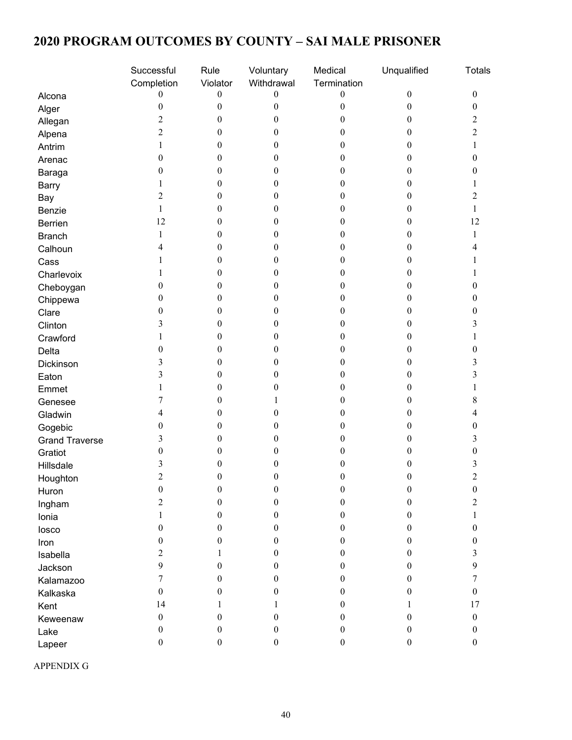# 2020 PROGRAM OUTCOMES BY COUNTY – SAI MALE PRISONER

| | Successful Completion | Rule Violator | Voluntary Withdrawal | Medical Termination | Unqualified | Totals |
|---|---|---|---|---|---|---|
| Alcona | 0 | 0 | 0 | 0 | 0 | 0 |
| Alger | 0 | 0 | 0 | 0 | 0 | 0 |
| Allegan | 2 | 0 | 0 | 0 | 0 | 2 |
| Alpena | 2 | 0 | 0 | 0 | 0 | 2 |
| Antrim | 1 | 0 | 0 | 0 | 0 | 1 |
| Arenac | 0 | 0 | 0 | 0 | 0 | 0 |
| Baraga | 0 | 0 | 0 | 0 | 0 | 0 |
| Barry | 1 | 0 | 0 | 0 | 0 | 1 |
| Bay | 2 | 0 | 0 | 0 | 0 | 2 |
| Benzie | 1 | 0 | 0 | 0 | 0 | 1 |
| Berrien | 12 | 0 | 0 | 0 | 0 | 12 |
| Branch | 1 | 0 | 0 | 0 | 0 | 1 |
| Calhoun | 4 | 0 | 0 | 0 | 0 | 4 |
| Cass | 1 | 0 | 0 | 0 | 0 | 1 |
| Charlevoix | 1 | 0 | 0 | 0 | 0 | 1 |
| Cheboygan | 0 | 0 | 0 | 0 | 0 | 0 |
| Chippewa | 0 | 0 | 0 | 0 | 0 | 0 |
| Clare | 0 | 0 | 0 | 0 | 0 | 0 |
| Clinton | 3 | 0 | 0 | 0 | 0 | 3 |
| Crawford | 1 | 0 | 0 | 0 | 0 | 1 |
| Delta | 0 | 0 | 0 | 0 | 0 | 0 |
| Dickinson | 3 | 0 | 0 | 0 | 0 | 3 |
| Eaton | 3 | 0 | 0 | 0 | 0 | 3 |
| Emmet | 1 | 0 | 0 | 0 | 0 | 1 |
| Genesee | 7 | 0 | 1 | 0 | 0 | 8 |
| Gladwin | 4 | 0 | 0 | 0 | 0 | 4 |
| Gogebic | 0 | 0 | 0 | 0 | 0 | 0 |
| Grand Traverse | 3 | 0 | 0 | 0 | 0 | 3 |
| Gratiot | 0 | 0 | 0 | 0 | 0 | 0 |
| Hillsdale | 3 | 0 | 0 | 0 | 0 | 3 |
| Houghton | 2 | 0 | 0 | 0 | 0 | 2 |
| Huron | 0 | 0 | 0 | 0 | 0 | 0 |
| Ingham | 2 | 0 | 0 | 0 | 0 | 2 |
| Ionia | 1 | 0 | 0 | 0 | 0 | 1 |
| Iosco | 0 | 0 | 0 | 0 | 0 | 0 |
| Iron | 0 | 0 | 0 | 0 | 0 | 0 |
| Isabella | 2 | 1 | 0 | 0 | 0 | 3 |
| Jackson | 9 | 0 | 0 | 0 | 0 | 9 |
| Kalamazoo | 7 | 0 | 0 | 0 | 0 | 7 |
| Kalkaska | 0 | 0 | 0 | 0 | 0 | 0 |
| Kent | 14 | 1 | 1 | 0 | 1 | 17 |
| Keweenaw | 0 | 0 | 0 | 0 | 0 | 0 |
| Lake | 0 | 0 | 0 | 0 | 0 | 0 |
| Lapeer | 0 | 0 | 0 | 0 | 0 | 0 |

APPENDIX G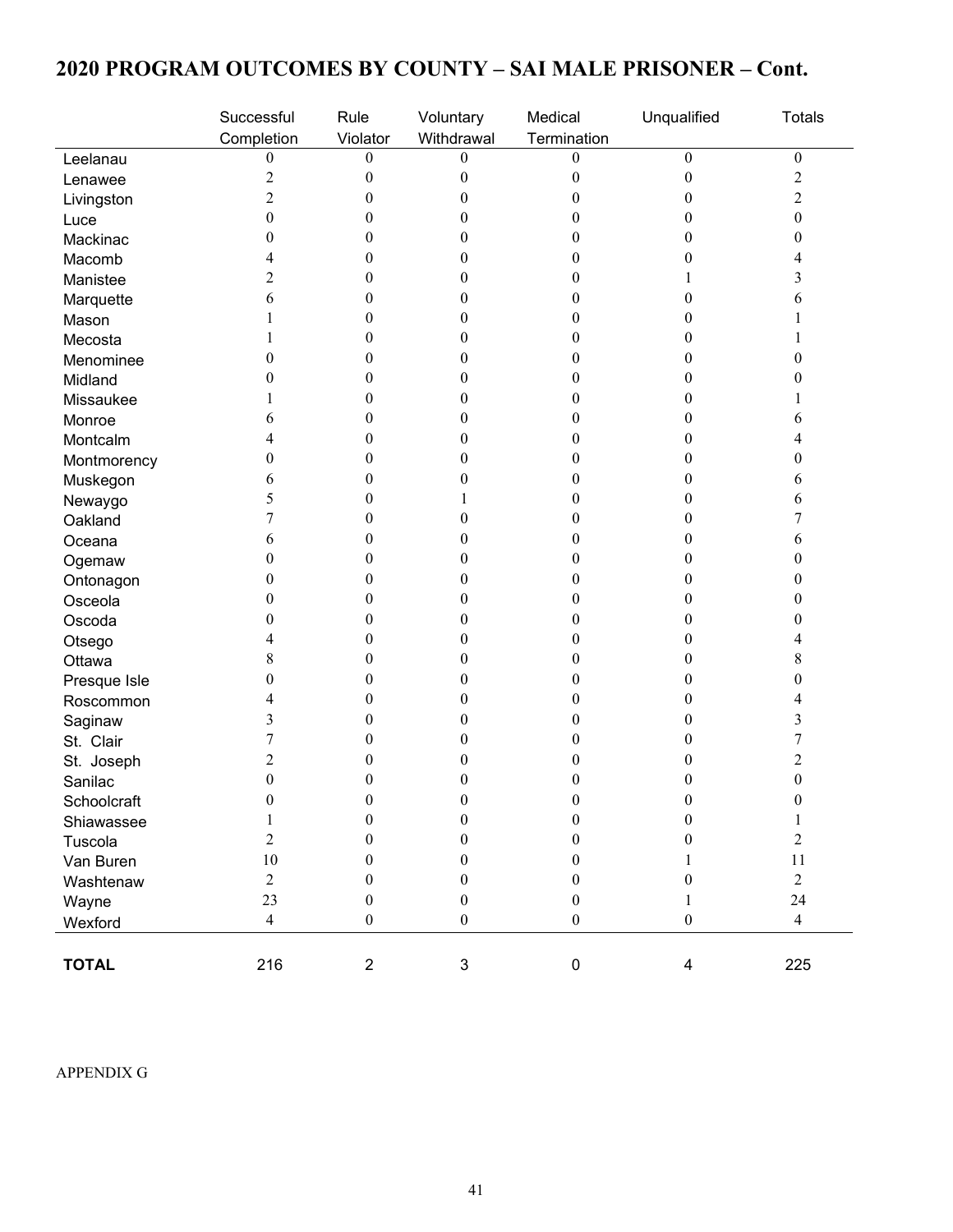# 2020 PROGRAM OUTCOMES BY COUNTY – SAI MALE PRISONER – Cont.

| | Successful Completion | Rule Violator | Voluntary Withdrawal | Medical Termination | Unqualified | Totals |
|---|---|---|---|---|---|---|
| Leelanau | 0 | 0 | 0 | 0 | 0 | 0 |
| Lenawee | 2 | 0 | 0 | 0 | 0 | 2 |
| Livingston | 2 | 0 | 0 | 0 | 0 | 2 |
| Luce | 0 | 0 | 0 | 0 | 0 | 0 |
| Mackinac | 0 | 0 | 0 | 0 | 0 | 0 |
| Macomb | 4 | 0 | 0 | 0 | 0 | 4 |
| Manistee | 2 | 0 | 0 | 0 | 1 | 3 |
| Marquette | 6 | 0 | 0 | 0 | 0 | 6 |
| Mason | 1 | 0 | 0 | 0 | 0 | 1 |
| Mecosta | 1 | 0 | 0 | 0 | 0 | 1 |
| Menominee | 0 | 0 | 0 | 0 | 0 | 0 |
| Midland | 0 | 0 | 0 | 0 | 0 | 0 |
| Missaukee | 1 | 0 | 0 | 0 | 0 | 1 |
| Monroe | 6 | 0 | 0 | 0 | 0 | 6 |
| Montcalm | 4 | 0 | 0 | 0 | 0 | 4 |
| Montmorency | 0 | 0 | 0 | 0 | 0 | 0 |
| Muskegon | 6 | 0 | 0 | 0 | 0 | 6 |
| Newaygo | 5 | 0 | 1 | 0 | 0 | 6 |
| Oakland | 7 | 0 | 0 | 0 | 0 | 7 |
| Oceana | 6 | 0 | 0 | 0 | 0 | 6 |
| Ogemaw | 0 | 0 | 0 | 0 | 0 | 0 |
| Ontonagon | 0 | 0 | 0 | 0 | 0 | 0 |
| Osceola | 0 | 0 | 0 | 0 | 0 | 0 |
| Oscoda | 0 | 0 | 0 | 0 | 0 | 0 |
| Otsego | 4 | 0 | 0 | 0 | 0 | 4 |
| Ottawa | 8 | 0 | 0 | 0 | 0 | 8 |
| Presque Isle | 0 | 0 | 0 | 0 | 0 | 0 |
| Roscommon | 4 | 0 | 0 | 0 | 0 | 4 |
| Saginaw | 3 | 0 | 0 | 0 | 0 | 3 |
| St. Clair | 7 | 0 | 0 | 0 | 0 | 7 |
| St. Joseph | 2 | 0 | 0 | 0 | 0 | 2 |
| Sanilac | 0 | 0 | 0 | 0 | 0 | 0 |
| Schoolcraft | 0 | 0 | 0 | 0 | 0 | 0 |
| Shiawassee | 1 | 0 | 0 | 0 | 0 | 1 |
| Tuscola | 2 | 0 | 0 | 0 | 0 | 2 |
| Van Buren | 10 | 0 | 0 | 0 | 1 | 11 |
| Washtenaw | 2 | 0 | 0 | 0 | 0 | 2 |
| Wayne | 23 | 0 | 0 | 0 | 1 | 24 |
| Wexford | 4 | 0 | 0 | 0 | 0 | 4 |
| **TOTAL** | 216 | 2 | 3 | 0 | 4 | 225 |

APPENDIX G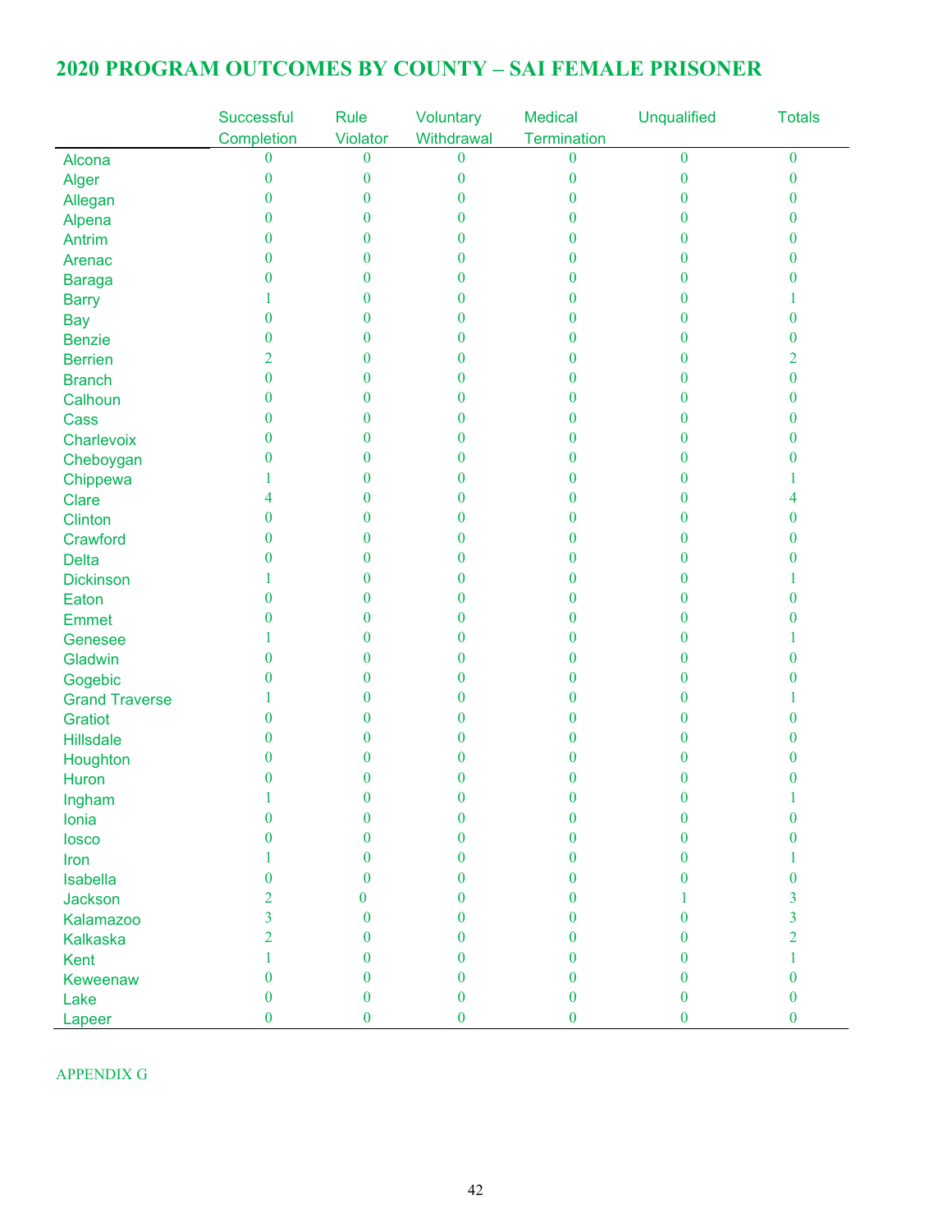# 2020 PROGRAM OUTCOMES BY COUNTY – SAI FEMALE PRISONER

| | Successful Completion | Rule Violator | Voluntary Withdrawal | Medical Termination | Unqualified | Totals |
|---|---|---|---|---|---|---|
| Alcona | 0 | 0 | 0 | 0 | 0 | 0 |
| Alger | 0 | 0 | 0 | 0 | 0 | 0 |
| Allegan | 0 | 0 | 0 | 0 | 0 | 0 |
| Alpena | 0 | 0 | 0 | 0 | 0 | 0 |
| Antrim | 0 | 0 | 0 | 0 | 0 | 0 |
| Arenac | 0 | 0 | 0 | 0 | 0 | 0 |
| Baraga | 0 | 0 | 0 | 0 | 0 | 0 |
| Barry | 1 | 0 | 0 | 0 | 0 | 1 |
| Bay | 0 | 0 | 0 | 0 | 0 | 0 |
| Benzie | 0 | 0 | 0 | 0 | 0 | 0 |
| Berrien | 2 | 0 | 0 | 0 | 0 | 2 |
| Branch | 0 | 0 | 0 | 0 | 0 | 0 |
| Calhoun | 0 | 0 | 0 | 0 | 0 | 0 |
| Cass | 0 | 0 | 0 | 0 | 0 | 0 |
| Charlevoix | 0 | 0 | 0 | 0 | 0 | 0 |
| Cheboygan | 0 | 0 | 0 | 0 | 0 | 0 |
| Chippewa | 1 | 0 | 0 | 0 | 0 | 1 |
| Clare | 4 | 0 | 0 | 0 | 0 | 4 |
| Clinton | 0 | 0 | 0 | 0 | 0 | 0 |
| Crawford | 0 | 0 | 0 | 0 | 0 | 0 |
| Delta | 0 | 0 | 0 | 0 | 0 | 0 |
| Dickinson | 1 | 0 | 0 | 0 | 0 | 1 |
| Eaton | 0 | 0 | 0 | 0 | 0 | 0 |
| Emmet | 0 | 0 | 0 | 0 | 0 | 0 |
| Genesee | 1 | 0 | 0 | 0 | 0 | 1 |
| Gladwin | 0 | 0 | 0 | 0 | 0 | 0 |
| Gogebic | 0 | 0 | 0 | 0 | 0 | 0 |
| Grand Traverse | 1 | 0 | 0 | 0 | 0 | 1 |
| Gratiot | 0 | 0 | 0 | 0 | 0 | 0 |
| Hillsdale | 0 | 0 | 0 | 0 | 0 | 0 |
| Houghton | 0 | 0 | 0 | 0 | 0 | 0 |
| Huron | 0 | 0 | 0 | 0 | 0 | 0 |
| Ingham | 1 | 0 | 0 | 0 | 0 | 1 |
| Ionia | 0 | 0 | 0 | 0 | 0 | 0 |
| Iosco | 0 | 0 | 0 | 0 | 0 | 0 |
| Iron | 1 | 0 | 0 | 0 | 0 | 1 |
| Isabella | 0 | 0 | 0 | 0 | 0 | 0 |
| Jackson | 2 | 0 | 0 | 0 | 1 | 3 |
| Kalamazoo | 3 | 0 | 0 | 0 | 0 | 3 |
| Kalkaska | 2 | 0 | 0 | 0 | 0 | 2 |
| Kent | 1 | 0 | 0 | 0 | 0 | 1 |
| Keweenaw | 0 | 0 | 0 | 0 | 0 | 0 |
| Lake | 0 | 0 | 0 | 0 | 0 | 0 |
| Lapeer | 0 | 0 | 0 | 0 | 0 | 0 |

APPENDIX G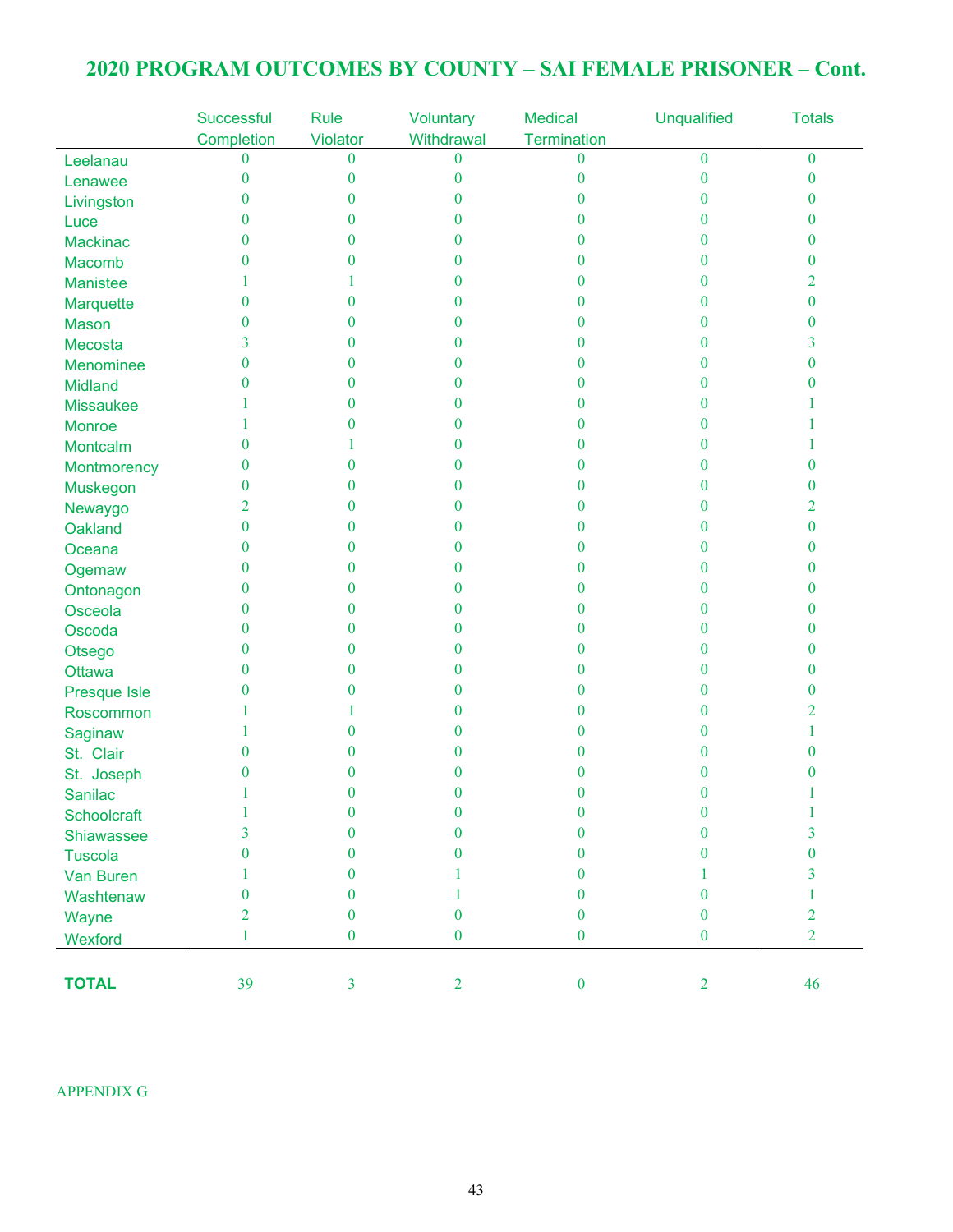# 2020 PROGRAM OUTCOMES BY COUNTY – SAI FEMALE PRISONER – Cont.

| | Successful Completion | Rule Violator | Voluntary Withdrawal | Medical Termination | Unqualified | Totals |
|---|---|---|---|---|---|---|
| Leelanau | 0 | 0 | 0 | 0 | 0 | 0 |
| Lenawee | 0 | 0 | 0 | 0 | 0 | 0 |
| Livingston | 0 | 0 | 0 | 0 | 0 | 0 |
| Luce | 0 | 0 | 0 | 0 | 0 | 0 |
| Mackinac | 0 | 0 | 0 | 0 | 0 | 0 |
| Macomb | 0 | 0 | 0 | 0 | 0 | 0 |
| Manistee | 1 | 1 | 0 | 0 | 0 | 2 |
| Marquette | 0 | 0 | 0 | 0 | 0 | 0 |
| Mason | 0 | 0 | 0 | 0 | 0 | 0 |
| Mecosta | 3 | 0 | 0 | 0 | 0 | 3 |
| Menominee | 0 | 0 | 0 | 0 | 0 | 0 |
| Midland | 0 | 0 | 0 | 0 | 0 | 0 |
| Missaukee | 1 | 0 | 0 | 0 | 0 | 1 |
| Monroe | 1 | 0 | 0 | 0 | 0 | 1 |
| Montcalm | 0 | 1 | 0 | 0 | 0 | 1 |
| Montmorency | 0 | 0 | 0 | 0 | 0 | 0 |
| Muskegon | 0 | 0 | 0 | 0 | 0 | 0 |
| Newaygo | 2 | 0 | 0 | 0 | 0 | 2 |
| Oakland | 0 | 0 | 0 | 0 | 0 | 0 |
| Oceana | 0 | 0 | 0 | 0 | 0 | 0 |
| Ogemaw | 0 | 0 | 0 | 0 | 0 | 0 |
| Ontonagon | 0 | 0 | 0 | 0 | 0 | 0 |
| Osceola | 0 | 0 | 0 | 0 | 0 | 0 |
| Oscoda | 0 | 0 | 0 | 0 | 0 | 0 |
| Otsego | 0 | 0 | 0 | 0 | 0 | 0 |
| Ottawa | 0 | 0 | 0 | 0 | 0 | 0 |
| Presque Isle | 0 | 0 | 0 | 0 | 0 | 0 |
| Roscommon | 1 | 1 | 0 | 0 | 0 | 2 |
| Saginaw | 1 | 0 | 0 | 0 | 0 | 1 |
| St. Clair | 0 | 0 | 0 | 0 | 0 | 0 |
| St. Joseph | 0 | 0 | 0 | 0 | 0 | 0 |
| Sanilac | 1 | 0 | 0 | 0 | 0 | 1 |
| Schoolcraft | 1 | 0 | 0 | 0 | 0 | 1 |
| Shiawassee | 3 | 0 | 0 | 0 | 0 | 3 |
| Tuscola | 0 | 0 | 0 | 0 | 0 | 0 |
| Van Buren | 1 | 0 | 1 | 0 | 1 | 3 |
| Washtenaw | 0 | 0 | 1 | 0 | 0 | 1 |
| Wayne | 2 | 0 | 0 | 0 | 0 | 2 |
| Wexford | 1 | 0 | 0 | 0 | 0 | 2 |
| **TOTAL** | 39 | 3 | 2 | 0 | 2 | 46 |

APPENDIX G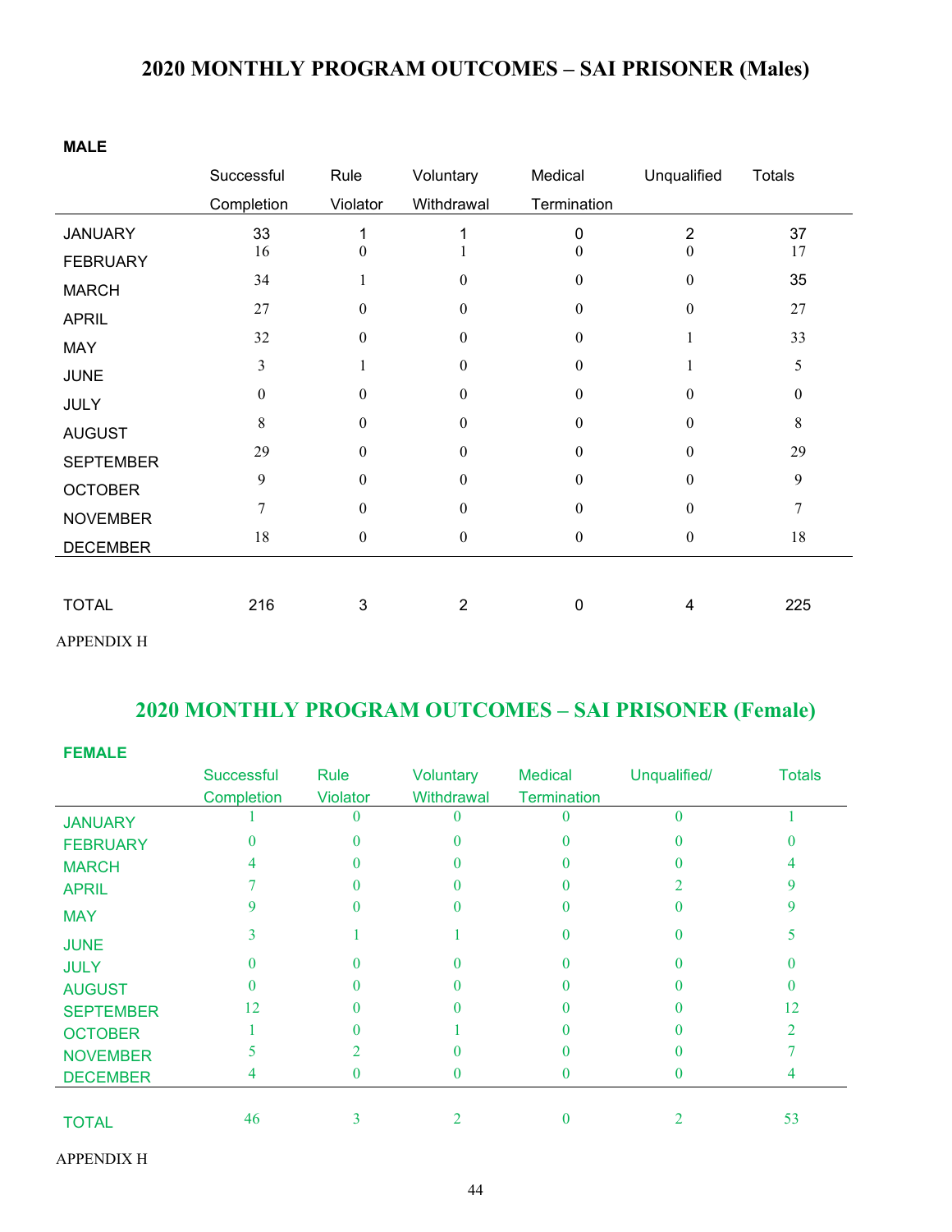# 2020 MONTHLY PROGRAM OUTCOMES – SAI PRISONER (Males)

**MALE**

| | Successful Completion | Rule Violator | Voluntary Withdrawal | Medical Termination | Unqualified | Totals |
|---|---|---|---|---|---|---|
| JANUARY | 33 | 1 | 1 | 0 | 2 | 37 |
| FEBRUARY | 16 | 0 | 1 | 0 | 0 | 17 |
| MARCH | 34 | 1 | 0 | 0 | 0 | 35 |
| APRIL | 27 | 0 | 0 | 0 | 0 | 27 |
| MAY | 32 | 0 | 0 | 0 | 1 | 33 |
| JUNE | 3 | 1 | 0 | 0 | 1 | 5 |
| JULY | 0 | 0 | 0 | 0 | 0 | 0 |
| AUGUST | 8 | 0 | 0 | 0 | 0 | 8 |
| SEPTEMBER | 29 | 0 | 0 | 0 | 0 | 29 |
| OCTOBER | 9 | 0 | 0 | 0 | 0 | 9 |
| NOVEMBER | 7 | 0 | 0 | 0 | 0 | 7 |
| DECEMBER | 18 | 0 | 0 | 0 | 0 | 18 |
| TOTAL | 216 | 3 | 2 | 0 | 4 | 225 |

APPENDIX H

# 2020 MONTHLY PROGRAM OUTCOMES – SAI PRISONER (Female)

**FEMALE**

| | Successful Completion | Rule Violator | Voluntary Withdrawal | Medical Termination | Unqualified/ | Totals |
|---|---|---|---|---|---|---|
| JANUARY | 1 | 0 | 0 | 0 | 0 | 1 |
| FEBRUARY | 0 | 0 | 0 | 0 | 0 | 0 |
| MARCH | 4 | 0 | 0 | 0 | 0 | 4 |
| APRIL | 7 | 0 | 0 | 0 | 2 | 9 |
| MAY | 9 | 0 | 0 | 0 | 0 | 9 |
| JUNE | 3 | 1 | 1 | 0 | 0 | 5 |
| JULY | 0 | 0 | 0 | 0 | 0 | 0 |
| AUGUST | 0 | 0 | 0 | 0 | 0 | 0 |
| SEPTEMBER | 12 | 0 | 0 | 0 | 0 | 12 |
| OCTOBER | 1 | 0 | 1 | 0 | 0 | 2 |
| NOVEMBER | 5 | 2 | 0 | 0 | 0 | 7 |
| DECEMBER | 4 | 0 | 0 | 0 | 0 | 4 |
| TOTAL | 46 | 3 | 2 | 0 | 2 | 53 |

APPENDIX H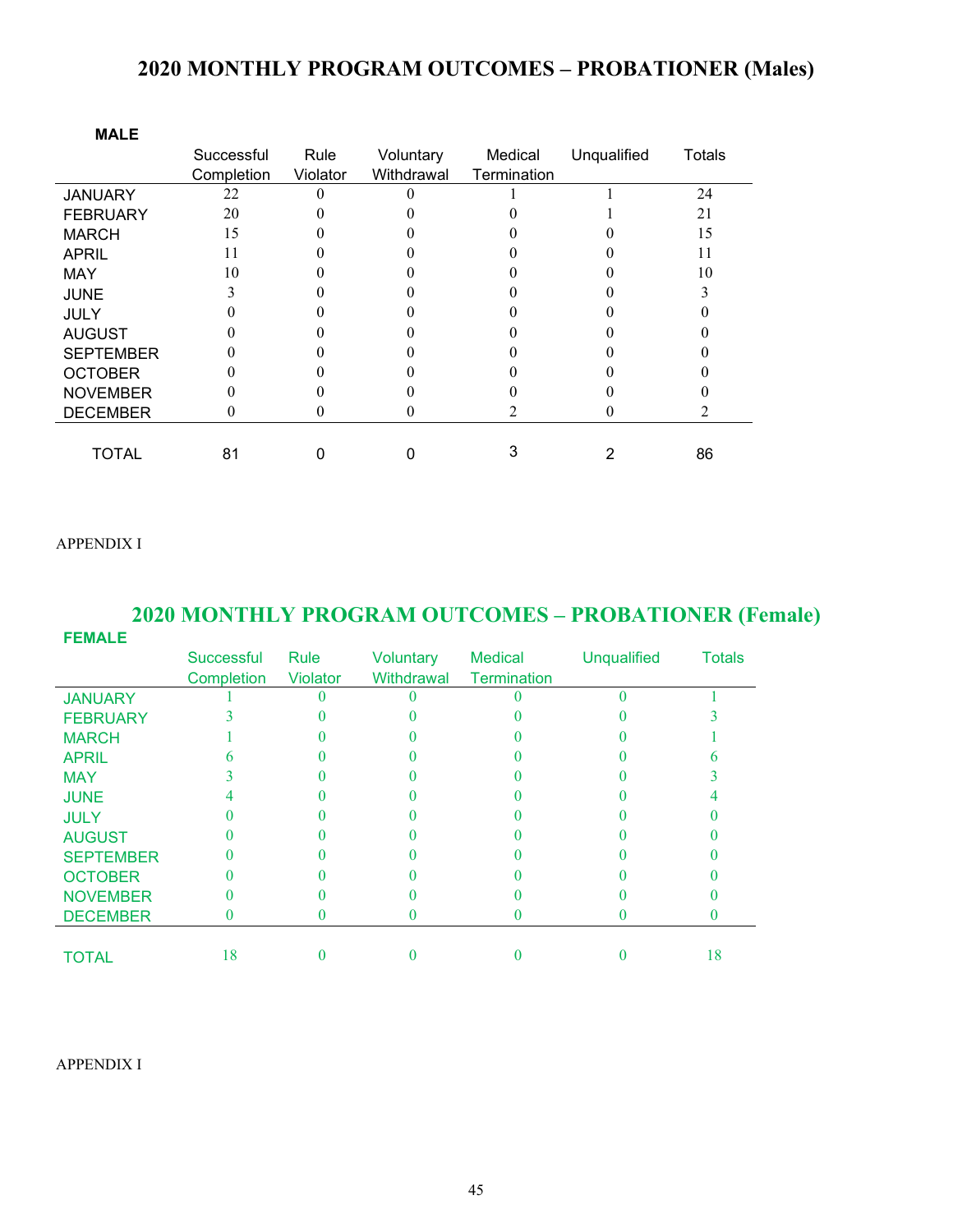# 2020 MONTHLY PROGRAM OUTCOMES – PROBATIONER (Males)

**MALE**

| | Successful Completion | Rule Violator | Voluntary Withdrawal | Medical Termination | Unqualified | Totals |
|---|---|---|---|---|---|---|
| JANUARY | 22 | 0 | 0 | 1 | 1 | 24 |
| FEBRUARY | 20 | 0 | 0 | 0 | 1 | 21 |
| MARCH | 15 | 0 | 0 | 0 | 0 | 15 |
| APRIL | 11 | 0 | 0 | 0 | 0 | 11 |
| MAY | 10 | 0 | 0 | 0 | 0 | 10 |
| JUNE | 3 | 0 | 0 | 0 | 0 | 3 |
| JULY | 0 | 0 | 0 | 0 | 0 | 0 |
| AUGUST | 0 | 0 | 0 | 0 | 0 | 0 |
| SEPTEMBER | 0 | 0 | 0 | 0 | 0 | 0 |
| OCTOBER | 0 | 0 | 0 | 0 | 0 | 0 |
| NOVEMBER | 0 | 0 | 0 | 0 | 0 | 0 |
| DECEMBER | 0 | 0 | 0 | 2 | 0 | 2 |
| TOTAL | 81 | 0 | 0 | 3 | 2 | 86 |

APPENDIX I

# 2020 MONTHLY PROGRAM OUTCOMES – PROBATIONER (Female)

**FEMALE**

| | Successful Completion | Rule Violator | Voluntary Withdrawal | Medical Termination | Unqualified | Totals |
|---|---|---|---|---|---|---|
| JANUARY | 1 | 0 | 0 | 0 | 0 | 1 |
| FEBRUARY | 3 | 0 | 0 | 0 | 0 | 3 |
| MARCH | 1 | 0 | 0 | 0 | 0 | 1 |
| APRIL | 6 | 0 | 0 | 0 | 0 | 6 |
| MAY | 3 | 0 | 0 | 0 | 0 | 3 |
| JUNE | 4 | 0 | 0 | 0 | 0 | 4 |
| JULY | 0 | 0 | 0 | 0 | 0 | 0 |
| AUGUST | 0 | 0 | 0 | 0 | 0 | 0 |
| SEPTEMBER | 0 | 0 | 0 | 0 | 0 | 0 |
| OCTOBER | 0 | 0 | 0 | 0 | 0 | 0 |
| NOVEMBER | 0 | 0 | 0 | 0 | 0 | 0 |
| DECEMBER | 0 | 0 | 0 | 0 | 0 | 0 |
| TOTAL | 18 | 0 | 0 | 0 | 0 | 18 |

APPENDIX I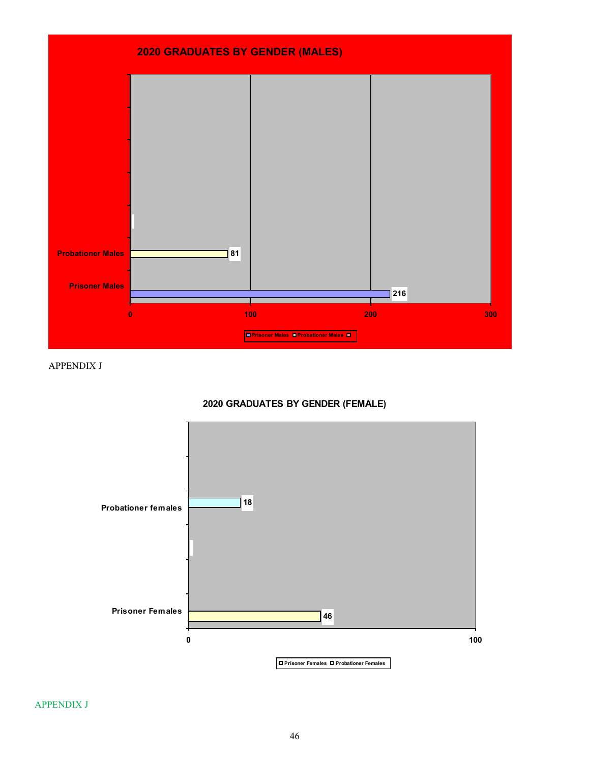**2020 GRADUATES BY GENDER (MALES)**

| Category | Graduates |
|---|---|
| Probationer Males | 81 |
| Prisoner Males | 216 |

APPENDIX J

**2020 GRADUATES BY GENDER (FEMALE)**

| Category | Graduates |
|---|---|
| Probationer females | 18 |
| Prisoner Females | 46 |

APPENDIX J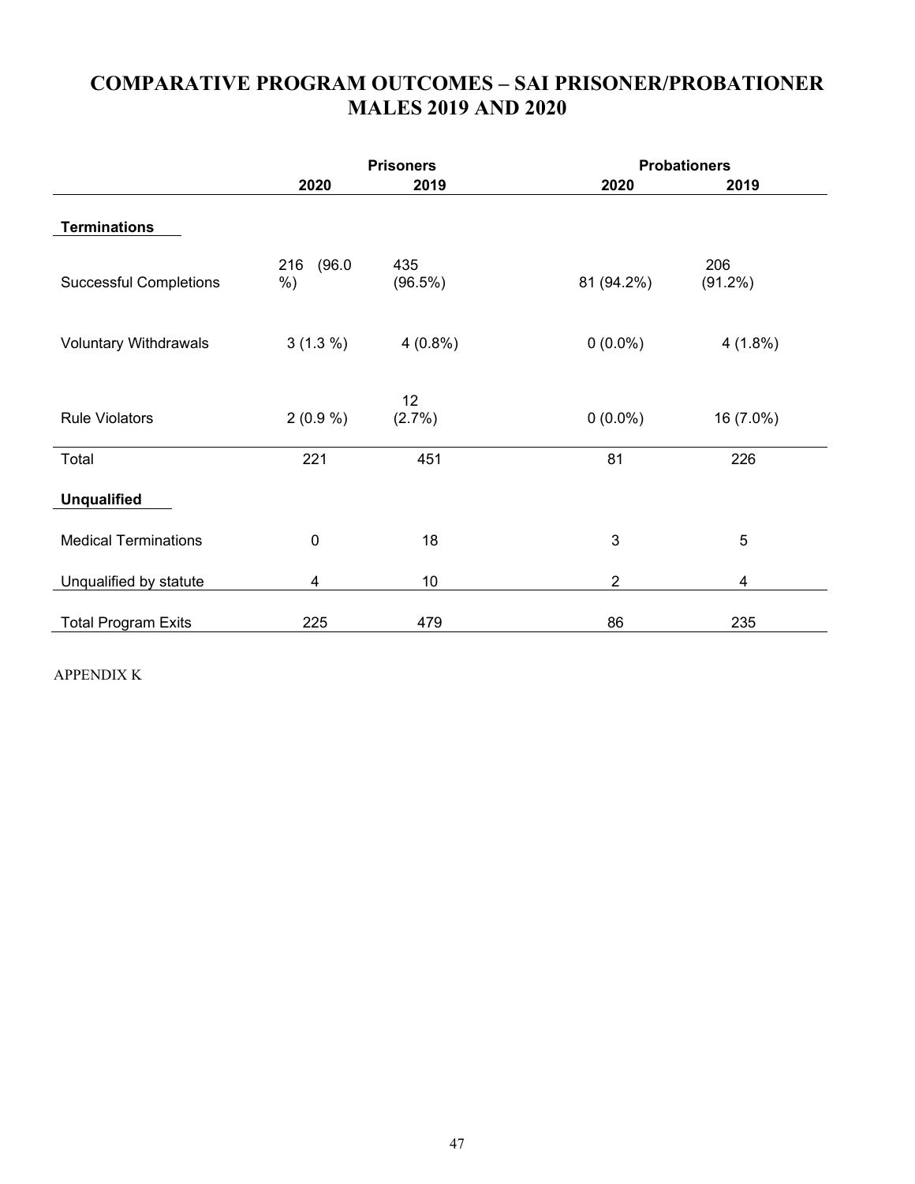# COMPARATIVE PROGRAM OUTCOMES – SAI PRISONER/PROBATIONER MALES 2019 AND 2020

| | Prisoners | | Probationers | |
|---|---|---|---|---|
| | **2020** | **2019** | **2020** | **2019** |
| **Terminations** | | | | |
| Successful Completions | 216 (96.0 %) | 435 (96.5%) | 81 (94.2%) | 206 (91.2%) |
| Voluntary Withdrawals | 3 (1.3 %) | 4 (0.8%) | 0 (0.0%) | 4 (1.8%) |
| Rule Violators | 2 (0.9 %) | 12 (2.7%) | 0 (0.0%) | 16 (7.0%) |
| Total | 221 | 451 | 81 | 226 |
| **Unqualified** | | | | |
| Medical Terminations | 0 | 18 | 3 | 5 |
| Unqualified by statute | 4 | 10 | 2 | 4 |
| Total Program Exits | 225 | 479 | 86 | 235 |

APPENDIX K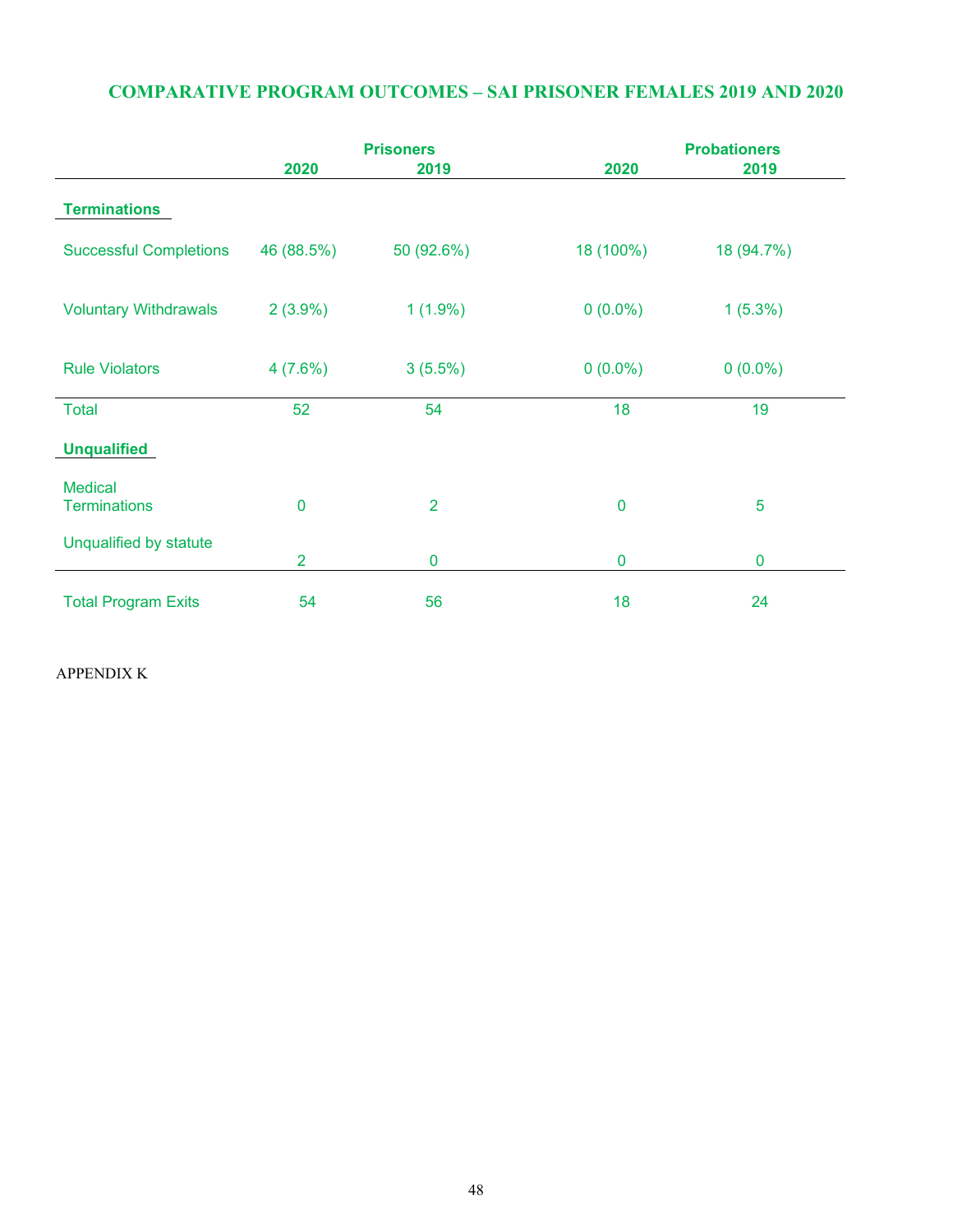## COMPARATIVE PROGRAM OUTCOMES – SAI PRISONER FEMALES 2019 AND 2020

| | Prisoners | | Probationers | |
|---|---|---|---|---|
| | 2020 | 2019 | 2020 | 2019 |
| **Terminations** | | | | |
| Successful Completions | 46 (88.5%) | 50 (92.6%) | 18 (100%) | 18 (94.7%) |
| Voluntary Withdrawals | 2 (3.9%) | 1 (1.9%) | 0 (0.0%) | 1 (5.3%) |
| Rule Violators | 4 (7.6%) | 3 (5.5%) | 0 (0.0%) | 0 (0.0%) |
| Total | 52 | 54 | 18 | 19 |
| **Unqualified** | | | | |
| Medical Terminations | 0 | 2 | 0 | 5 |
| Unqualified by statute | 2 | 0 | 0 | 0 |
| Total Program Exits | 54 | 56 | 18 | 24 |

APPENDIX K